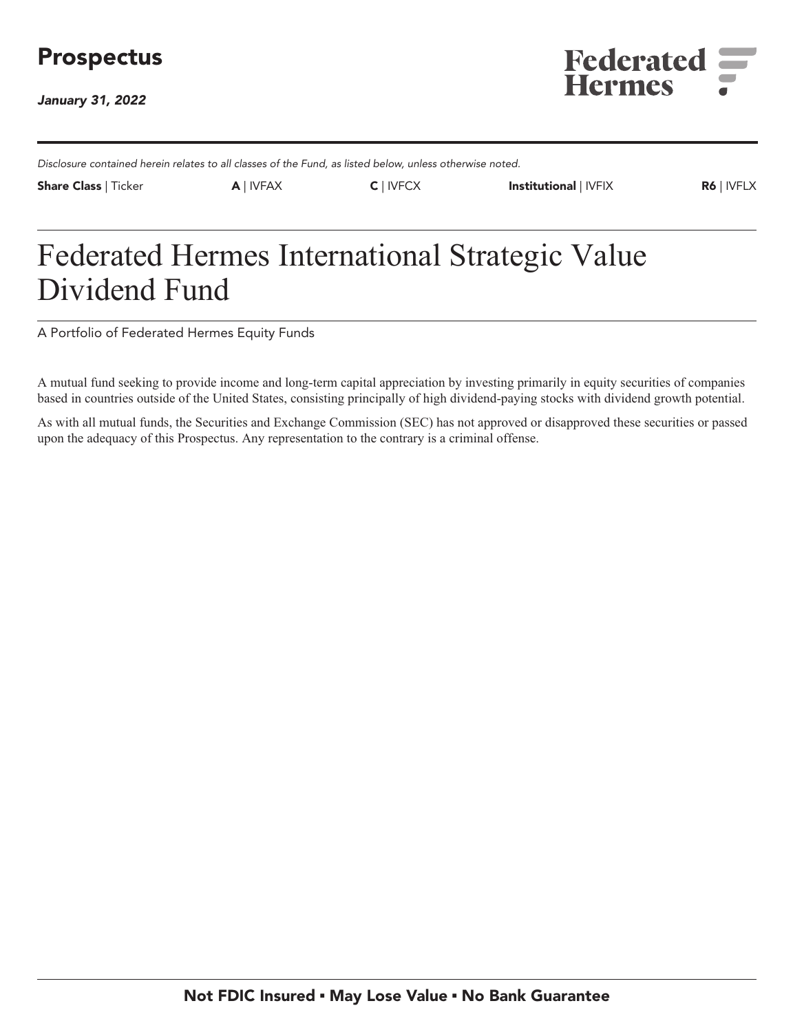# Prospectus

*January 31, 2022*

Federated Hermes

---

*Disclosure contained herein relates to all classes of the Fund, as listed below, unless otherwise noted.*

| **Share Class** \| Ticker | **A** \| IVFAX | **C** \| IVFCX | **Institutional** \| IVFIX | **R6** \| IVFLX |
|---|---|---|---|---|

# Federated Hermes International Strategic Value Dividend Fund

A Portfolio of Federated Hermes Equity Funds

A mutual fund seeking to provide income and long-term capital appreciation by investing primarily in equity securities of companies based in countries outside of the United States, consisting principally of high dividend-paying stocks with dividend growth potential.

As with all mutual funds, the Securities and Exchange Commission (SEC) has not approved or disapproved these securities or passed upon the adequacy of this Prospectus. Any representation to the contrary is a criminal offense.

**Not FDIC Insured ▪ May Lose Value ▪ No Bank Guarantee**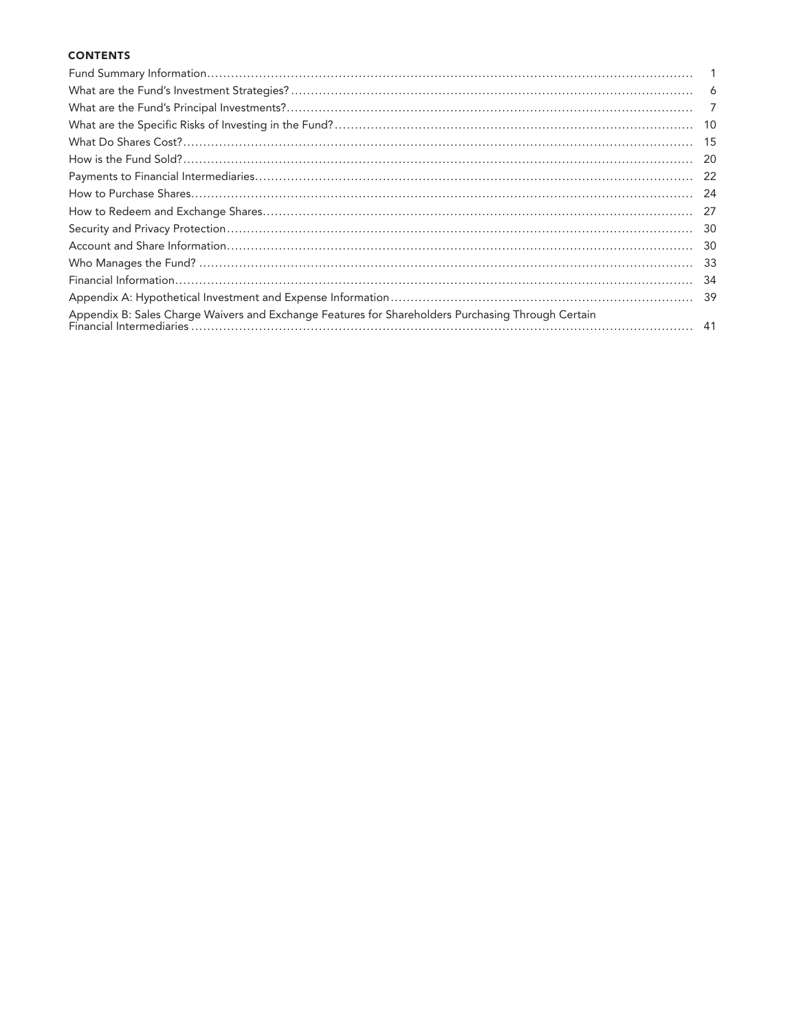# CONTENTS

| | |
|---|---|
| Fund Summary Information | 1 |
| What are the Fund's Investment Strategies? | 6 |
| What are the Fund's Principal Investments? | 7 |
| What are the Specific Risks of Investing in the Fund? | 10 |
| What Do Shares Cost? | 15 |
| How is the Fund Sold? | 20 |
| Payments to Financial Intermediaries | 22 |
| How to Purchase Shares | 24 |
| How to Redeem and Exchange Shares | 27 |
| Security and Privacy Protection | 30 |
| Account and Share Information | 30 |
| Who Manages the Fund? | 33 |
| Financial Information | 34 |
| Appendix A: Hypothetical Investment and Expense Information | 39 |
| Appendix B: Sales Charge Waivers and Exchange Features for Shareholders Purchasing Through Certain Financial Intermediaries | 41 |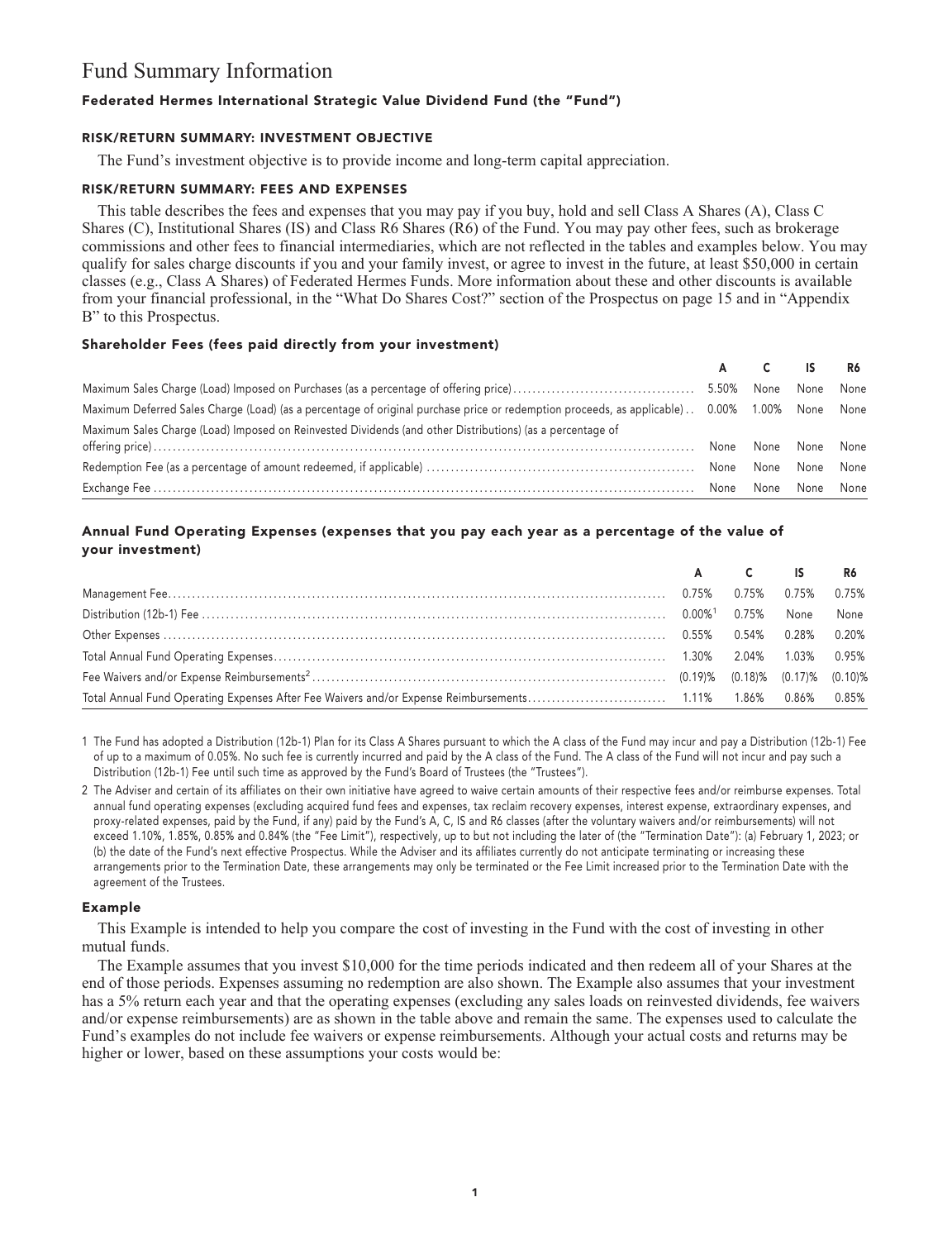# Fund Summary Information

## Federated Hermes International Strategic Value Dividend Fund (the "Fund")

### RISK/RETURN SUMMARY: INVESTMENT OBJECTIVE

The Fund's investment objective is to provide income and long-term capital appreciation.

### RISK/RETURN SUMMARY: FEES AND EXPENSES

This table describes the fees and expenses that you may pay if you buy, hold and sell Class A Shares (A), Class C Shares (C), Institutional Shares (IS) and Class R6 Shares (R6) of the Fund. You may pay other fees, such as brokerage commissions and other fees to financial intermediaries, which are not reflected in the tables and examples below. You may qualify for sales charge discounts if you and your family invest, or agree to invest in the future, at least $50,000 in certain classes (e.g., Class A Shares) of Federated Hermes Funds. More information about these and other discounts is available from your financial professional, in the "What Do Shares Cost?" section of the Prospectus on page 15 and in "Appendix B" to this Prospectus.

#### Shareholder Fees (fees paid directly from your investment)

| | A | C | IS | R6 |
|---|---|---|---|---|
| Maximum Sales Charge (Load) Imposed on Purchases (as a percentage of offering price) | 5.50% | None | None | None |
| Maximum Deferred Sales Charge (Load) (as a percentage of original purchase price or redemption proceeds, as applicable) | 0.00% | 1.00% | None | None |
| Maximum Sales Charge (Load) Imposed on Reinvested Dividends (and other Distributions) (as a percentage of offering price) | None | None | None | None |
| Redemption Fee (as a percentage of amount redeemed, if applicable) | None | None | None | None |
| Exchange Fee | None | None | None | None |

#### Annual Fund Operating Expenses (expenses that you pay each year as a percentage of the value of your investment)

| | A | C | IS | R6 |
|---|---|---|---|---|
| Management Fee | 0.75% | 0.75% | 0.75% | 0.75% |
| Distribution (12b-1) Fee | 0.00%[1] | 0.75% | None | None |
| Other Expenses | 0.55% | 0.54% | 0.28% | 0.20% |
| Total Annual Fund Operating Expenses | 1.30% | 2.04% | 1.03% | 0.95% |
| Fee Waivers and/or Expense Reimbursements[2] | (0.19)% | (0.18)% | (0.17)% | (0.10)% |
| Total Annual Fund Operating Expenses After Fee Waivers and/or Expense Reimbursements | 1.11% | 1.86% | 0.86% | 0.85% |

1 The Fund has adopted a Distribution (12b-1) Plan for its Class A Shares pursuant to which the A class of the Fund may incur and pay a Distribution (12b-1) Fee of up to a maximum of 0.05%. No such fee is currently incurred and paid by the A class of the Fund. The A class of the Fund will not incur and pay such a Distribution (12b-1) Fee until such time as approved by the Fund's Board of Trustees (the "Trustees").

2 The Adviser and certain of its affiliates on their own initiative have agreed to waive certain amounts of their respective fees and/or reimburse expenses. Total annual fund operating expenses (excluding acquired fund fees and expenses, tax reclaim recovery expenses, interest expense, extraordinary expenses, and proxy-related expenses, paid by the Fund, if any) paid by the Fund's A, C, IS and R6 classes (after the voluntary waivers and/or reimbursements) will not exceed 1.10%, 1.85%, 0.85% and 0.84% (the "Fee Limit"), respectively, up to but not including the later of (the "Termination Date"): (a) February 1, 2023; or (b) the date of the Fund's next effective Prospectus. While the Adviser and its affiliates currently do not anticipate terminating or increasing these arrangements prior to the Termination Date, these arrangements may only be terminated or the Fee Limit increased prior to the Termination Date with the agreement of the Trustees.

#### Example

This Example is intended to help you compare the cost of investing in the Fund with the cost of investing in other mutual funds.

The Example assumes that you invest $10,000 for the time periods indicated and then redeem all of your Shares at the end of those periods. Expenses assuming no redemption are also shown. The Example also assumes that your investment has a 5% return each year and that the operating expenses (excluding any sales loads on reinvested dividends, fee waivers and/or expense reimbursements) are as shown in the table above and remain the same. The expenses used to calculate the Fund's examples do not include fee waivers or expense reimbursements. Although your actual costs and returns may be higher or lower, based on these assumptions your costs would be: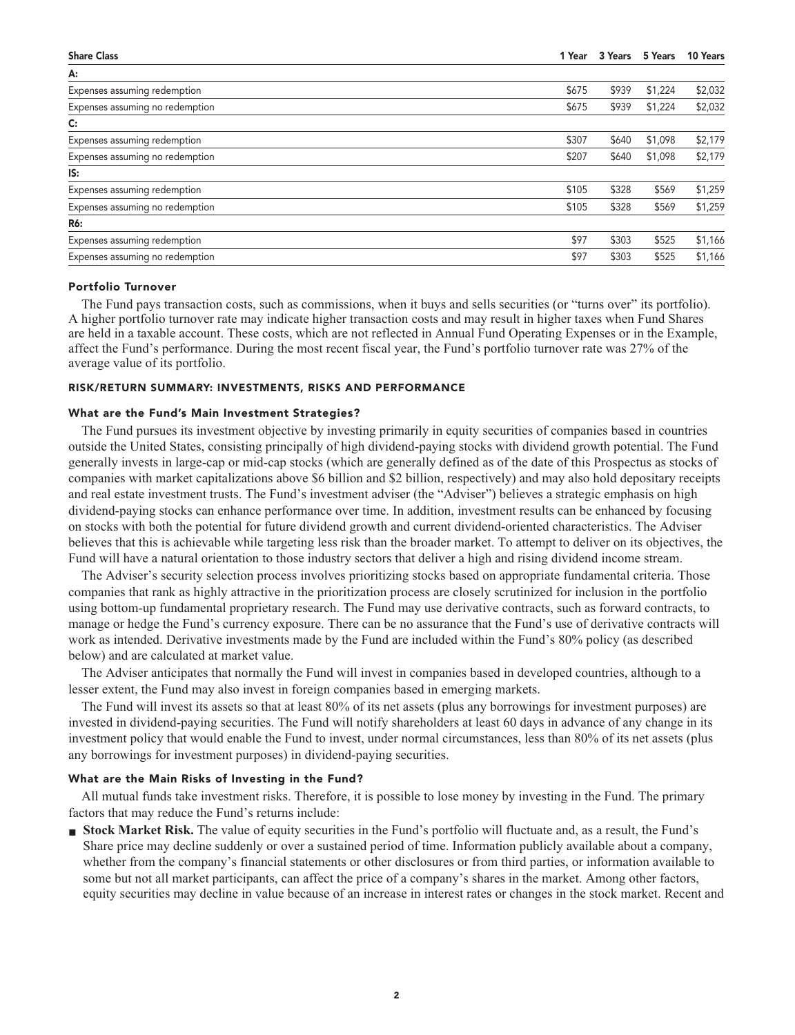| Share Class | 1 Year | 3 Years | 5 Years | 10 Years |
|---|---|---|---|---|
| **A:** | | | | |
| Expenses assuming redemption | $675 | $939 | $1,224 | $2,032 |
| Expenses assuming no redemption | $675 | $939 | $1,224 | $2,032 |
| **C:** | | | | |
| Expenses assuming redemption | $307 | $640 | $1,098 | $2,179 |
| Expenses assuming no redemption | $207 | $640 | $1,098 | $2,179 |
| **IS:** | | | | |
| Expenses assuming redemption | $105 | $328 | $569 | $1,259 |
| Expenses assuming no redemption | $105 | $328 | $569 | $1,259 |
| **R6:** | | | | |
| Expenses assuming redemption | $97 | $303 | $525 | $1,166 |
| Expenses assuming no redemption | $97 | $303 | $525 | $1,166 |

### Portfolio Turnover

The Fund pays transaction costs, such as commissions, when it buys and sells securities (or "turns over" its portfolio). A higher portfolio turnover rate may indicate higher transaction costs and may result in higher taxes when Fund Shares are held in a taxable account. These costs, which are not reflected in Annual Fund Operating Expenses or in the Example, affect the Fund's performance. During the most recent fiscal year, the Fund's portfolio turnover rate was 27% of the average value of its portfolio.

## RISK/RETURN SUMMARY: INVESTMENTS, RISKS AND PERFORMANCE

### What are the Fund's Main Investment Strategies?

The Fund pursues its investment objective by investing primarily in equity securities of companies based in countries outside the United States, consisting principally of high dividend-paying stocks with dividend growth potential. The Fund generally invests in large-cap or mid-cap stocks (which are generally defined as of the date of this Prospectus as stocks of companies with market capitalizations above $6 billion and $2 billion, respectively) and may also hold depositary receipts and real estate investment trusts. The Fund's investment adviser (the "Adviser") believes a strategic emphasis on high dividend-paying stocks can enhance performance over time. In addition, investment results can be enhanced by focusing on stocks with both the potential for future dividend growth and current dividend-oriented characteristics. The Adviser believes that this is achievable while targeting less risk than the broader market. To attempt to deliver on its objectives, the Fund will have a natural orientation to those industry sectors that deliver a high and rising dividend income stream.

The Adviser's security selection process involves prioritizing stocks based on appropriate fundamental criteria. Those companies that rank as highly attractive in the prioritization process are closely scrutinized for inclusion in the portfolio using bottom-up fundamental proprietary research. The Fund may use derivative contracts, such as forward contracts, to manage or hedge the Fund's currency exposure. There can be no assurance that the Fund's use of derivative contracts will work as intended. Derivative investments made by the Fund are included within the Fund's 80% policy (as described below) and are calculated at market value.

The Adviser anticipates that normally the Fund will invest in companies based in developed countries, although to a lesser extent, the Fund may also invest in foreign companies based in emerging markets.

The Fund will invest its assets so that at least 80% of its net assets (plus any borrowings for investment purposes) are invested in dividend-paying securities. The Fund will notify shareholders at least 60 days in advance of any change in its investment policy that would enable the Fund to invest, under normal circumstances, less than 80% of its net assets (plus any borrowings for investment purposes) in dividend-paying securities.

### What are the Main Risks of Investing in the Fund?

All mutual funds take investment risks. Therefore, it is possible to lose money by investing in the Fund. The primary factors that may reduce the Fund's returns include:

- **Stock Market Risk.** The value of equity securities in the Fund's portfolio will fluctuate and, as a result, the Fund's Share price may decline suddenly or over a sustained period of time. Information publicly available about a company, whether from the company's financial statements or other disclosures or from third parties, or information available to some but not all market participants, can affect the price of a company's shares in the market. Among other factors, equity securities may decline in value because of an increase in interest rates or changes in the stock market. Recent and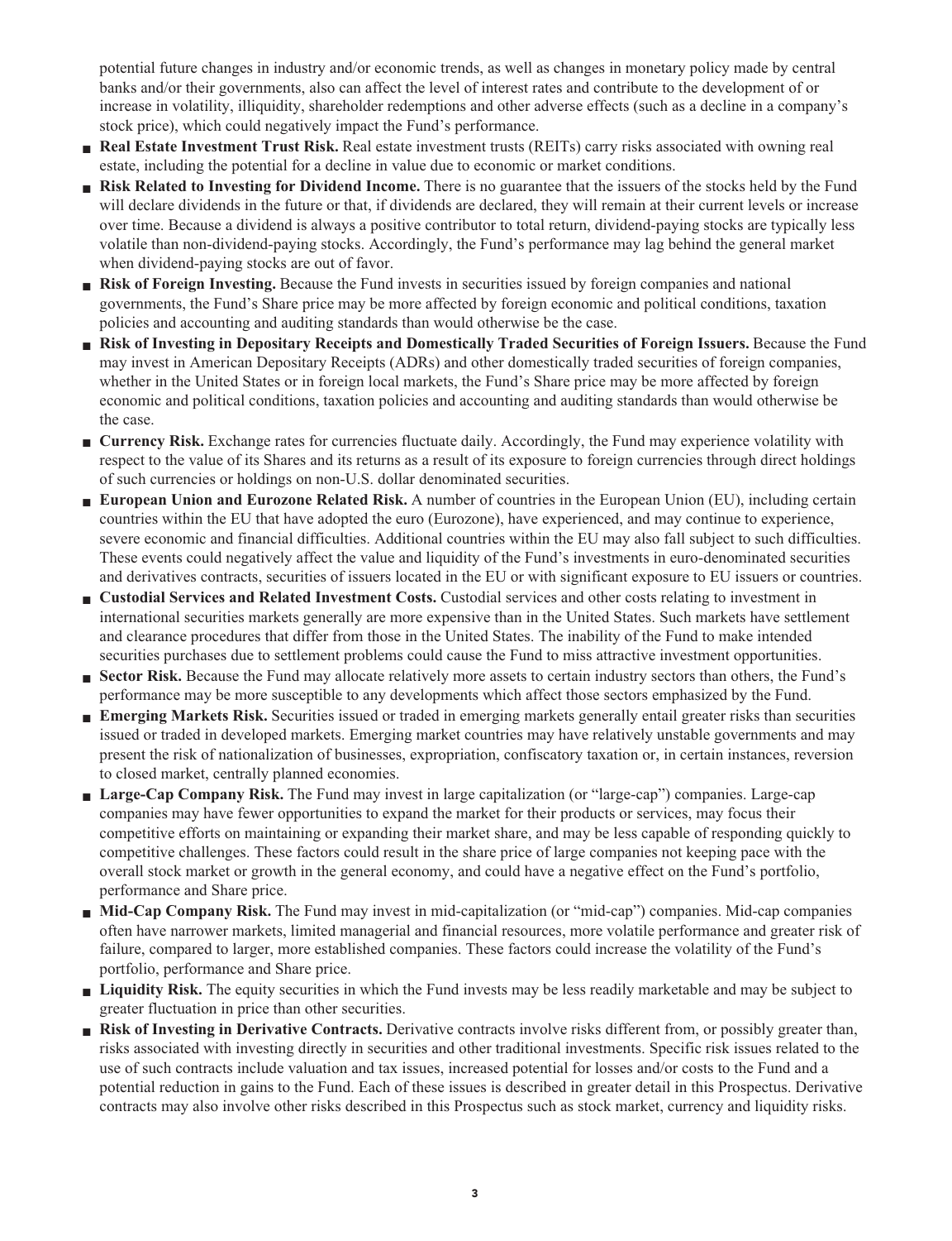potential future changes in industry and/or economic trends, as well as changes in monetary policy made by central banks and/or their governments, also can affect the level of interest rates and contribute to the development of or increase in volatility, illiquidity, shareholder redemptions and other adverse effects (such as a decline in a company's stock price), which could negatively impact the Fund's performance.

- **Real Estate Investment Trust Risk.** Real estate investment trusts (REITs) carry risks associated with owning real estate, including the potential for a decline in value due to economic or market conditions.
- **Risk Related to Investing for Dividend Income.** There is no guarantee that the issuers of the stocks held by the Fund will declare dividends in the future or that, if dividends are declared, they will remain at their current levels or increase over time. Because a dividend is always a positive contributor to total return, dividend-paying stocks are typically less volatile than non-dividend-paying stocks. Accordingly, the Fund's performance may lag behind the general market when dividend-paying stocks are out of favor.
- **Risk of Foreign Investing.** Because the Fund invests in securities issued by foreign companies and national governments, the Fund's Share price may be more affected by foreign economic and political conditions, taxation policies and accounting and auditing standards than would otherwise be the case.
- **Risk of Investing in Depositary Receipts and Domestically Traded Securities of Foreign Issuers.** Because the Fund may invest in American Depositary Receipts (ADRs) and other domestically traded securities of foreign companies, whether in the United States or in foreign local markets, the Fund's Share price may be more affected by foreign economic and political conditions, taxation policies and accounting and auditing standards than would otherwise be the case.
- **Currency Risk.** Exchange rates for currencies fluctuate daily. Accordingly, the Fund may experience volatility with respect to the value of its Shares and its returns as a result of its exposure to foreign currencies through direct holdings of such currencies or holdings on non-U.S. dollar denominated securities.
- **European Union and Eurozone Related Risk.** A number of countries in the European Union (EU), including certain countries within the EU that have adopted the euro (Eurozone), have experienced, and may continue to experience, severe economic and financial difficulties. Additional countries within the EU may also fall subject to such difficulties. These events could negatively affect the value and liquidity of the Fund's investments in euro-denominated securities and derivatives contracts, securities of issuers located in the EU or with significant exposure to EU issuers or countries.
- **Custodial Services and Related Investment Costs.** Custodial services and other costs relating to investment in international securities markets generally are more expensive than in the United States. Such markets have settlement and clearance procedures that differ from those in the United States. The inability of the Fund to make intended securities purchases due to settlement problems could cause the Fund to miss attractive investment opportunities.
- **Sector Risk.** Because the Fund may allocate relatively more assets to certain industry sectors than others, the Fund's performance may be more susceptible to any developments which affect those sectors emphasized by the Fund.
- **Emerging Markets Risk.** Securities issued or traded in emerging markets generally entail greater risks than securities issued or traded in developed markets. Emerging market countries may have relatively unstable governments and may present the risk of nationalization of businesses, expropriation, confiscatory taxation or, in certain instances, reversion to closed market, centrally planned economies.
- **Large-Cap Company Risk.** The Fund may invest in large capitalization (or "large-cap") companies. Large-cap companies may have fewer opportunities to expand the market for their products or services, may focus their competitive efforts on maintaining or expanding their market share, and may be less capable of responding quickly to competitive challenges. These factors could result in the share price of large companies not keeping pace with the overall stock market or growth in the general economy, and could have a negative effect on the Fund's portfolio, performance and Share price.
- **Mid-Cap Company Risk.** The Fund may invest in mid-capitalization (or "mid-cap") companies. Mid-cap companies often have narrower markets, limited managerial and financial resources, more volatile performance and greater risk of failure, compared to larger, more established companies. These factors could increase the volatility of the Fund's portfolio, performance and Share price.
- **Liquidity Risk.** The equity securities in which the Fund invests may be less readily marketable and may be subject to greater fluctuation in price than other securities.
- **Risk of Investing in Derivative Contracts.** Derivative contracts involve risks different from, or possibly greater than, risks associated with investing directly in securities and other traditional investments. Specific risk issues related to the use of such contracts include valuation and tax issues, increased potential for losses and/or costs to the Fund and a potential reduction in gains to the Fund. Each of these issues is described in greater detail in this Prospectus. Derivative contracts may also involve other risks described in this Prospectus such as stock market, currency and liquidity risks.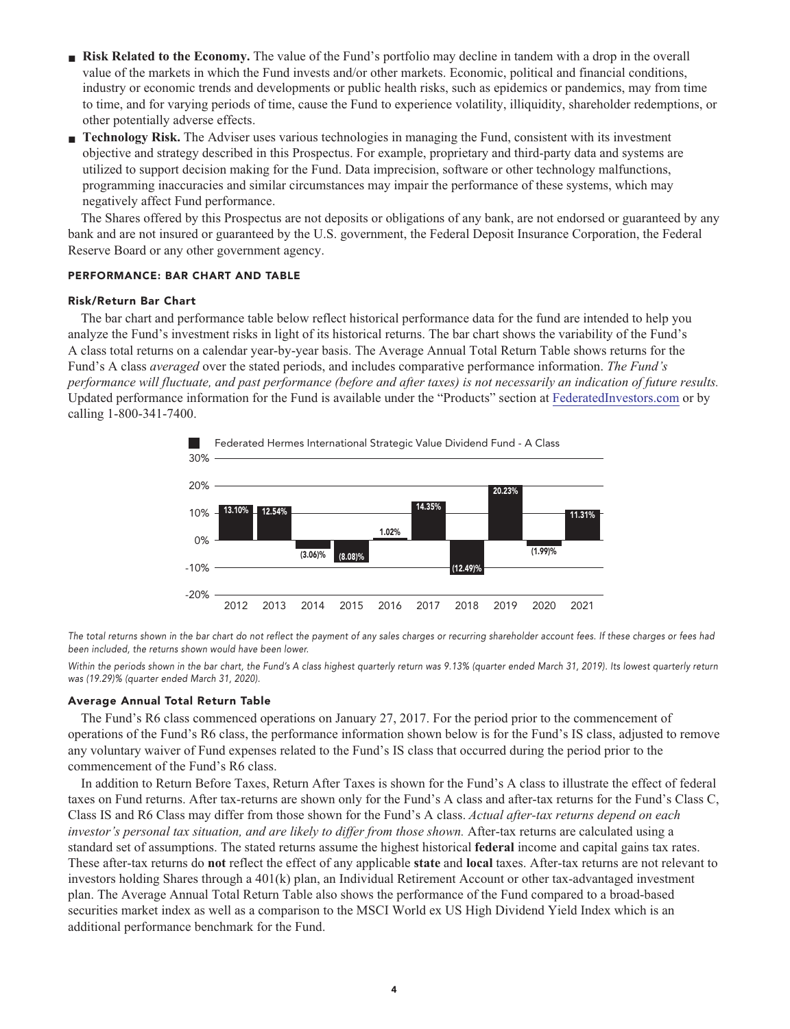- **Risk Related to the Economy.** The value of the Fund's portfolio may decline in tandem with a drop in the overall value of the markets in which the Fund invests and/or other markets. Economic, political and financial conditions, industry or economic trends and developments or public health risks, such as epidemics or pandemics, may from time to time, and for varying periods of time, cause the Fund to experience volatility, illiquidity, shareholder redemptions, or other potentially adverse effects.
- **Technology Risk.** The Adviser uses various technologies in managing the Fund, consistent with its investment objective and strategy described in this Prospectus. For example, proprietary and third-party data and systems are utilized to support decision making for the Fund. Data imprecision, software or other technology malfunctions, programming inaccuracies and similar circumstances may impair the performance of these systems, which may negatively affect Fund performance.

The Shares offered by this Prospectus are not deposits or obligations of any bank, are not endorsed or guaranteed by any bank and are not insured or guaranteed by the U.S. government, the Federal Deposit Insurance Corporation, the Federal Reserve Board or any other government agency.

## PERFORMANCE: BAR CHART AND TABLE

### Risk/Return Bar Chart

The bar chart and performance table below reflect historical performance data for the fund are intended to help you analyze the Fund's investment risks in light of its historical returns. The bar chart shows the variability of the Fund's A class total returns on a calendar year-by-year basis. The Average Annual Total Return Table shows returns for the Fund's A class *averaged* over the stated periods, and includes comparative performance information. *The Fund's performance will fluctuate, and past performance (before and after taxes) is not necessarily an indication of future results.* Updated performance information for the Fund is available under the "Products" section at FederatedInvestors.com or by calling 1-800-341-7400.

Federated Hermes International Strategic Value Dividend Fund - A Class

| Year | Return |
|---|---|
| 2012 | 13.10% |
| 2013 | 12.54% |
| 2014 | (3.06)% |
| 2015 | (8.08)% |
| 2016 | 1.02% |
| 2017 | 14.35% |
| 2018 | (12.49)% |
| 2019 | 20.23% |
| 2020 | (1.99)% |
| 2021 | 11.31% |

*The total returns shown in the bar chart do not reflect the payment of any sales charges or recurring shareholder account fees. If these charges or fees had been included, the returns shown would have been lower.*

*Within the periods shown in the bar chart, the Fund's A class highest quarterly return was 9.13% (quarter ended March 31, 2019). Its lowest quarterly return was (19.29)% (quarter ended March 31, 2020).*

### Average Annual Total Return Table

The Fund's R6 class commenced operations on January 27, 2017. For the period prior to the commencement of operations of the Fund's R6 class, the performance information shown below is for the Fund's IS class, adjusted to remove any voluntary waiver of Fund expenses related to the Fund's IS class that occurred during the period prior to the commencement of the Fund's R6 class.

In addition to Return Before Taxes, Return After Taxes is shown for the Fund's A class to illustrate the effect of federal taxes on Fund returns. After tax-returns are shown only for the Fund's A class and after-tax returns for the Fund's Class C, Class IS and R6 Class may differ from those shown for the Fund's A class. *Actual after-tax returns depend on each investor's personal tax situation, and are likely to differ from those shown.* After-tax returns are calculated using a standard set of assumptions. The stated returns assume the highest historical **federal** income and capital gains tax rates. These after-tax returns do **not** reflect the effect of any applicable **state** and **local** taxes. After-tax returns are not relevant to investors holding Shares through a 401(k) plan, an Individual Retirement Account or other tax-advantaged investment plan. The Average Annual Total Return Table also shows the performance of the Fund compared to a broad-based securities market index as well as a comparison to the MSCI World ex US High Dividend Yield Index which is an additional performance benchmark for the Fund.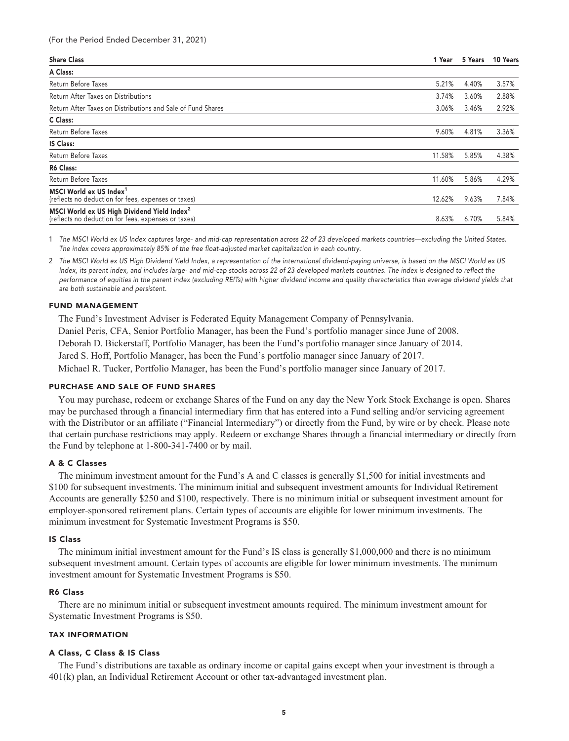(For the Period Ended December 31, 2021)

| Share Class | 1 Year | 5 Years | 10 Years |
|---|---|---|---|
| **A Class:** | | | |
| Return Before Taxes | 5.21% | 4.40% | 3.57% |
| Return After Taxes on Distributions | 3.74% | 3.60% | 2.88% |
| Return After Taxes on Distributions and Sale of Fund Shares | 3.06% | 3.46% | 2.92% |
| **C Class:** | | | |
| Return Before Taxes | 9.60% | 4.81% | 3.36% |
| **IS Class:** | | | |
| Return Before Taxes | 11.58% | 5.85% | 4.38% |
| **R6 Class:** | | | |
| Return Before Taxes | 11.60% | 5.86% | 4.29% |
| **MSCI World ex US Index**[1] (reflects no deduction for fees, expenses or taxes) | 12.62% | 9.63% | 7.84% |
| **MSCI World ex US High Dividend Yield Index**[2] (reflects no deduction for fees, expenses or taxes) | 8.63% | 6.70% | 5.84% |

1 *The MSCI World ex US Index captures large- and mid-cap representation across 22 of 23 developed markets countries—excluding the United States. The index covers approximately 85% of the free float-adjusted market capitalization in each country.*

2 *The MSCI World ex US High Dividend Yield Index, a representation of the international dividend-paying universe, is based on the MSCI World ex US Index, its parent index, and includes large- and mid-cap stocks across 22 of 23 developed markets countries. The index is designed to reflect the performance of equities in the parent index (excluding REITs) with higher dividend income and quality characteristics than average dividend yields that are both sustainable and persistent.*

## FUND MANAGEMENT

The Fund's Investment Adviser is Federated Equity Management Company of Pennsylvania.

Daniel Peris, CFA, Senior Portfolio Manager, has been the Fund's portfolio manager since June of 2008.

Deborah D. Bickerstaff, Portfolio Manager, has been the Fund's portfolio manager since January of 2014.

Jared S. Hoff, Portfolio Manager, has been the Fund's portfolio manager since January of 2017.

Michael R. Tucker, Portfolio Manager, has been the Fund's portfolio manager since January of 2017.

## PURCHASE AND SALE OF FUND SHARES

You may purchase, redeem or exchange Shares of the Fund on any day the New York Stock Exchange is open. Shares may be purchased through a financial intermediary firm that has entered into a Fund selling and/or servicing agreement with the Distributor or an affiliate ("Financial Intermediary") or directly from the Fund, by wire or by check. Please note that certain purchase restrictions may apply. Redeem or exchange Shares through a financial intermediary or directly from the Fund by telephone at 1-800-341-7400 or by mail.

### A & C Classes

The minimum investment amount for the Fund's A and C classes is generally $1,500 for initial investments and $100 for subsequent investments. The minimum initial and subsequent investment amounts for Individual Retirement Accounts are generally $250 and $100, respectively. There is no minimum initial or subsequent investment amount for employer-sponsored retirement plans. Certain types of accounts are eligible for lower minimum investments. The minimum investment for Systematic Investment Programs is $50.

### IS Class

The minimum initial investment amount for the Fund's IS class is generally $1,000,000 and there is no minimum subsequent investment amount. Certain types of accounts are eligible for lower minimum investments. The minimum investment amount for Systematic Investment Programs is $50.

### R6 Class

There are no minimum initial or subsequent investment amounts required. The minimum investment amount for Systematic Investment Programs is $50.

## TAX INFORMATION

### A Class, C Class & IS Class

The Fund's distributions are taxable as ordinary income or capital gains except when your investment is through a 401(k) plan, an Individual Retirement Account or other tax-advantaged investment plan.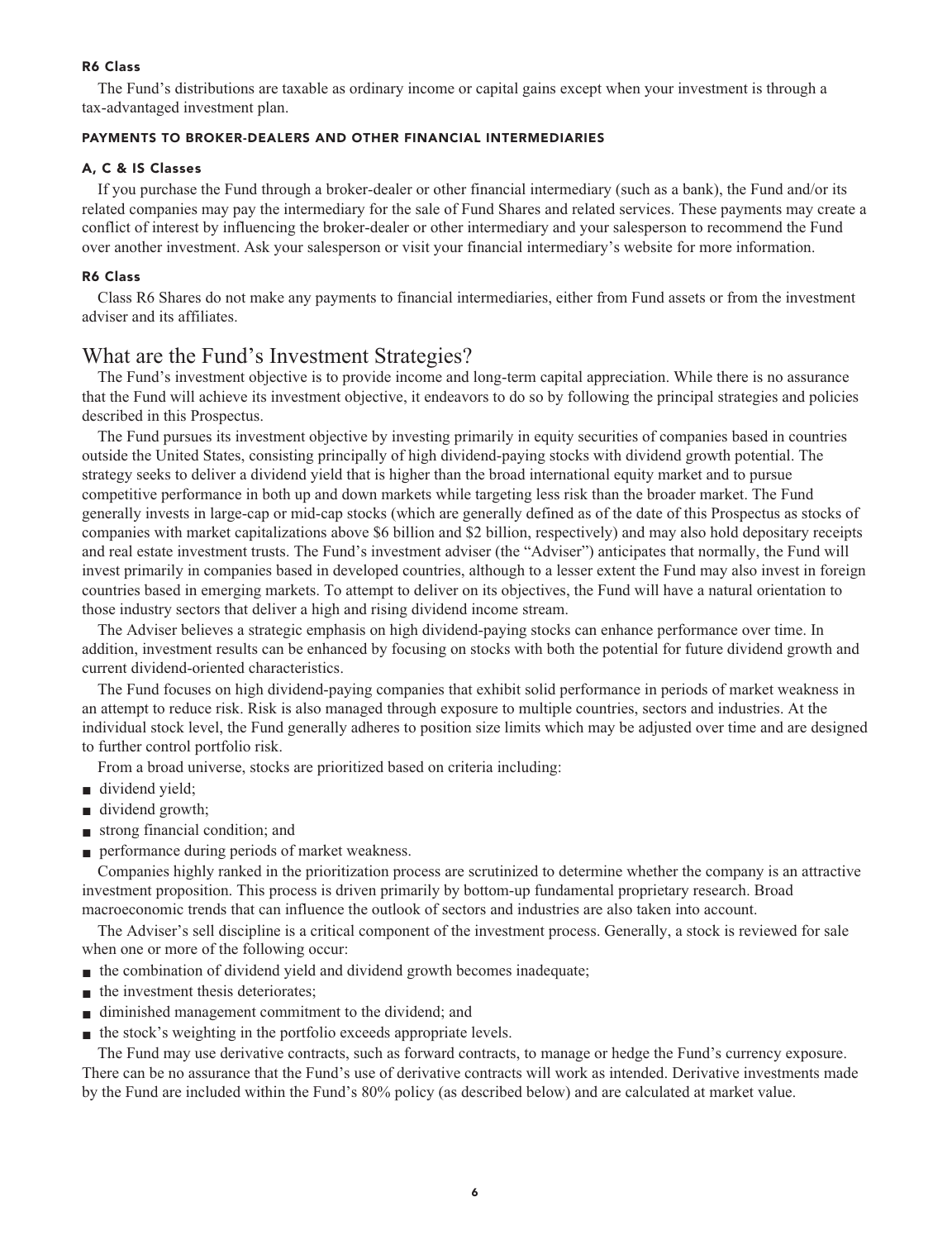#### R6 Class

The Fund's distributions are taxable as ordinary income or capital gains except when your investment is through a tax-advantaged investment plan.

### PAYMENTS TO BROKER-DEALERS AND OTHER FINANCIAL INTERMEDIARIES

#### A, C & IS Classes

If you purchase the Fund through a broker-dealer or other financial intermediary (such as a bank), the Fund and/or its related companies may pay the intermediary for the sale of Fund Shares and related services. These payments may create a conflict of interest by influencing the broker-dealer or other intermediary and your salesperson to recommend the Fund over another investment. Ask your salesperson or visit your financial intermediary's website for more information.

#### R6 Class

Class R6 Shares do not make any payments to financial intermediaries, either from Fund assets or from the investment adviser and its affiliates.

## What are the Fund's Investment Strategies?

The Fund's investment objective is to provide income and long-term capital appreciation. While there is no assurance that the Fund will achieve its investment objective, it endeavors to do so by following the principal strategies and policies described in this Prospectus.

The Fund pursues its investment objective by investing primarily in equity securities of companies based in countries outside the United States, consisting principally of high dividend-paying stocks with dividend growth potential. The strategy seeks to deliver a dividend yield that is higher than the broad international equity market and to pursue competitive performance in both up and down markets while targeting less risk than the broader market. The Fund generally invests in large-cap or mid-cap stocks (which are generally defined as of the date of this Prospectus as stocks of companies with market capitalizations above $6 billion and $2 billion, respectively) and may also hold depositary receipts and real estate investment trusts. The Fund's investment adviser (the "Adviser") anticipates that normally, the Fund will invest primarily in companies based in developed countries, although to a lesser extent the Fund may also invest in foreign countries based in emerging markets. To attempt to deliver on its objectives, the Fund will have a natural orientation to those industry sectors that deliver a high and rising dividend income stream.

The Adviser believes a strategic emphasis on high dividend-paying stocks can enhance performance over time. In addition, investment results can be enhanced by focusing on stocks with both the potential for future dividend growth and current dividend-oriented characteristics.

The Fund focuses on high dividend-paying companies that exhibit solid performance in periods of market weakness in an attempt to reduce risk. Risk is also managed through exposure to multiple countries, sectors and industries. At the individual stock level, the Fund generally adheres to position size limits which may be adjusted over time and are designed to further control portfolio risk.

From a broad universe, stocks are prioritized based on criteria including:

- dividend yield;
- dividend growth;
- strong financial condition; and
- performance during periods of market weakness.

Companies highly ranked in the prioritization process are scrutinized to determine whether the company is an attractive investment proposition. This process is driven primarily by bottom-up fundamental proprietary research. Broad macroeconomic trends that can influence the outlook of sectors and industries are also taken into account.

The Adviser's sell discipline is a critical component of the investment process. Generally, a stock is reviewed for sale when one or more of the following occur:

- the combination of dividend yield and dividend growth becomes inadequate;
- the investment thesis deteriorates;
- diminished management commitment to the dividend; and
- the stock's weighting in the portfolio exceeds appropriate levels.

The Fund may use derivative contracts, such as forward contracts, to manage or hedge the Fund's currency exposure. There can be no assurance that the Fund's use of derivative contracts will work as intended. Derivative investments made by the Fund are included within the Fund's 80% policy (as described below) and are calculated at market value.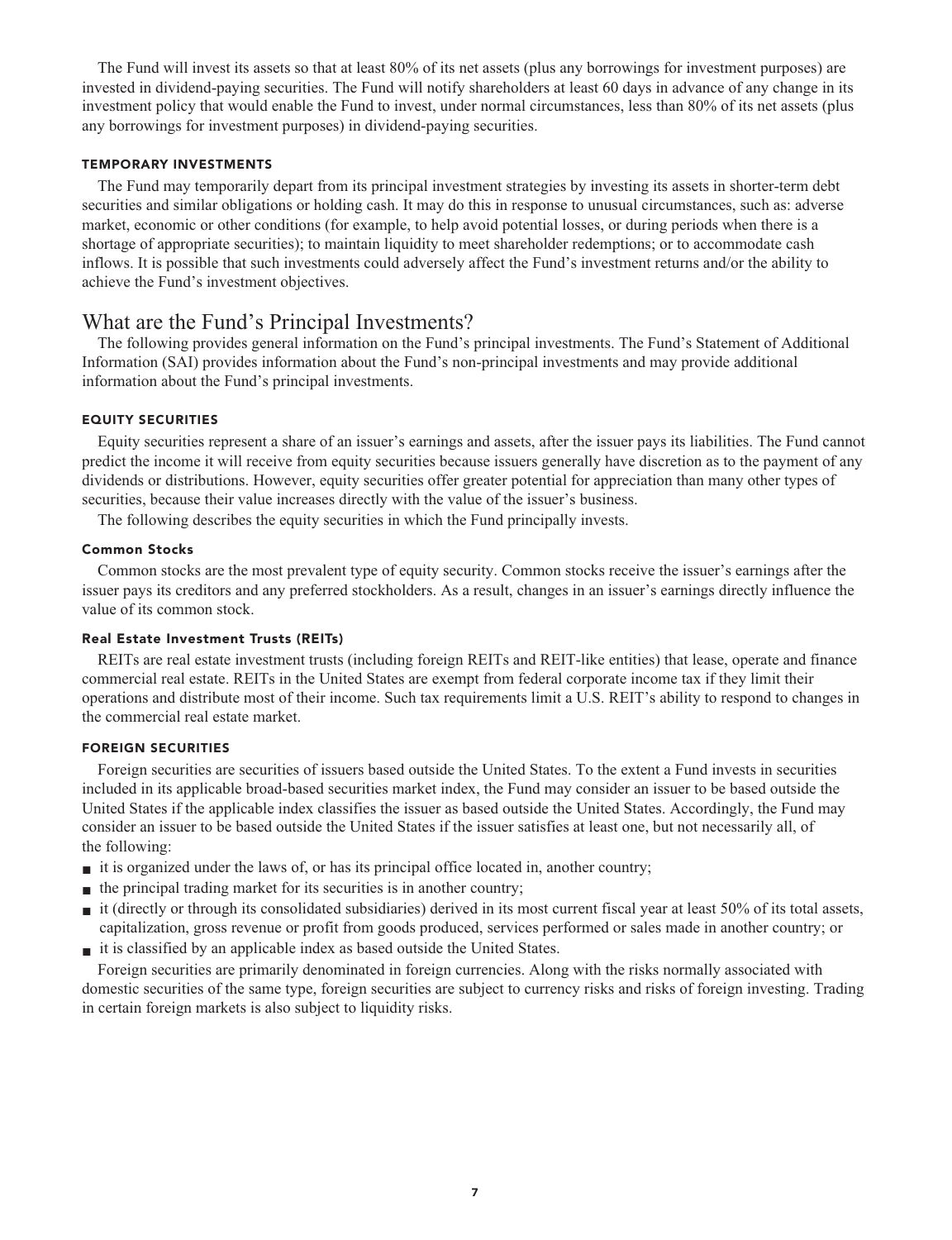The Fund will invest its assets so that at least 80% of its net assets (plus any borrowings for investment purposes) are invested in dividend-paying securities. The Fund will notify shareholders at least 60 days in advance of any change in its investment policy that would enable the Fund to invest, under normal circumstances, less than 80% of its net assets (plus any borrowings for investment purposes) in dividend-paying securities.

#### TEMPORARY INVESTMENTS

The Fund may temporarily depart from its principal investment strategies by investing its assets in shorter-term debt securities and similar obligations or holding cash. It may do this in response to unusual circumstances, such as: adverse market, economic or other conditions (for example, to help avoid potential losses, or during periods when there is a shortage of appropriate securities); to maintain liquidity to meet shareholder redemptions; or to accommodate cash inflows. It is possible that such investments could adversely affect the Fund's investment returns and/or the ability to achieve the Fund's investment objectives.

## What are the Fund's Principal Investments?

The following provides general information on the Fund's principal investments. The Fund's Statement of Additional Information (SAI) provides information about the Fund's non-principal investments and may provide additional information about the Fund's principal investments.

#### EQUITY SECURITIES

Equity securities represent a share of an issuer's earnings and assets, after the issuer pays its liabilities. The Fund cannot predict the income it will receive from equity securities because issuers generally have discretion as to the payment of any dividends or distributions. However, equity securities offer greater potential for appreciation than many other types of securities, because their value increases directly with the value of the issuer's business.

The following describes the equity securities in which the Fund principally invests.

##### Common Stocks

Common stocks are the most prevalent type of equity security. Common stocks receive the issuer's earnings after the issuer pays its creditors and any preferred stockholders. As a result, changes in an issuer's earnings directly influence the value of its common stock.

##### Real Estate Investment Trusts (REITs)

REITs are real estate investment trusts (including foreign REITs and REIT-like entities) that lease, operate and finance commercial real estate. REITs in the United States are exempt from federal corporate income tax if they limit their operations and distribute most of their income. Such tax requirements limit a U.S. REIT's ability to respond to changes in the commercial real estate market.

#### FOREIGN SECURITIES

Foreign securities are securities of issuers based outside the United States. To the extent a Fund invests in securities included in its applicable broad-based securities market index, the Fund may consider an issuer to be based outside the United States if the applicable index classifies the issuer as based outside the United States. Accordingly, the Fund may consider an issuer to be based outside the United States if the issuer satisfies at least one, but not necessarily all, of the following:

- it is organized under the laws of, or has its principal office located in, another country;
- the principal trading market for its securities is in another country;
- it (directly or through its consolidated subsidiaries) derived in its most current fiscal year at least 50% of its total assets, capitalization, gross revenue or profit from goods produced, services performed or sales made in another country; or
- it is classified by an applicable index as based outside the United States.

Foreign securities are primarily denominated in foreign currencies. Along with the risks normally associated with domestic securities of the same type, foreign securities are subject to currency risks and risks of foreign investing. Trading in certain foreign markets is also subject to liquidity risks.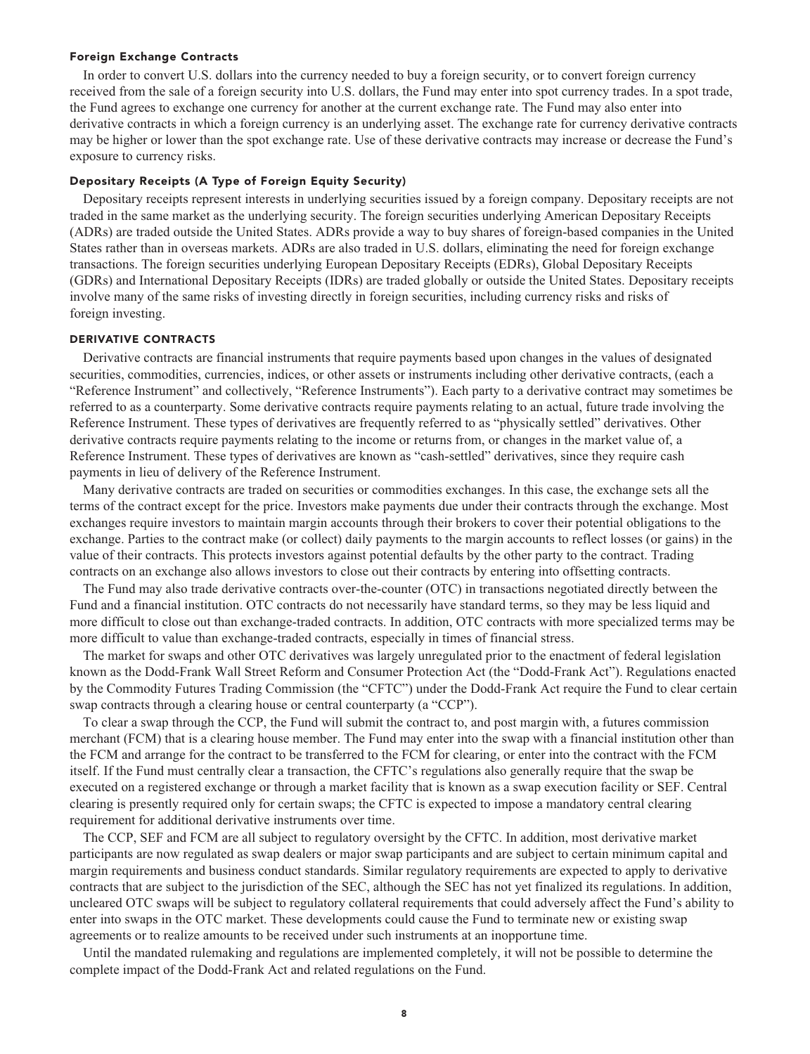#### Foreign Exchange Contracts

In order to convert U.S. dollars into the currency needed to buy a foreign security, or to convert foreign currency received from the sale of a foreign security into U.S. dollars, the Fund may enter into spot currency trades. In a spot trade, the Fund agrees to exchange one currency for another at the current exchange rate. The Fund may also enter into derivative contracts in which a foreign currency is an underlying asset. The exchange rate for currency derivative contracts may be higher or lower than the spot exchange rate. Use of these derivative contracts may increase or decrease the Fund's exposure to currency risks.

#### Depositary Receipts (A Type of Foreign Equity Security)

Depositary receipts represent interests in underlying securities issued by a foreign company. Depositary receipts are not traded in the same market as the underlying security. The foreign securities underlying American Depositary Receipts (ADRs) are traded outside the United States. ADRs provide a way to buy shares of foreign-based companies in the United States rather than in overseas markets. ADRs are also traded in U.S. dollars, eliminating the need for foreign exchange transactions. The foreign securities underlying European Depositary Receipts (EDRs), Global Depositary Receipts (GDRs) and International Depositary Receipts (IDRs) are traded globally or outside the United States. Depositary receipts involve many of the same risks of investing directly in foreign securities, including currency risks and risks of foreign investing.

### DERIVATIVE CONTRACTS

Derivative contracts are financial instruments that require payments based upon changes in the values of designated securities, commodities, currencies, indices, or other assets or instruments including other derivative contracts, (each a "Reference Instrument" and collectively, "Reference Instruments"). Each party to a derivative contract may sometimes be referred to as a counterparty. Some derivative contracts require payments relating to an actual, future trade involving the Reference Instrument. These types of derivatives are frequently referred to as "physically settled" derivatives. Other derivative contracts require payments relating to the income or returns from, or changes in the market value of, a Reference Instrument. These types of derivatives are known as "cash-settled" derivatives, since they require cash payments in lieu of delivery of the Reference Instrument.

Many derivative contracts are traded on securities or commodities exchanges. In this case, the exchange sets all the terms of the contract except for the price. Investors make payments due under their contracts through the exchange. Most exchanges require investors to maintain margin accounts through their brokers to cover their potential obligations to the exchange. Parties to the contract make (or collect) daily payments to the margin accounts to reflect losses (or gains) in the value of their contracts. This protects investors against potential defaults by the other party to the contract. Trading contracts on an exchange also allows investors to close out their contracts by entering into offsetting contracts.

The Fund may also trade derivative contracts over-the-counter (OTC) in transactions negotiated directly between the Fund and a financial institution. OTC contracts do not necessarily have standard terms, so they may be less liquid and more difficult to close out than exchange-traded contracts. In addition, OTC contracts with more specialized terms may be more difficult to value than exchange-traded contracts, especially in times of financial stress.

The market for swaps and other OTC derivatives was largely unregulated prior to the enactment of federal legislation known as the Dodd-Frank Wall Street Reform and Consumer Protection Act (the "Dodd-Frank Act"). Regulations enacted by the Commodity Futures Trading Commission (the "CFTC") under the Dodd-Frank Act require the Fund to clear certain swap contracts through a clearing house or central counterparty (a "CCP").

To clear a swap through the CCP, the Fund will submit the contract to, and post margin with, a futures commission merchant (FCM) that is a clearing house member. The Fund may enter into the swap with a financial institution other than the FCM and arrange for the contract to be transferred to the FCM for clearing, or enter into the contract with the FCM itself. If the Fund must centrally clear a transaction, the CFTC's regulations also generally require that the swap be executed on a registered exchange or through a market facility that is known as a swap execution facility or SEF. Central clearing is presently required only for certain swaps; the CFTC is expected to impose a mandatory central clearing requirement for additional derivative instruments over time.

The CCP, SEF and FCM are all subject to regulatory oversight by the CFTC. In addition, most derivative market participants are now regulated as swap dealers or major swap participants and are subject to certain minimum capital and margin requirements and business conduct standards. Similar regulatory requirements are expected to apply to derivative contracts that are subject to the jurisdiction of the SEC, although the SEC has not yet finalized its regulations. In addition, uncleared OTC swaps will be subject to regulatory collateral requirements that could adversely affect the Fund's ability to enter into swaps in the OTC market. These developments could cause the Fund to terminate new or existing swap agreements or to realize amounts to be received under such instruments at an inopportune time.

Until the mandated rulemaking and regulations are implemented completely, it will not be possible to determine the complete impact of the Dodd-Frank Act and related regulations on the Fund.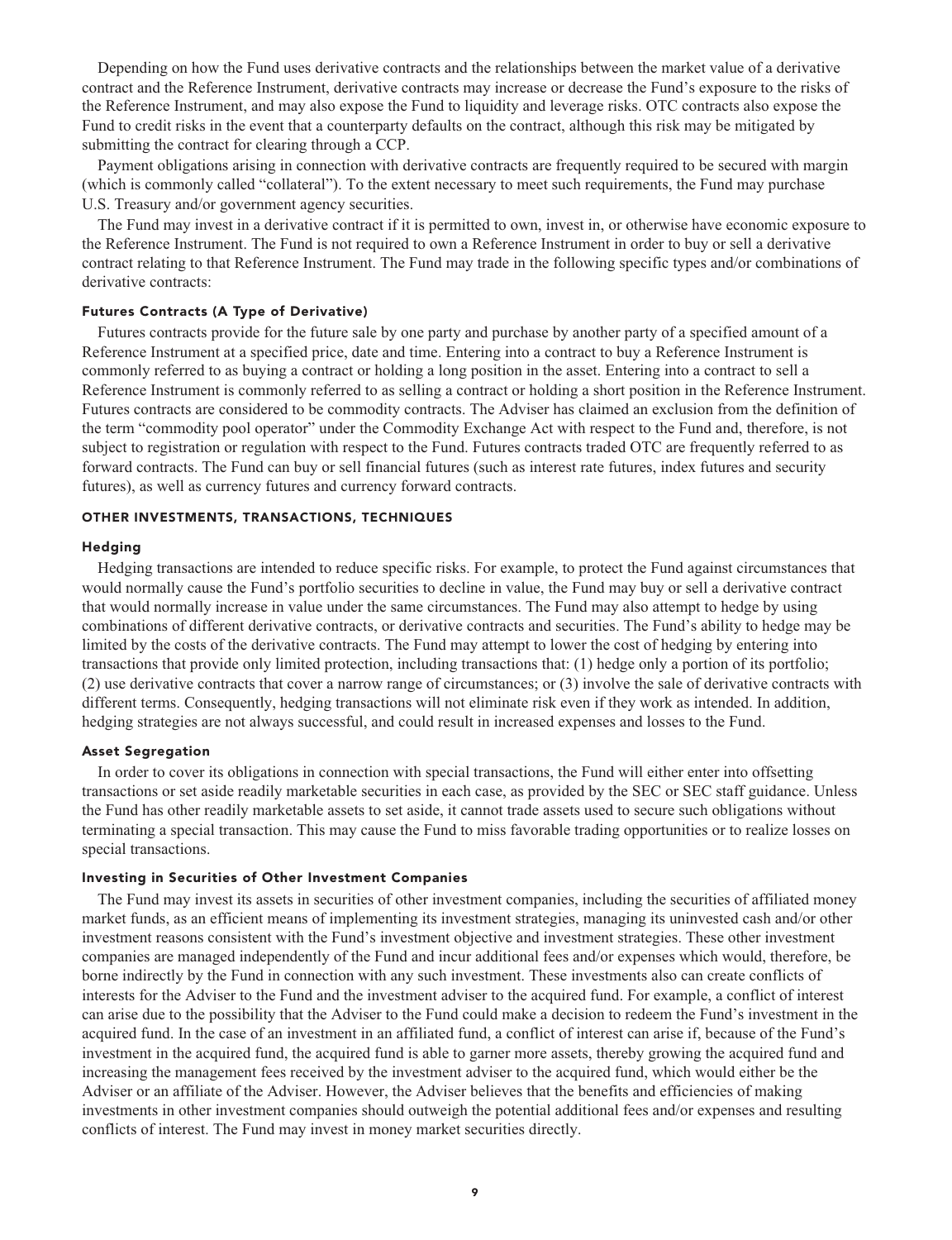Depending on how the Fund uses derivative contracts and the relationships between the market value of a derivative contract and the Reference Instrument, derivative contracts may increase or decrease the Fund's exposure to the risks of the Reference Instrument, and may also expose the Fund to liquidity and leverage risks. OTC contracts also expose the Fund to credit risks in the event that a counterparty defaults on the contract, although this risk may be mitigated by submitting the contract for clearing through a CCP.

Payment obligations arising in connection with derivative contracts are frequently required to be secured with margin (which is commonly called "collateral"). To the extent necessary to meet such requirements, the Fund may purchase U.S. Treasury and/or government agency securities.

The Fund may invest in a derivative contract if it is permitted to own, invest in, or otherwise have economic exposure to the Reference Instrument. The Fund is not required to own a Reference Instrument in order to buy or sell a derivative contract relating to that Reference Instrument. The Fund may trade in the following specific types and/or combinations of derivative contracts:

#### Futures Contracts (A Type of Derivative)

Futures contracts provide for the future sale by one party and purchase by another party of a specified amount of a Reference Instrument at a specified price, date and time. Entering into a contract to buy a Reference Instrument is commonly referred to as buying a contract or holding a long position in the asset. Entering into a contract to sell a Reference Instrument is commonly referred to as selling a contract or holding a short position in the Reference Instrument. Futures contracts are considered to be commodity contracts. The Adviser has claimed an exclusion from the definition of the term "commodity pool operator" under the Commodity Exchange Act with respect to the Fund and, therefore, is not subject to registration or regulation with respect to the Fund. Futures contracts traded OTC are frequently referred to as forward contracts. The Fund can buy or sell financial futures (such as interest rate futures, index futures and security futures), as well as currency futures and currency forward contracts.

### OTHER INVESTMENTS, TRANSACTIONS, TECHNIQUES

#### Hedging

Hedging transactions are intended to reduce specific risks. For example, to protect the Fund against circumstances that would normally cause the Fund's portfolio securities to decline in value, the Fund may buy or sell a derivative contract that would normally increase in value under the same circumstances. The Fund may also attempt to hedge by using combinations of different derivative contracts, or derivative contracts and securities. The Fund's ability to hedge may be limited by the costs of the derivative contracts. The Fund may attempt to lower the cost of hedging by entering into transactions that provide only limited protection, including transactions that: (1) hedge only a portion of its portfolio; (2) use derivative contracts that cover a narrow range of circumstances; or (3) involve the sale of derivative contracts with different terms. Consequently, hedging transactions will not eliminate risk even if they work as intended. In addition, hedging strategies are not always successful, and could result in increased expenses and losses to the Fund.

#### Asset Segregation

In order to cover its obligations in connection with special transactions, the Fund will either enter into offsetting transactions or set aside readily marketable securities in each case, as provided by the SEC or SEC staff guidance. Unless the Fund has other readily marketable assets to set aside, it cannot trade assets used to secure such obligations without terminating a special transaction. This may cause the Fund to miss favorable trading opportunities or to realize losses on special transactions.

#### Investing in Securities of Other Investment Companies

The Fund may invest its assets in securities of other investment companies, including the securities of affiliated money market funds, as an efficient means of implementing its investment strategies, managing its uninvested cash and/or other investment reasons consistent with the Fund's investment objective and investment strategies. These other investment companies are managed independently of the Fund and incur additional fees and/or expenses which would, therefore, be borne indirectly by the Fund in connection with any such investment. These investments also can create conflicts of interests for the Adviser to the Fund and the investment adviser to the acquired fund. For example, a conflict of interest can arise due to the possibility that the Adviser to the Fund could make a decision to redeem the Fund's investment in the acquired fund. In the case of an investment in an affiliated fund, a conflict of interest can arise if, because of the Fund's investment in the acquired fund, the acquired fund is able to garner more assets, thereby growing the acquired fund and increasing the management fees received by the investment adviser to the acquired fund, which would either be the Adviser or an affiliate of the Adviser. However, the Adviser believes that the benefits and efficiencies of making investments in other investment companies should outweigh the potential additional fees and/or expenses and resulting conflicts of interest. The Fund may invest in money market securities directly.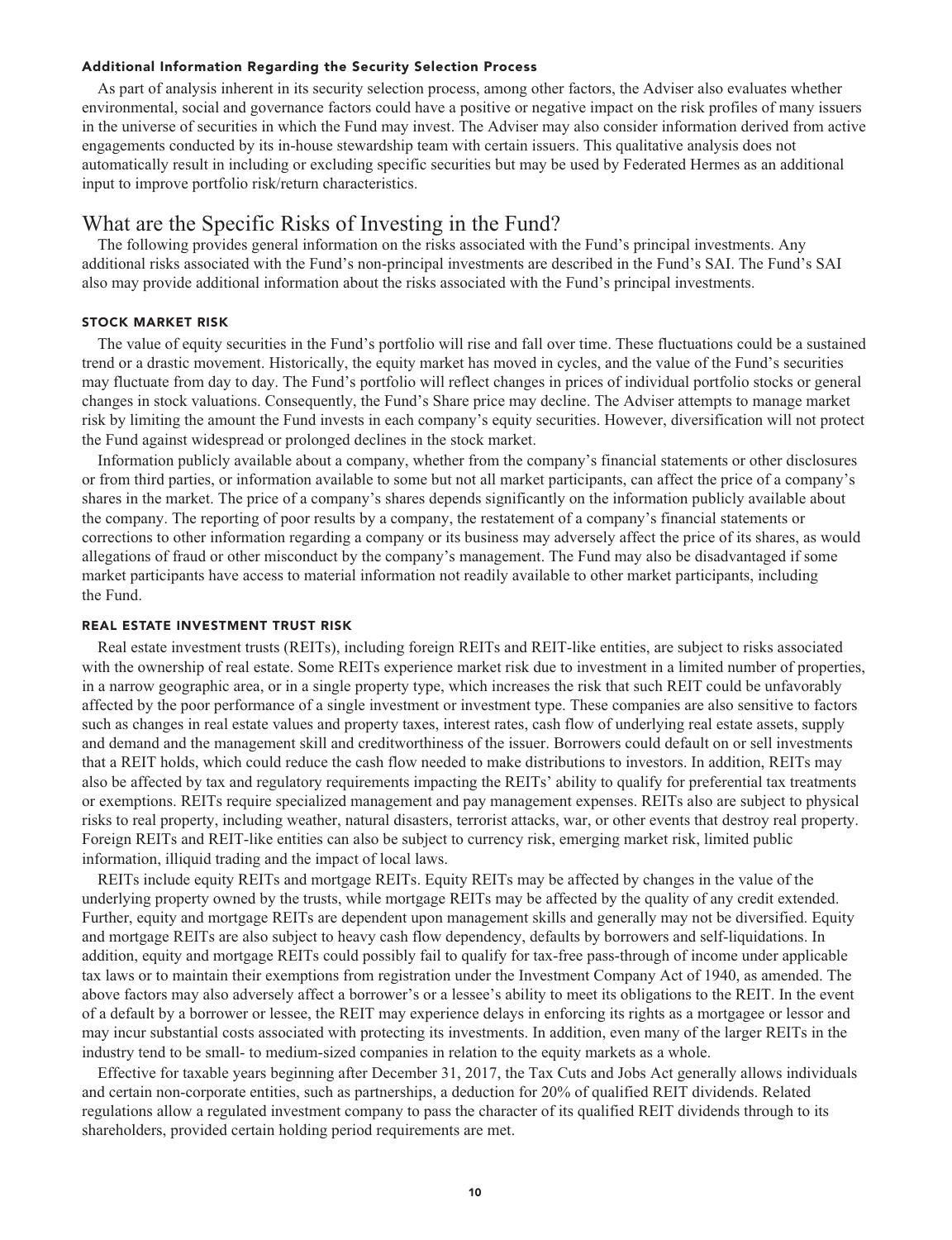#### Additional Information Regarding the Security Selection Process

As part of analysis inherent in its security selection process, among other factors, the Adviser also evaluates whether environmental, social and governance factors could have a positive or negative impact on the risk profiles of many issuers in the universe of securities in which the Fund may invest. The Adviser may also consider information derived from active engagements conducted by its in-house stewardship team with certain issuers. This qualitative analysis does not automatically result in including or excluding specific securities but may be used by Federated Hermes as an additional input to improve portfolio risk/return characteristics.

## What are the Specific Risks of Investing in the Fund?

The following provides general information on the risks associated with the Fund's principal investments. Any additional risks associated with the Fund's non-principal investments are described in the Fund's SAI. The Fund's SAI also may provide additional information about the risks associated with the Fund's principal investments.

#### STOCK MARKET RISK

The value of equity securities in the Fund's portfolio will rise and fall over time. These fluctuations could be a sustained trend or a drastic movement. Historically, the equity market has moved in cycles, and the value of the Fund's securities may fluctuate from day to day. The Fund's portfolio will reflect changes in prices of individual portfolio stocks or general changes in stock valuations. Consequently, the Fund's Share price may decline. The Adviser attempts to manage market risk by limiting the amount the Fund invests in each company's equity securities. However, diversification will not protect the Fund against widespread or prolonged declines in the stock market.

Information publicly available about a company, whether from the company's financial statements or other disclosures or from third parties, or information available to some but not all market participants, can affect the price of a company's shares in the market. The price of a company's shares depends significantly on the information publicly available about the company. The reporting of poor results by a company, the restatement of a company's financial statements or corrections to other information regarding a company or its business may adversely affect the price of its shares, as would allegations of fraud or other misconduct by the company's management. The Fund may also be disadvantaged if some market participants have access to material information not readily available to other market participants, including the Fund.

#### REAL ESTATE INVESTMENT TRUST RISK

Real estate investment trusts (REITs), including foreign REITs and REIT-like entities, are subject to risks associated with the ownership of real estate. Some REITs experience market risk due to investment in a limited number of properties, in a narrow geographic area, or in a single property type, which increases the risk that such REIT could be unfavorably affected by the poor performance of a single investment or investment type. These companies are also sensitive to factors such as changes in real estate values and property taxes, interest rates, cash flow of underlying real estate assets, supply and demand and the management skill and creditworthiness of the issuer. Borrowers could default on or sell investments that a REIT holds, which could reduce the cash flow needed to make distributions to investors. In addition, REITs may also be affected by tax and regulatory requirements impacting the REITs' ability to qualify for preferential tax treatments or exemptions. REITs require specialized management and pay management expenses. REITs also are subject to physical risks to real property, including weather, natural disasters, terrorist attacks, war, or other events that destroy real property. Foreign REITs and REIT-like entities can also be subject to currency risk, emerging market risk, limited public information, illiquid trading and the impact of local laws.

REITs include equity REITs and mortgage REITs. Equity REITs may be affected by changes in the value of the underlying property owned by the trusts, while mortgage REITs may be affected by the quality of any credit extended. Further, equity and mortgage REITs are dependent upon management skills and generally may not be diversified. Equity and mortgage REITs are also subject to heavy cash flow dependency, defaults by borrowers and self-liquidations. In addition, equity and mortgage REITs could possibly fail to qualify for tax-free pass-through of income under applicable tax laws or to maintain their exemptions from registration under the Investment Company Act of 1940, as amended. The above factors may also adversely affect a borrower's or a lessee's ability to meet its obligations to the REIT. In the event of a default by a borrower or lessee, the REIT may experience delays in enforcing its rights as a mortgagee or lessor and may incur substantial costs associated with protecting its investments. In addition, even many of the larger REITs in the industry tend to be small- to medium-sized companies in relation to the equity markets as a whole.

Effective for taxable years beginning after December 31, 2017, the Tax Cuts and Jobs Act generally allows individuals and certain non-corporate entities, such as partnerships, a deduction for 20% of qualified REIT dividends. Related regulations allow a regulated investment company to pass the character of its qualified REIT dividends through to its shareholders, provided certain holding period requirements are met.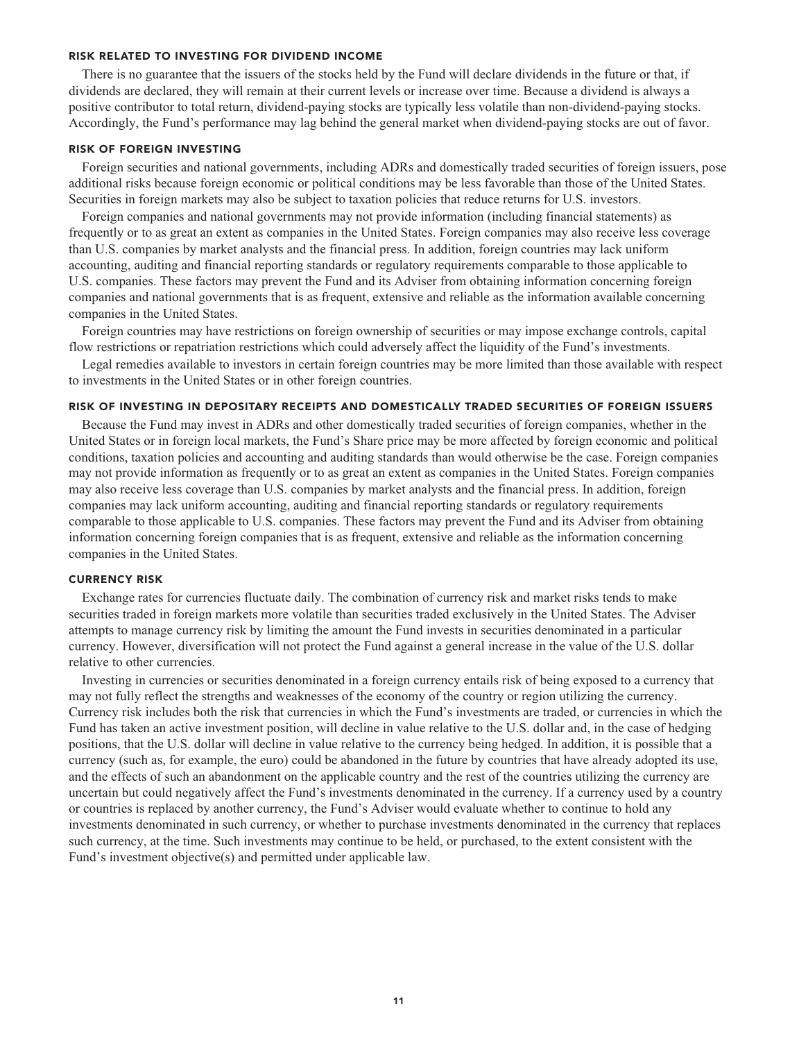### RISK RELATED TO INVESTING FOR DIVIDEND INCOME

There is no guarantee that the issuers of the stocks held by the Fund will declare dividends in the future or that, if dividends are declared, they will remain at their current levels or increase over time. Because a dividend is always a positive contributor to total return, dividend-paying stocks are typically less volatile than non-dividend-paying stocks. Accordingly, the Fund's performance may lag behind the general market when dividend-paying stocks are out of favor.

### RISK OF FOREIGN INVESTING

Foreign securities and national governments, including ADRs and domestically traded securities of foreign issuers, pose additional risks because foreign economic or political conditions may be less favorable than those of the United States. Securities in foreign markets may also be subject to taxation policies that reduce returns for U.S. investors.

Foreign companies and national governments may not provide information (including financial statements) as frequently or to as great an extent as companies in the United States. Foreign companies may also receive less coverage than U.S. companies by market analysts and the financial press. In addition, foreign countries may lack uniform accounting, auditing and financial reporting standards or regulatory requirements comparable to those applicable to U.S. companies. These factors may prevent the Fund and its Adviser from obtaining information concerning foreign companies and national governments that is as frequent, extensive and reliable as the information available concerning companies in the United States.

Foreign countries may have restrictions on foreign ownership of securities or may impose exchange controls, capital flow restrictions or repatriation restrictions which could adversely affect the liquidity of the Fund's investments.

Legal remedies available to investors in certain foreign countries may be more limited than those available with respect to investments in the United States or in other foreign countries.

### RISK OF INVESTING IN DEPOSITARY RECEIPTS AND DOMESTICALLY TRADED SECURITIES OF FOREIGN ISSUERS

Because the Fund may invest in ADRs and other domestically traded securities of foreign companies, whether in the United States or in foreign local markets, the Fund's Share price may be more affected by foreign economic and political conditions, taxation policies and accounting and auditing standards than would otherwise be the case. Foreign companies may not provide information as frequently or to as great an extent as companies in the United States. Foreign companies may also receive less coverage than U.S. companies by market analysts and the financial press. In addition, foreign companies may lack uniform accounting, auditing and financial reporting standards or regulatory requirements comparable to those applicable to U.S. companies. These factors may prevent the Fund and its Adviser from obtaining information concerning foreign companies that is as frequent, extensive and reliable as the information concerning companies in the United States.

### CURRENCY RISK

Exchange rates for currencies fluctuate daily. The combination of currency risk and market risks tends to make securities traded in foreign markets more volatile than securities traded exclusively in the United States. The Adviser attempts to manage currency risk by limiting the amount the Fund invests in securities denominated in a particular currency. However, diversification will not protect the Fund against a general increase in the value of the U.S. dollar relative to other currencies.

Investing in currencies or securities denominated in a foreign currency entails risk of being exposed to a currency that may not fully reflect the strengths and weaknesses of the economy of the country or region utilizing the currency. Currency risk includes both the risk that currencies in which the Fund's investments are traded, or currencies in which the Fund has taken an active investment position, will decline in value relative to the U.S. dollar and, in the case of hedging positions, that the U.S. dollar will decline in value relative to the currency being hedged. In addition, it is possible that a currency (such as, for example, the euro) could be abandoned in the future by countries that have already adopted its use, and the effects of such an abandonment on the applicable country and the rest of the countries utilizing the currency are uncertain but could negatively affect the Fund's investments denominated in the currency. If a currency used by a country or countries is replaced by another currency, the Fund's Adviser would evaluate whether to continue to hold any investments denominated in such currency, or whether to purchase investments denominated in the currency that replaces such currency, at the time. Such investments may continue to be held, or purchased, to the extent consistent with the Fund's investment objective(s) and permitted under applicable law.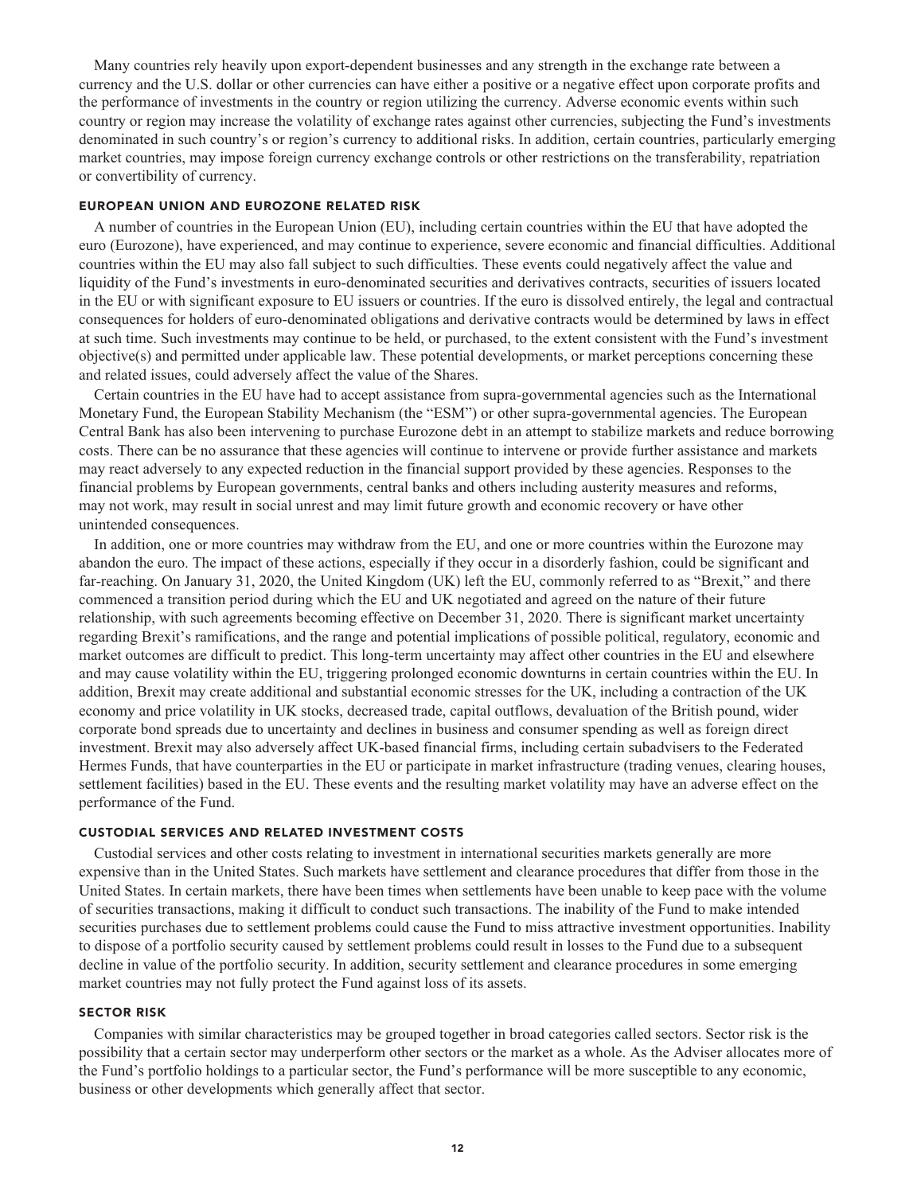Many countries rely heavily upon export-dependent businesses and any strength in the exchange rate between a currency and the U.S. dollar or other currencies can have either a positive or a negative effect upon corporate profits and the performance of investments in the country or region utilizing the currency. Adverse economic events within such country or region may increase the volatility of exchange rates against other currencies, subjecting the Fund's investments denominated in such country's or region's currency to additional risks. In addition, certain countries, particularly emerging market countries, may impose foreign currency exchange controls or other restrictions on the transferability, repatriation or convertibility of currency.

### EUROPEAN UNION AND EUROZONE RELATED RISK

A number of countries in the European Union (EU), including certain countries within the EU that have adopted the euro (Eurozone), have experienced, and may continue to experience, severe economic and financial difficulties. Additional countries within the EU may also fall subject to such difficulties. These events could negatively affect the value and liquidity of the Fund's investments in euro-denominated securities and derivatives contracts, securities of issuers located in the EU or with significant exposure to EU issuers or countries. If the euro is dissolved entirely, the legal and contractual consequences for holders of euro-denominated obligations and derivative contracts would be determined by laws in effect at such time. Such investments may continue to be held, or purchased, to the extent consistent with the Fund's investment objective(s) and permitted under applicable law. These potential developments, or market perceptions concerning these and related issues, could adversely affect the value of the Shares.

Certain countries in the EU have had to accept assistance from supra-governmental agencies such as the International Monetary Fund, the European Stability Mechanism (the "ESM") or other supra-governmental agencies. The European Central Bank has also been intervening to purchase Eurozone debt in an attempt to stabilize markets and reduce borrowing costs. There can be no assurance that these agencies will continue to intervene or provide further assistance and markets may react adversely to any expected reduction in the financial support provided by these agencies. Responses to the financial problems by European governments, central banks and others including austerity measures and reforms, may not work, may result in social unrest and may limit future growth and economic recovery or have other unintended consequences.

In addition, one or more countries may withdraw from the EU, and one or more countries within the Eurozone may abandon the euro. The impact of these actions, especially if they occur in a disorderly fashion, could be significant and far-reaching. On January 31, 2020, the United Kingdom (UK) left the EU, commonly referred to as "Brexit," and there commenced a transition period during which the EU and UK negotiated and agreed on the nature of their future relationship, with such agreements becoming effective on December 31, 2020. There is significant market uncertainty regarding Brexit's ramifications, and the range and potential implications of possible political, regulatory, economic and market outcomes are difficult to predict. This long-term uncertainty may affect other countries in the EU and elsewhere and may cause volatility within the EU, triggering prolonged economic downturns in certain countries within the EU. In addition, Brexit may create additional and substantial economic stresses for the UK, including a contraction of the UK economy and price volatility in UK stocks, decreased trade, capital outflows, devaluation of the British pound, wider corporate bond spreads due to uncertainty and declines in business and consumer spending as well as foreign direct investment. Brexit may also adversely affect UK-based financial firms, including certain subadvisers to the Federated Hermes Funds, that have counterparties in the EU or participate in market infrastructure (trading venues, clearing houses, settlement facilities) based in the EU. These events and the resulting market volatility may have an adverse effect on the performance of the Fund.

### CUSTODIAL SERVICES AND RELATED INVESTMENT COSTS

Custodial services and other costs relating to investment in international securities markets generally are more expensive than in the United States. Such markets have settlement and clearance procedures that differ from those in the United States. In certain markets, there have been times when settlements have been unable to keep pace with the volume of securities transactions, making it difficult to conduct such transactions. The inability of the Fund to make intended securities purchases due to settlement problems could cause the Fund to miss attractive investment opportunities. Inability to dispose of a portfolio security caused by settlement problems could result in losses to the Fund due to a subsequent decline in value of the portfolio security. In addition, security settlement and clearance procedures in some emerging market countries may not fully protect the Fund against loss of its assets.

### SECTOR RISK

Companies with similar characteristics may be grouped together in broad categories called sectors. Sector risk is the possibility that a certain sector may underperform other sectors or the market as a whole. As the Adviser allocates more of the Fund's portfolio holdings to a particular sector, the Fund's performance will be more susceptible to any economic, business or other developments which generally affect that sector.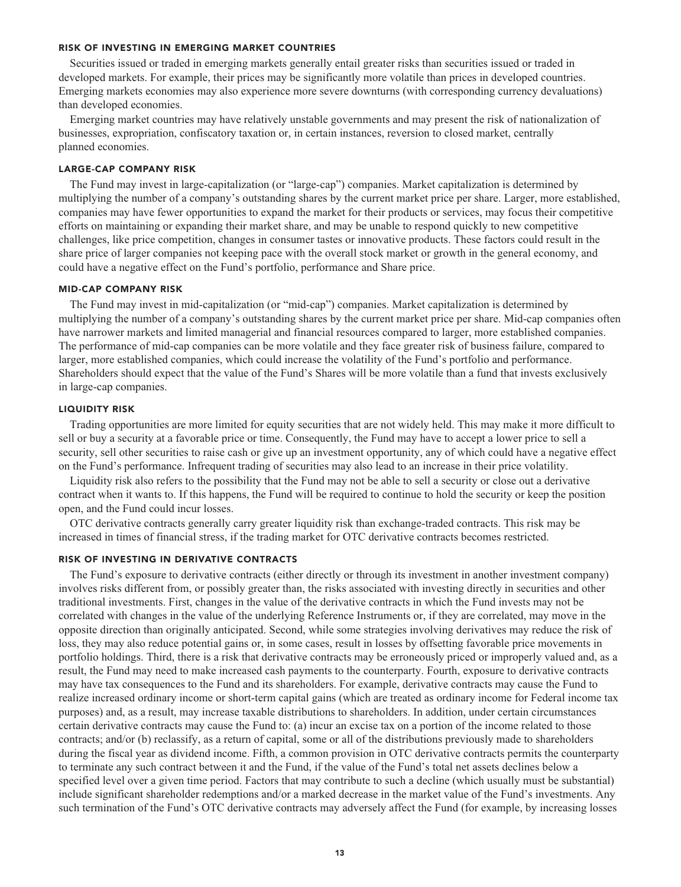#### RISK OF INVESTING IN EMERGING MARKET COUNTRIES

Securities issued or traded in emerging markets generally entail greater risks than securities issued or traded in developed markets. For example, their prices may be significantly more volatile than prices in developed countries. Emerging markets economies may also experience more severe downturns (with corresponding currency devaluations) than developed economies.

Emerging market countries may have relatively unstable governments and may present the risk of nationalization of businesses, expropriation, confiscatory taxation or, in certain instances, reversion to closed market, centrally planned economies.

#### LARGE-CAP COMPANY RISK

The Fund may invest in large-capitalization (or "large-cap") companies. Market capitalization is determined by multiplying the number of a company's outstanding shares by the current market price per share. Larger, more established, companies may have fewer opportunities to expand the market for their products or services, may focus their competitive efforts on maintaining or expanding their market share, and may be unable to respond quickly to new competitive challenges, like price competition, changes in consumer tastes or innovative products. These factors could result in the share price of larger companies not keeping pace with the overall stock market or growth in the general economy, and could have a negative effect on the Fund's portfolio, performance and Share price.

#### MID-CAP COMPANY RISK

The Fund may invest in mid-capitalization (or "mid-cap") companies. Market capitalization is determined by multiplying the number of a company's outstanding shares by the current market price per share. Mid-cap companies often have narrower markets and limited managerial and financial resources compared to larger, more established companies. The performance of mid-cap companies can be more volatile and they face greater risk of business failure, compared to larger, more established companies, which could increase the volatility of the Fund's portfolio and performance. Shareholders should expect that the value of the Fund's Shares will be more volatile than a fund that invests exclusively in large-cap companies.

#### LIQUIDITY RISK

Trading opportunities are more limited for equity securities that are not widely held. This may make it more difficult to sell or buy a security at a favorable price or time. Consequently, the Fund may have to accept a lower price to sell a security, sell other securities to raise cash or give up an investment opportunity, any of which could have a negative effect on the Fund's performance. Infrequent trading of securities may also lead to an increase in their price volatility.

Liquidity risk also refers to the possibility that the Fund may not be able to sell a security or close out a derivative contract when it wants to. If this happens, the Fund will be required to continue to hold the security or keep the position open, and the Fund could incur losses.

OTC derivative contracts generally carry greater liquidity risk than exchange-traded contracts. This risk may be increased in times of financial stress, if the trading market for OTC derivative contracts becomes restricted.

#### RISK OF INVESTING IN DERIVATIVE CONTRACTS

The Fund's exposure to derivative contracts (either directly or through its investment in another investment company) involves risks different from, or possibly greater than, the risks associated with investing directly in securities and other traditional investments. First, changes in the value of the derivative contracts in which the Fund invests may not be correlated with changes in the value of the underlying Reference Instruments or, if they are correlated, may move in the opposite direction than originally anticipated. Second, while some strategies involving derivatives may reduce the risk of loss, they may also reduce potential gains or, in some cases, result in losses by offsetting favorable price movements in portfolio holdings. Third, there is a risk that derivative contracts may be erroneously priced or improperly valued and, as a result, the Fund may need to make increased cash payments to the counterparty. Fourth, exposure to derivative contracts may have tax consequences to the Fund and its shareholders. For example, derivative contracts may cause the Fund to realize increased ordinary income or short-term capital gains (which are treated as ordinary income for Federal income tax purposes) and, as a result, may increase taxable distributions to shareholders. In addition, under certain circumstances certain derivative contracts may cause the Fund to: (a) incur an excise tax on a portion of the income related to those contracts; and/or (b) reclassify, as a return of capital, some or all of the distributions previously made to shareholders during the fiscal year as dividend income. Fifth, a common provision in OTC derivative contracts permits the counterparty to terminate any such contract between it and the Fund, if the value of the Fund's total net assets declines below a specified level over a given time period. Factors that may contribute to such a decline (which usually must be substantial) include significant shareholder redemptions and/or a marked decrease in the market value of the Fund's investments. Any such termination of the Fund's OTC derivative contracts may adversely affect the Fund (for example, by increasing losses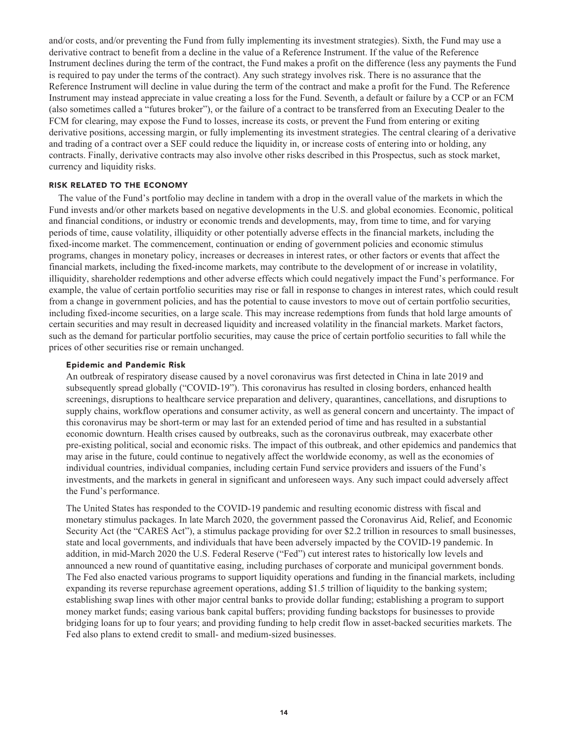and/or costs, and/or preventing the Fund from fully implementing its investment strategies). Sixth, the Fund may use a derivative contract to benefit from a decline in the value of a Reference Instrument. If the value of the Reference Instrument declines during the term of the contract, the Fund makes a profit on the difference (less any payments the Fund is required to pay under the terms of the contract). Any such strategy involves risk. There is no assurance that the Reference Instrument will decline in value during the term of the contract and make a profit for the Fund. The Reference Instrument may instead appreciate in value creating a loss for the Fund. Seventh, a default or failure by a CCP or an FCM (also sometimes called a "futures broker"), or the failure of a contract to be transferred from an Executing Dealer to the FCM for clearing, may expose the Fund to losses, increase its costs, or prevent the Fund from entering or exiting derivative positions, accessing margin, or fully implementing its investment strategies. The central clearing of a derivative and trading of a contract over a SEF could reduce the liquidity in, or increase costs of entering into or holding, any contracts. Finally, derivative contracts may also involve other risks described in this Prospectus, such as stock market, currency and liquidity risks.

## RISK RELATED TO THE ECONOMY

The value of the Fund's portfolio may decline in tandem with a drop in the overall value of the markets in which the Fund invests and/or other markets based on negative developments in the U.S. and global economies. Economic, political and financial conditions, or industry or economic trends and developments, may, from time to time, and for varying periods of time, cause volatility, illiquidity or other potentially adverse effects in the financial markets, including the fixed-income market. The commencement, continuation or ending of government policies and economic stimulus programs, changes in monetary policy, increases or decreases in interest rates, or other factors or events that affect the financial markets, including the fixed-income markets, may contribute to the development of or increase in volatility, illiquidity, shareholder redemptions and other adverse effects which could negatively impact the Fund's performance. For example, the value of certain portfolio securities may rise or fall in response to changes in interest rates, which could result from a change in government policies, and has the potential to cause investors to move out of certain portfolio securities, including fixed-income securities, on a large scale. This may increase redemptions from funds that hold large amounts of certain securities and may result in decreased liquidity and increased volatility in the financial markets. Market factors, such as the demand for particular portfolio securities, may cause the price of certain portfolio securities to fall while the prices of other securities rise or remain unchanged.

### Epidemic and Pandemic Risk

An outbreak of respiratory disease caused by a novel coronavirus was first detected in China in late 2019 and subsequently spread globally ("COVID-19"). This coronavirus has resulted in closing borders, enhanced health screenings, disruptions to healthcare service preparation and delivery, quarantines, cancellations, and disruptions to supply chains, workflow operations and consumer activity, as well as general concern and uncertainty. The impact of this coronavirus may be short-term or may last for an extended period of time and has resulted in a substantial economic downturn. Health crises caused by outbreaks, such as the coronavirus outbreak, may exacerbate other pre-existing political, social and economic risks. The impact of this outbreak, and other epidemics and pandemics that may arise in the future, could continue to negatively affect the worldwide economy, as well as the economies of individual countries, individual companies, including certain Fund service providers and issuers of the Fund's investments, and the markets in general in significant and unforeseen ways. Any such impact could adversely affect the Fund's performance.

The United States has responded to the COVID-19 pandemic and resulting economic distress with fiscal and monetary stimulus packages. In late March 2020, the government passed the Coronavirus Aid, Relief, and Economic Security Act (the "CARES Act"), a stimulus package providing for over $2.2 trillion in resources to small businesses, state and local governments, and individuals that have been adversely impacted by the COVID-19 pandemic. In addition, in mid-March 2020 the U.S. Federal Reserve ("Fed") cut interest rates to historically low levels and announced a new round of quantitative easing, including purchases of corporate and municipal government bonds. The Fed also enacted various programs to support liquidity operations and funding in the financial markets, including expanding its reverse repurchase agreement operations, adding $1.5 trillion of liquidity to the banking system; establishing swap lines with other major central banks to provide dollar funding; establishing a program to support money market funds; easing various bank capital buffers; providing funding backstops for businesses to provide bridging loans for up to four years; and providing funding to help credit flow in asset-backed securities markets. The Fed also plans to extend credit to small- and medium-sized businesses.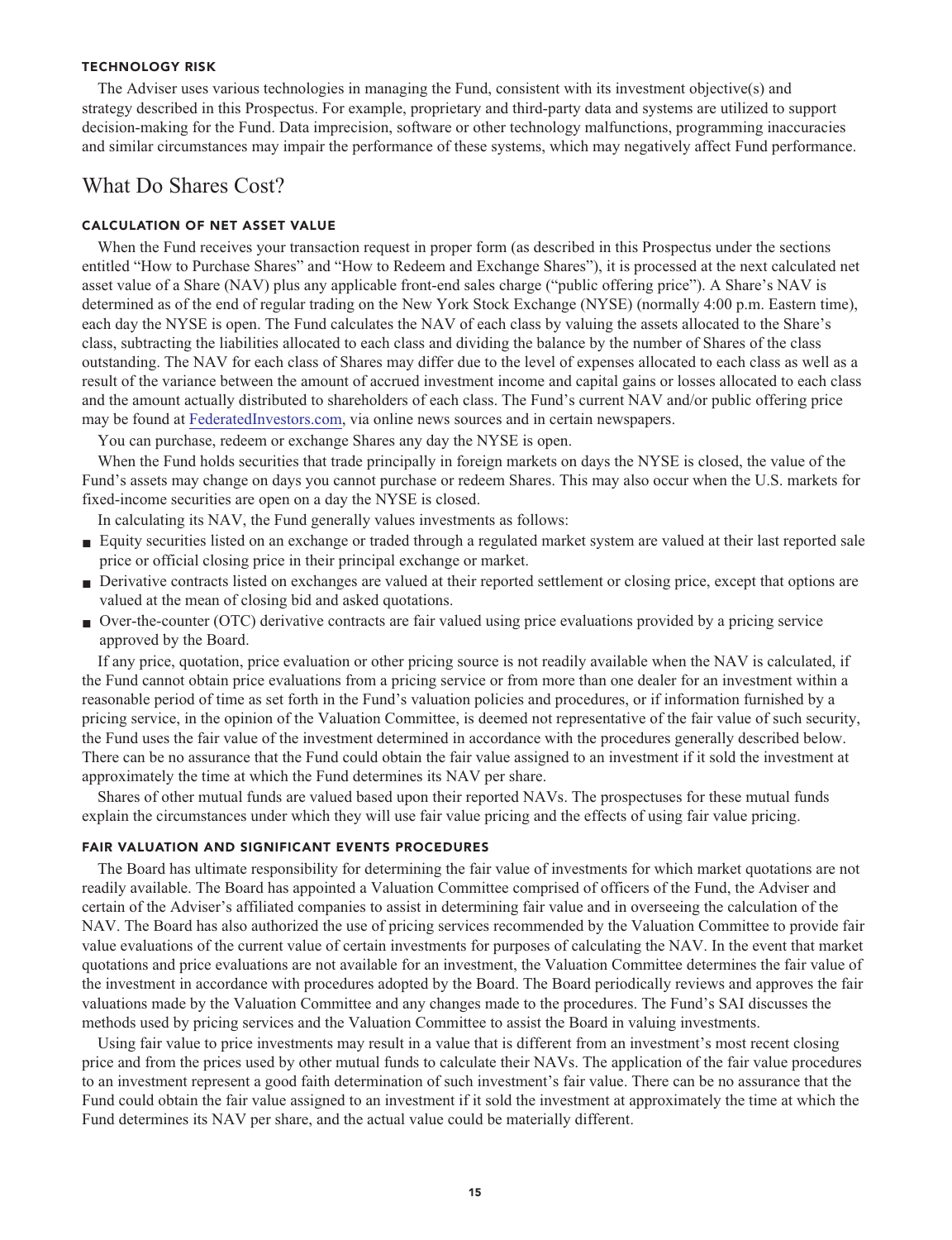#### TECHNOLOGY RISK

The Adviser uses various technologies in managing the Fund, consistent with its investment objective(s) and strategy described in this Prospectus. For example, proprietary and third-party data and systems are utilized to support decision-making for the Fund. Data imprecision, software or other technology malfunctions, programming inaccuracies and similar circumstances may impair the performance of these systems, which may negatively affect Fund performance.

## What Do Shares Cost?

#### CALCULATION OF NET ASSET VALUE

When the Fund receives your transaction request in proper form (as described in this Prospectus under the sections entitled "How to Purchase Shares" and "How to Redeem and Exchange Shares"), it is processed at the next calculated net asset value of a Share (NAV) plus any applicable front-end sales charge ("public offering price"). A Share's NAV is determined as of the end of regular trading on the New York Stock Exchange (NYSE) (normally 4:00 p.m. Eastern time), each day the NYSE is open. The Fund calculates the NAV of each class by valuing the assets allocated to the Share's class, subtracting the liabilities allocated to each class and dividing the balance by the number of Shares of the class outstanding. The NAV for each class of Shares may differ due to the level of expenses allocated to each class as well as a result of the variance between the amount of accrued investment income and capital gains or losses allocated to each class and the amount actually distributed to shareholders of each class. The Fund's current NAV and/or public offering price may be found at FederatedInvestors.com, via online news sources and in certain newspapers.

You can purchase, redeem or exchange Shares any day the NYSE is open.

When the Fund holds securities that trade principally in foreign markets on days the NYSE is closed, the value of the Fund's assets may change on days you cannot purchase or redeem Shares. This may also occur when the U.S. markets for fixed-income securities are open on a day the NYSE is closed.

In calculating its NAV, the Fund generally values investments as follows:

- Equity securities listed on an exchange or traded through a regulated market system are valued at their last reported sale price or official closing price in their principal exchange or market.
- Derivative contracts listed on exchanges are valued at their reported settlement or closing price, except that options are valued at the mean of closing bid and asked quotations.
- Over-the-counter (OTC) derivative contracts are fair valued using price evaluations provided by a pricing service approved by the Board.

If any price, quotation, price evaluation or other pricing source is not readily available when the NAV is calculated, if the Fund cannot obtain price evaluations from a pricing service or from more than one dealer for an investment within a reasonable period of time as set forth in the Fund's valuation policies and procedures, or if information furnished by a pricing service, in the opinion of the Valuation Committee, is deemed not representative of the fair value of such security, the Fund uses the fair value of the investment determined in accordance with the procedures generally described below. There can be no assurance that the Fund could obtain the fair value assigned to an investment if it sold the investment at approximately the time at which the Fund determines its NAV per share.

Shares of other mutual funds are valued based upon their reported NAVs. The prospectuses for these mutual funds explain the circumstances under which they will use fair value pricing and the effects of using fair value pricing.

#### FAIR VALUATION AND SIGNIFICANT EVENTS PROCEDURES

The Board has ultimate responsibility for determining the fair value of investments for which market quotations are not readily available. The Board has appointed a Valuation Committee comprised of officers of the Fund, the Adviser and certain of the Adviser's affiliated companies to assist in determining fair value and in overseeing the calculation of the NAV. The Board has also authorized the use of pricing services recommended by the Valuation Committee to provide fair value evaluations of the current value of certain investments for purposes of calculating the NAV. In the event that market quotations and price evaluations are not available for an investment, the Valuation Committee determines the fair value of the investment in accordance with procedures adopted by the Board. The Board periodically reviews and approves the fair valuations made by the Valuation Committee and any changes made to the procedures. The Fund's SAI discusses the methods used by pricing services and the Valuation Committee to assist the Board in valuing investments.

Using fair value to price investments may result in a value that is different from an investment's most recent closing price and from the prices used by other mutual funds to calculate their NAVs. The application of the fair value procedures to an investment represent a good faith determination of such investment's fair value. There can be no assurance that the Fund could obtain the fair value assigned to an investment if it sold the investment at approximately the time at which the Fund determines its NAV per share, and the actual value could be materially different.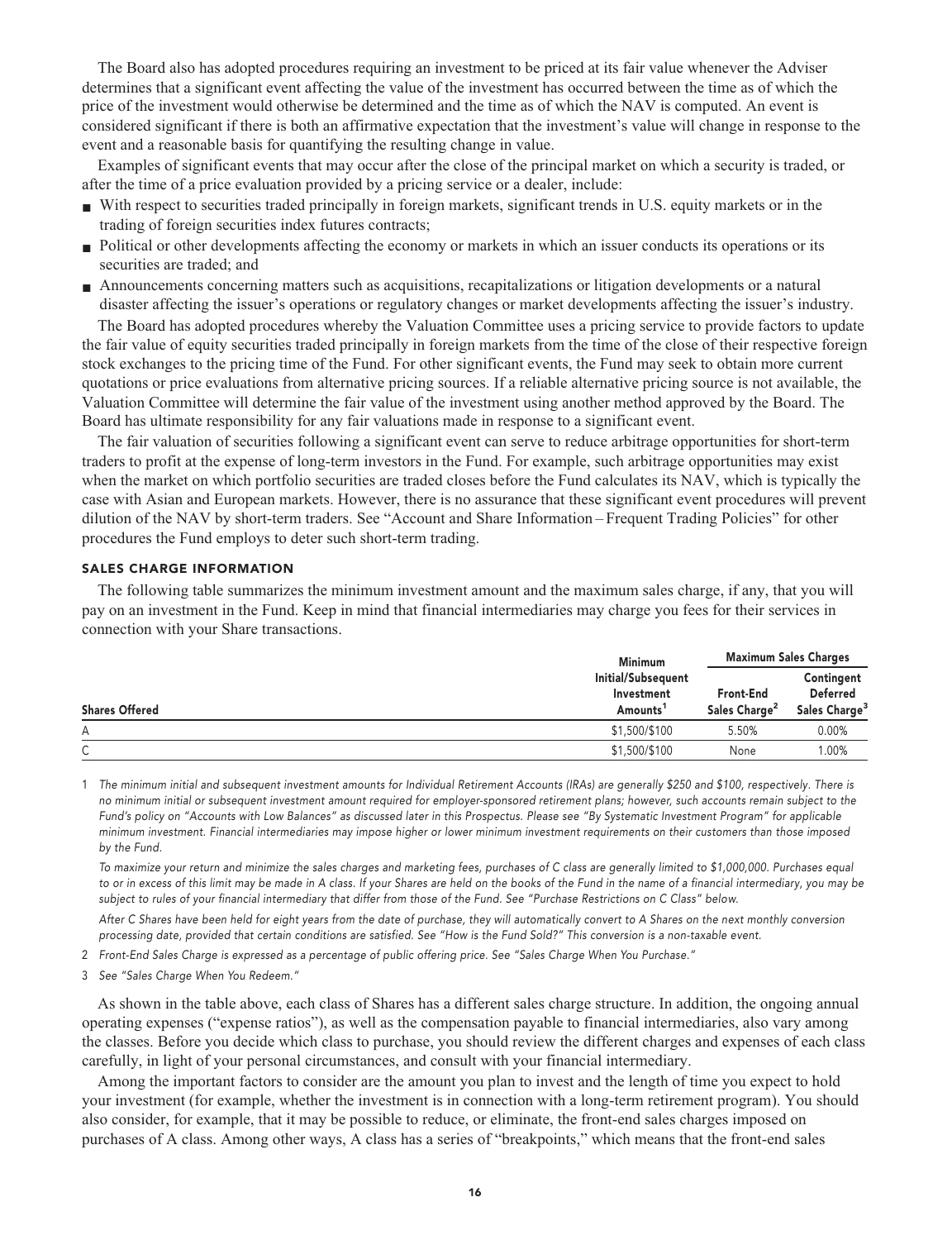The Board also has adopted procedures requiring an investment to be priced at its fair value whenever the Adviser determines that a significant event affecting the value of the investment has occurred between the time as of which the price of the investment would otherwise be determined and the time as of which the NAV is computed. An event is considered significant if there is both an affirmative expectation that the investment's value will change in response to the event and a reasonable basis for quantifying the resulting change in value.

Examples of significant events that may occur after the close of the principal market on which a security is traded, or after the time of a price evaluation provided by a pricing service or a dealer, include:

- With respect to securities traded principally in foreign markets, significant trends in U.S. equity markets or in the trading of foreign securities index futures contracts;
- Political or other developments affecting the economy or markets in which an issuer conducts its operations or its securities are traded; and
- Announcements concerning matters such as acquisitions, recapitalizations or litigation developments or a natural disaster affecting the issuer's operations or regulatory changes or market developments affecting the issuer's industry.

The Board has adopted procedures whereby the Valuation Committee uses a pricing service to provide factors to update the fair value of equity securities traded principally in foreign markets from the time of the close of their respective foreign stock exchanges to the pricing time of the Fund. For other significant events, the Fund may seek to obtain more current quotations or price evaluations from alternative pricing sources. If a reliable alternative pricing source is not available, the Valuation Committee will determine the fair value of the investment using another method approved by the Board. The Board has ultimate responsibility for any fair valuations made in response to a significant event.

The fair valuation of securities following a significant event can serve to reduce arbitrage opportunities for short-term traders to profit at the expense of long-term investors in the Fund. For example, such arbitrage opportunities may exist when the market on which portfolio securities are traded closes before the Fund calculates its NAV, which is typically the case with Asian and European markets. However, there is no assurance that these significant event procedures will prevent dilution of the NAV by short-term traders. See "Account and Share Information – Frequent Trading Policies" for other procedures the Fund employs to deter such short-term trading.

## SALES CHARGE INFORMATION

The following table summarizes the minimum investment amount and the maximum sales charge, if any, that you will pay on an investment in the Fund. Keep in mind that financial intermediaries may charge you fees for their services in connection with your Share transactions.

| Shares Offered | Minimum Initial/Subsequent Investment Amounts[1] | Maximum Sales Charges | |
|---|---|---|---|
| | | Front-End Sales Charge[2] | Contingent Deferred Sales Charge[3] |
| A | \$1,500/\$100 | 5.50% | 0.00% |
| C | \$1,500/\$100 | None | 1.00% |

1 *The minimum initial and subsequent investment amounts for Individual Retirement Accounts (IRAs) are generally \$250 and \$100, respectively. There is no minimum initial or subsequent investment amount required for employer-sponsored retirement plans; however, such accounts remain subject to the Fund's policy on "Accounts with Low Balances" as discussed later in this Prospectus. Please see "By Systematic Investment Program" for applicable minimum investment. Financial intermediaries may impose higher or lower minimum investment requirements on their customers than those imposed by the Fund.*

*To maximize your return and minimize the sales charges and marketing fees, purchases of C class are generally limited to \$1,000,000. Purchases equal to or in excess of this limit may be made in A class. If your Shares are held on the books of the Fund in the name of a financial intermediary, you may be subject to rules of your financial intermediary that differ from those of the Fund. See "Purchase Restrictions on C Class" below.*

*After C Shares have been held for eight years from the date of purchase, they will automatically convert to A Shares on the next monthly conversion processing date, provided that certain conditions are satisfied. See "How is the Fund Sold?" This conversion is a non-taxable event.*

2 *Front-End Sales Charge is expressed as a percentage of public offering price. See "Sales Charge When You Purchase."*

3 *See "Sales Charge When You Redeem."*

As shown in the table above, each class of Shares has a different sales charge structure. In addition, the ongoing annual operating expenses ("expense ratios"), as well as the compensation payable to financial intermediaries, also vary among the classes. Before you decide which class to purchase, you should review the different charges and expenses of each class carefully, in light of your personal circumstances, and consult with your financial intermediary.

Among the important factors to consider are the amount you plan to invest and the length of time you expect to hold your investment (for example, whether the investment is in connection with a long-term retirement program). You should also consider, for example, that it may be possible to reduce, or eliminate, the front-end sales charges imposed on purchases of A class. Among other ways, A class has a series of "breakpoints," which means that the front-end sales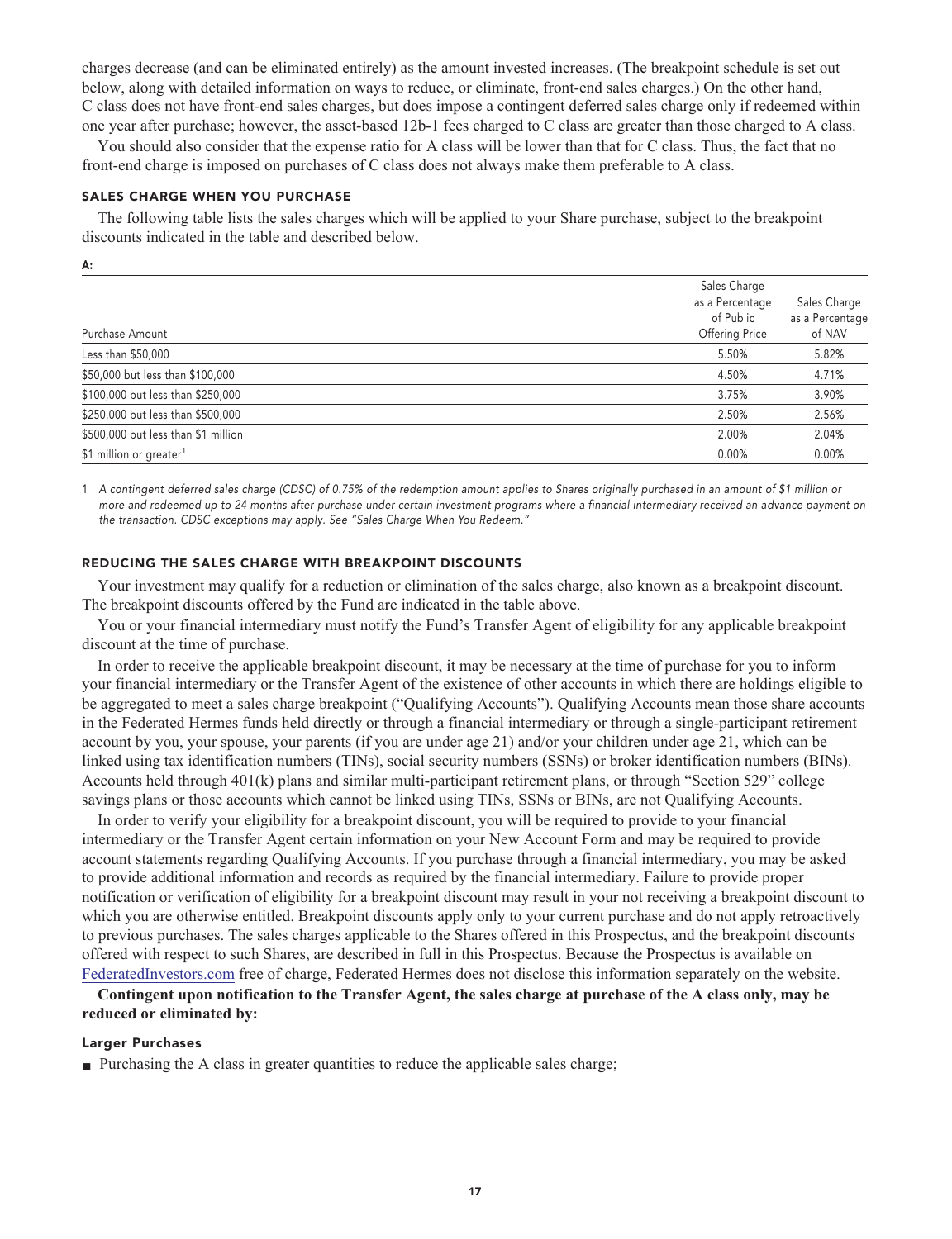charges decrease (and can be eliminated entirely) as the amount invested increases. (The breakpoint schedule is set out below, along with detailed information on ways to reduce, or eliminate, front-end sales charges.) On the other hand, C class does not have front-end sales charges, but does impose a contingent deferred sales charge only if redeemed within one year after purchase; however, the asset-based 12b-1 fees charged to C class are greater than those charged to A class.

You should also consider that the expense ratio for A class will be lower than that for C class. Thus, the fact that no front-end charge is imposed on purchases of C class does not always make them preferable to A class.

### SALES CHARGE WHEN YOU PURCHASE

The following table lists the sales charges which will be applied to your Share purchase, subject to the breakpoint discounts indicated in the table and described below.

**A:**

| Purchase Amount | Sales Charge as a Percentage of Public Offering Price | Sales Charge as a Percentage of NAV |
|---|---|---|
| Less than $50,000 | 5.50% | 5.82% |
| $50,000 but less than $100,000 | 4.50% | 4.71% |
| $100,000 but less than $250,000 | 3.75% | 3.90% |
| $250,000 but less than $500,000 | 2.50% | 2.56% |
| $500,000 but less than $1 million | 2.00% | 2.04% |
| $1 million or greater[1] | 0.00% | 0.00% |

1 *A contingent deferred sales charge (CDSC) of 0.75% of the redemption amount applies to Shares originally purchased in an amount of $1 million or more and redeemed up to 24 months after purchase under certain investment programs where a financial intermediary received an advance payment on the transaction. CDSC exceptions may apply. See "Sales Charge When You Redeem."*

### REDUCING THE SALES CHARGE WITH BREAKPOINT DISCOUNTS

Your investment may qualify for a reduction or elimination of the sales charge, also known as a breakpoint discount. The breakpoint discounts offered by the Fund are indicated in the table above.

You or your financial intermediary must notify the Fund's Transfer Agent of eligibility for any applicable breakpoint discount at the time of purchase.

In order to receive the applicable breakpoint discount, it may be necessary at the time of purchase for you to inform your financial intermediary or the Transfer Agent of the existence of other accounts in which there are holdings eligible to be aggregated to meet a sales charge breakpoint ("Qualifying Accounts"). Qualifying Accounts mean those share accounts in the Federated Hermes funds held directly or through a financial intermediary or through a single-participant retirement account by you, your spouse, your parents (if you are under age 21) and/or your children under age 21, which can be linked using tax identification numbers (TINs), social security numbers (SSNs) or broker identification numbers (BINs). Accounts held through 401(k) plans and similar multi-participant retirement plans, or through "Section 529" college savings plans or those accounts which cannot be linked using TINs, SSNs or BINs, are not Qualifying Accounts.

In order to verify your eligibility for a breakpoint discount, you will be required to provide to your financial intermediary or the Transfer Agent certain information on your New Account Form and may be required to provide account statements regarding Qualifying Accounts. If you purchase through a financial intermediary, you may be asked to provide additional information and records as required by the financial intermediary. Failure to provide proper notification or verification of eligibility for a breakpoint discount may result in your not receiving a breakpoint discount to which you are otherwise entitled. Breakpoint discounts apply only to your current purchase and do not apply retroactively to previous purchases. The sales charges applicable to the Shares offered in this Prospectus, and the breakpoint discounts offered with respect to such Shares, are described in full in this Prospectus. Because the Prospectus is available on FederatedInvestors.com free of charge, Federated Hermes does not disclose this information separately on the website.

**Contingent upon notification to the Transfer Agent, the sales charge at purchase of the A class only, may be reduced or eliminated by:**

#### Larger Purchases

- Purchasing the A class in greater quantities to reduce the applicable sales charge;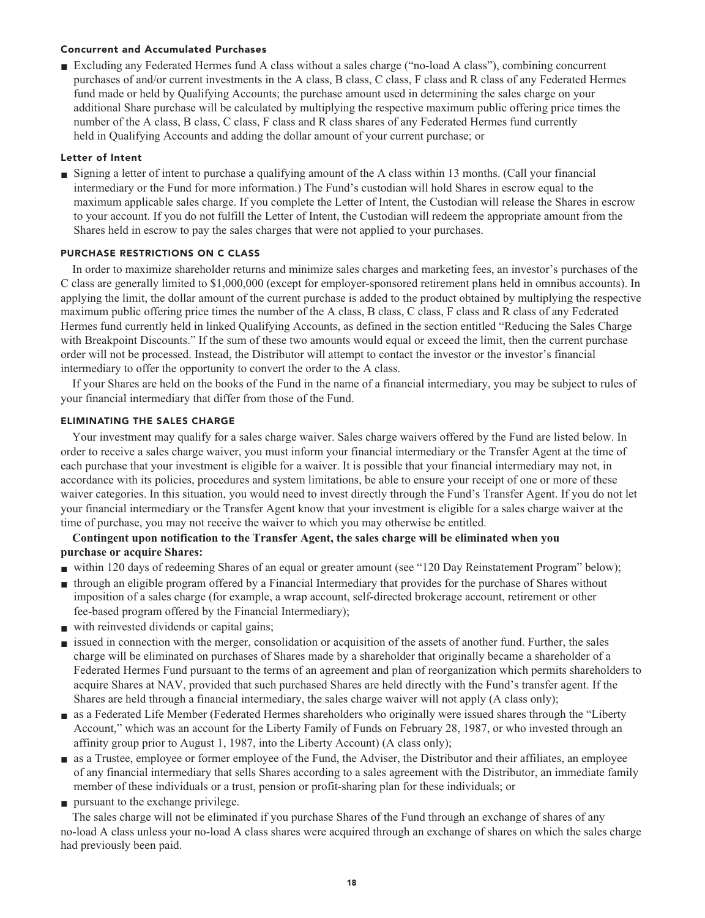#### Concurrent and Accumulated Purchases

- Excluding any Federated Hermes fund A class without a sales charge ("no-load A class"), combining concurrent purchases of and/or current investments in the A class, B class, C class, F class and R class of any Federated Hermes fund made or held by Qualifying Accounts; the purchase amount used in determining the sales charge on your additional Share purchase will be calculated by multiplying the respective maximum public offering price times the number of the A class, B class, C class, F class and R class shares of any Federated Hermes fund currently held in Qualifying Accounts and adding the dollar amount of your current purchase; or

#### Letter of Intent

- Signing a letter of intent to purchase a qualifying amount of the A class within 13 months. (Call your financial intermediary or the Fund for more information.) The Fund's custodian will hold Shares in escrow equal to the maximum applicable sales charge. If you complete the Letter of Intent, the Custodian will release the Shares in escrow to your account. If you do not fulfill the Letter of Intent, the Custodian will redeem the appropriate amount from the Shares held in escrow to pay the sales charges that were not applied to your purchases.

### PURCHASE RESTRICTIONS ON C CLASS

In order to maximize shareholder returns and minimize sales charges and marketing fees, an investor's purchases of the C class are generally limited to $1,000,000 (except for employer-sponsored retirement plans held in omnibus accounts). In applying the limit, the dollar amount of the current purchase is added to the product obtained by multiplying the respective maximum public offering price times the number of the A class, B class, C class, F class and R class of any Federated Hermes fund currently held in linked Qualifying Accounts, as defined in the section entitled "Reducing the Sales Charge with Breakpoint Discounts." If the sum of these two amounts would equal or exceed the limit, then the current purchase order will not be processed. Instead, the Distributor will attempt to contact the investor or the investor's financial intermediary to offer the opportunity to convert the order to the A class.

If your Shares are held on the books of the Fund in the name of a financial intermediary, you may be subject to rules of your financial intermediary that differ from those of the Fund.

### ELIMINATING THE SALES CHARGE

Your investment may qualify for a sales charge waiver. Sales charge waivers offered by the Fund are listed below. In order to receive a sales charge waiver, you must inform your financial intermediary or the Transfer Agent at the time of each purchase that your investment is eligible for a waiver. It is possible that your financial intermediary may not, in accordance with its policies, procedures and system limitations, be able to ensure your receipt of one or more of these waiver categories. In this situation, you would need to invest directly through the Fund's Transfer Agent. If you do not let your financial intermediary or the Transfer Agent know that your investment is eligible for a sales charge waiver at the time of purchase, you may not receive the waiver to which you may otherwise be entitled.

**Contingent upon notification to the Transfer Agent, the sales charge will be eliminated when you purchase or acquire Shares:**

- within 120 days of redeeming Shares of an equal or greater amount (see "120 Day Reinstatement Program" below);
- through an eligible program offered by a Financial Intermediary that provides for the purchase of Shares without imposition of a sales charge (for example, a wrap account, self-directed brokerage account, retirement or other fee-based program offered by the Financial Intermediary);
- with reinvested dividends or capital gains;
- issued in connection with the merger, consolidation or acquisition of the assets of another fund. Further, the sales charge will be eliminated on purchases of Shares made by a shareholder that originally became a shareholder of a Federated Hermes Fund pursuant to the terms of an agreement and plan of reorganization which permits shareholders to acquire Shares at NAV, provided that such purchased Shares are held directly with the Fund's transfer agent. If the Shares are held through a financial intermediary, the sales charge waiver will not apply (A class only);
- as a Federated Life Member (Federated Hermes shareholders who originally were issued shares through the "Liberty Account," which was an account for the Liberty Family of Funds on February 28, 1987, or who invested through an affinity group prior to August 1, 1987, into the Liberty Account) (A class only);
- as a Trustee, employee or former employee of the Fund, the Adviser, the Distributor and their affiliates, an employee of any financial intermediary that sells Shares according to a sales agreement with the Distributor, an immediate family member of these individuals or a trust, pension or profit-sharing plan for these individuals; or
- pursuant to the exchange privilege.

The sales charge will not be eliminated if you purchase Shares of the Fund through an exchange of shares of any no-load A class unless your no-load A class shares were acquired through an exchange of shares on which the sales charge had previously been paid.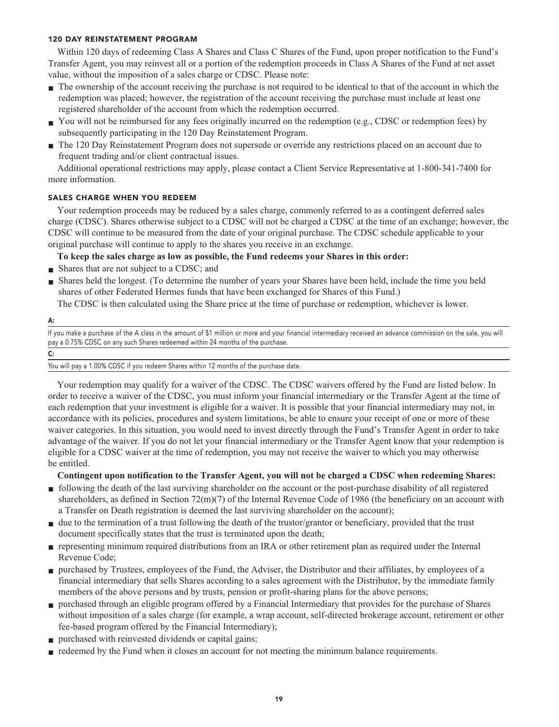### 120 DAY REINSTATEMENT PROGRAM

Within 120 days of redeeming Class A Shares and Class C Shares of the Fund, upon proper notification to the Fund's Transfer Agent, you may reinvest all or a portion of the redemption proceeds in Class A Shares of the Fund at net asset value, without the imposition of a sales charge or CDSC. Please note:

- The ownership of the account receiving the purchase is not required to be identical to that of the account in which the redemption was placed; however, the registration of the account receiving the purchase must include at least one registered shareholder of the account from which the redemption occurred.
- You will not be reimbursed for any fees originally incurred on the redemption (e.g., CDSC or redemption fees) by subsequently participating in the 120 Day Reinstatement Program.
- The 120 Day Reinstatement Program does not supersede or override any restrictions placed on an account due to frequent trading and/or client contractual issues.

Additional operational restrictions may apply, please contact a Client Service Representative at 1-800-341-7400 for more information.

### SALES CHARGE WHEN YOU REDEEM

Your redemption proceeds may be reduced by a sales charge, commonly referred to as a contingent deferred sales charge (CDSC). Shares otherwise subject to a CDSC will not be charged a CDSC at the time of an exchange; however, the CDSC will continue to be measured from the date of your original purchase. The CDSC schedule applicable to your original purchase will continue to apply to the shares you receive in an exchange.

**To keep the sales charge as low as possible, the Fund redeems your Shares in this order:**

- Shares that are not subject to a CDSC; and
- Shares held the longest. (To determine the number of years your Shares have been held, include the time you held shares of other Federated Hermes funds that have been exchanged for Shares of this Fund.)

The CDSC is then calculated using the Share price at the time of purchase or redemption, whichever is lower.

| A: |
|---|
| If you make a purchase of the A class in the amount of $1 million or more and your financial intermediary received an advance commission on the sale, you will pay a 0.75% CDSC on any such Shares redeemed within 24 months of the purchase. |
| **C:** |
| You will pay a 1.00% CDSC if you redeem Shares within 12 months of the purchase date. |

Your redemption may qualify for a waiver of the CDSC. The CDSC waivers offered by the Fund are listed below. In order to receive a waiver of the CDSC, you must inform your financial intermediary or the Transfer Agent at the time of each redemption that your investment is eligible for a waiver. It is possible that your financial intermediary may not, in accordance with its policies, procedures and system limitations, be able to ensure your receipt of one or more of these waiver categories. In this situation, you would need to invest directly through the Fund's Transfer Agent in order to take advantage of the waiver. If you do not let your financial intermediary or the Transfer Agent know that your redemption is eligible for a CDSC waiver at the time of redemption, you may not receive the waiver to which you may otherwise be entitled.

**Contingent upon notification to the Transfer Agent, you will not be charged a CDSC when redeeming Shares:**

- following the death of the last surviving shareholder on the account or the post-purchase disability of all registered shareholders, as defined in Section 72(m)(7) of the Internal Revenue Code of 1986 (the beneficiary on an account with a Transfer on Death registration is deemed the last surviving shareholder on the account);
- due to the termination of a trust following the death of the trustor/grantor or beneficiary, provided that the trust document specifically states that the trust is terminated upon the death;
- representing minimum required distributions from an IRA or other retirement plan as required under the Internal Revenue Code;
- purchased by Trustees, employees of the Fund, the Adviser, the Distributor and their affiliates, by employees of a financial intermediary that sells Shares according to a sales agreement with the Distributor, by the immediate family members of the above persons and by trusts, pension or profit-sharing plans for the above persons;
- purchased through an eligible program offered by a Financial Intermediary that provides for the purchase of Shares without imposition of a sales charge (for example, a wrap account, self-directed brokerage account, retirement or other fee-based program offered by the Financial Intermediary);
- purchased with reinvested dividends or capital gains;
- redeemed by the Fund when it closes an account for not meeting the minimum balance requirements.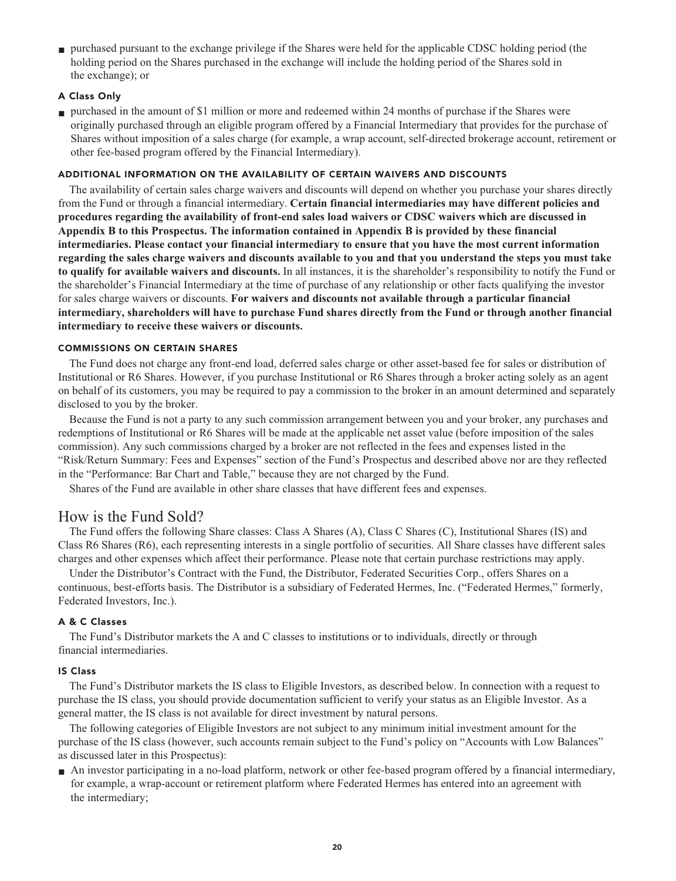- purchased pursuant to the exchange privilege if the Shares were held for the applicable CDSC holding period (the holding period on the Shares purchased in the exchange will include the holding period of the Shares sold in the exchange); or

#### A Class Only

- purchased in the amount of $1 million or more and redeemed within 24 months of purchase if the Shares were originally purchased through an eligible program offered by a Financial Intermediary that provides for the purchase of Shares without imposition of a sales charge (for example, a wrap account, self-directed brokerage account, retirement or other fee-based program offered by the Financial Intermediary).

### ADDITIONAL INFORMATION ON THE AVAILABILITY OF CERTAIN WAIVERS AND DISCOUNTS

The availability of certain sales charge waivers and discounts will depend on whether you purchase your shares directly from the Fund or through a financial intermediary. **Certain financial intermediaries may have different policies and procedures regarding the availability of front-end sales load waivers or CDSC waivers which are discussed in Appendix B to this Prospectus. The information contained in Appendix B is provided by these financial intermediaries. Please contact your financial intermediary to ensure that you have the most current information regarding the sales charge waivers and discounts available to you and that you understand the steps you must take to qualify for available waivers and discounts.** In all instances, it is the shareholder's responsibility to notify the Fund or the shareholder's Financial Intermediary at the time of purchase of any relationship or other facts qualifying the investor for sales charge waivers or discounts. **For waivers and discounts not available through a particular financial intermediary, shareholders will have to purchase Fund shares directly from the Fund or through another financial intermediary to receive these waivers or discounts.**

### COMMISSIONS ON CERTAIN SHARES

The Fund does not charge any front-end load, deferred sales charge or other asset-based fee for sales or distribution of Institutional or R6 Shares. However, if you purchase Institutional or R6 Shares through a broker acting solely as an agent on behalf of its customers, you may be required to pay a commission to the broker in an amount determined and separately disclosed to you by the broker.

Because the Fund is not a party to any such commission arrangement between you and your broker, any purchases and redemptions of Institutional or R6 Shares will be made at the applicable net asset value (before imposition of the sales commission). Any such commissions charged by a broker are not reflected in the fees and expenses listed in the "Risk/Return Summary: Fees and Expenses" section of the Fund's Prospectus and described above nor are they reflected in the "Performance: Bar Chart and Table," because they are not charged by the Fund.

Shares of the Fund are available in other share classes that have different fees and expenses.

## How is the Fund Sold?

The Fund offers the following Share classes: Class A Shares (A), Class C Shares (C), Institutional Shares (IS) and Class R6 Shares (R6), each representing interests in a single portfolio of securities. All Share classes have different sales charges and other expenses which affect their performance. Please note that certain purchase restrictions may apply.

Under the Distributor's Contract with the Fund, the Distributor, Federated Securities Corp., offers Shares on a continuous, best-efforts basis. The Distributor is a subsidiary of Federated Hermes, Inc. ("Federated Hermes," formerly, Federated Investors, Inc.).

#### A & C Classes

The Fund's Distributor markets the A and C classes to institutions or to individuals, directly or through financial intermediaries.

#### IS Class

The Fund's Distributor markets the IS class to Eligible Investors, as described below. In connection with a request to purchase the IS class, you should provide documentation sufficient to verify your status as an Eligible Investor. As a general matter, the IS class is not available for direct investment by natural persons.

The following categories of Eligible Investors are not subject to any minimum initial investment amount for the purchase of the IS class (however, such accounts remain subject to the Fund's policy on "Accounts with Low Balances" as discussed later in this Prospectus):

- An investor participating in a no-load platform, network or other fee-based program offered by a financial intermediary, for example, a wrap-account or retirement platform where Federated Hermes has entered into an agreement with the intermediary;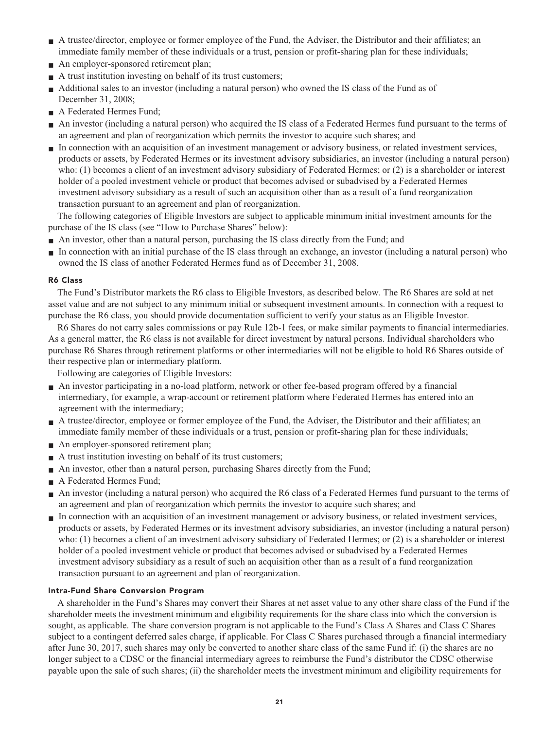- A trustee/director, employee or former employee of the Fund, the Adviser, the Distributor and their affiliates; an immediate family member of these individuals or a trust, pension or profit-sharing plan for these individuals;
- An employer-sponsored retirement plan;
- A trust institution investing on behalf of its trust customers;
- Additional sales to an investor (including a natural person) who owned the IS class of the Fund as of December 31, 2008;
- A Federated Hermes Fund;
- An investor (including a natural person) who acquired the IS class of a Federated Hermes fund pursuant to the terms of an agreement and plan of reorganization which permits the investor to acquire such shares; and
- In connection with an acquisition of an investment management or advisory business, or related investment services, products or assets, by Federated Hermes or its investment advisory subsidiaries, an investor (including a natural person) who: (1) becomes a client of an investment advisory subsidiary of Federated Hermes; or (2) is a shareholder or interest holder of a pooled investment vehicle or product that becomes advised or subadvised by a Federated Hermes investment advisory subsidiary as a result of such an acquisition other than as a result of a fund reorganization transaction pursuant to an agreement and plan of reorganization.

The following categories of Eligible Investors are subject to applicable minimum initial investment amounts for the purchase of the IS class (see "How to Purchase Shares" below):

- An investor, other than a natural person, purchasing the IS class directly from the Fund; and
- In connection with an initial purchase of the IS class through an exchange, an investor (including a natural person) who owned the IS class of another Federated Hermes fund as of December 31, 2008.

#### R6 Class

The Fund's Distributor markets the R6 class to Eligible Investors, as described below. The R6 Shares are sold at net asset value and are not subject to any minimum initial or subsequent investment amounts. In connection with a request to purchase the R6 class, you should provide documentation sufficient to verify your status as an Eligible Investor.

R6 Shares do not carry sales commissions or pay Rule 12b-1 fees, or make similar payments to financial intermediaries. As a general matter, the R6 class is not available for direct investment by natural persons. Individual shareholders who purchase R6 Shares through retirement platforms or other intermediaries will not be eligible to hold R6 Shares outside of their respective plan or intermediary platform.

Following are categories of Eligible Investors:

- An investor participating in a no-load platform, network or other fee-based program offered by a financial intermediary, for example, a wrap-account or retirement platform where Federated Hermes has entered into an agreement with the intermediary;
- A trustee/director, employee or former employee of the Fund, the Adviser, the Distributor and their affiliates; an immediate family member of these individuals or a trust, pension or profit-sharing plan for these individuals;
- An employer-sponsored retirement plan;
- A trust institution investing on behalf of its trust customers;
- An investor, other than a natural person, purchasing Shares directly from the Fund;
- A Federated Hermes Fund;
- An investor (including a natural person) who acquired the R6 class of a Federated Hermes fund pursuant to the terms of an agreement and plan of reorganization which permits the investor to acquire such shares; and
- In connection with an acquisition of an investment management or advisory business, or related investment services, products or assets, by Federated Hermes or its investment advisory subsidiaries, an investor (including a natural person) who: (1) becomes a client of an investment advisory subsidiary of Federated Hermes; or (2) is a shareholder or interest holder of a pooled investment vehicle or product that becomes advised or subadvised by a Federated Hermes investment advisory subsidiary as a result of such an acquisition other than as a result of a fund reorganization transaction pursuant to an agreement and plan of reorganization.

#### Intra-Fund Share Conversion Program

A shareholder in the Fund's Shares may convert their Shares at net asset value to any other share class of the Fund if the shareholder meets the investment minimum and eligibility requirements for the share class into which the conversion is sought, as applicable. The share conversion program is not applicable to the Fund's Class A Shares and Class C Shares subject to a contingent deferred sales charge, if applicable. For Class C Shares purchased through a financial intermediary after June 30, 2017, such shares may only be converted to another share class of the same Fund if: (i) the shares are no longer subject to a CDSC or the financial intermediary agrees to reimburse the Fund's distributor the CDSC otherwise payable upon the sale of such shares; (ii) the shareholder meets the investment minimum and eligibility requirements for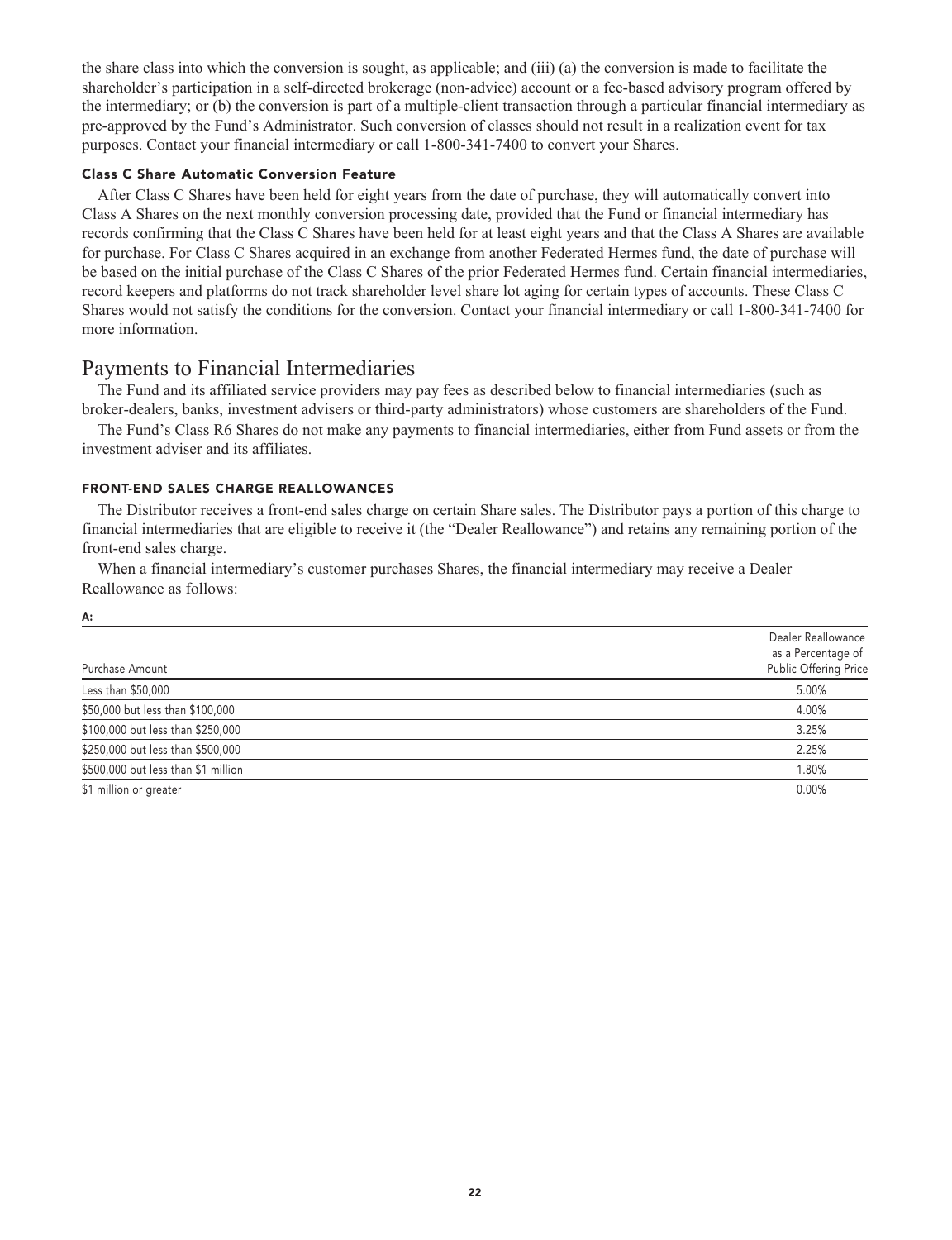the share class into which the conversion is sought, as applicable; and (iii) (a) the conversion is made to facilitate the shareholder's participation in a self-directed brokerage (non-advice) account or a fee-based advisory program offered by the intermediary; or (b) the conversion is part of a multiple-client transaction through a particular financial intermediary as pre-approved by the Fund's Administrator. Such conversion of classes should not result in a realization event for tax purposes. Contact your financial intermediary or call 1-800-341-7400 to convert your Shares.

### Class C Share Automatic Conversion Feature

After Class C Shares have been held for eight years from the date of purchase, they will automatically convert into Class A Shares on the next monthly conversion processing date, provided that the Fund or financial intermediary has records confirming that the Class C Shares have been held for at least eight years and that the Class A Shares are available for purchase. For Class C Shares acquired in an exchange from another Federated Hermes fund, the date of purchase will be based on the initial purchase of the Class C Shares of the prior Federated Hermes fund. Certain financial intermediaries, record keepers and platforms do not track shareholder level share lot aging for certain types of accounts. These Class C Shares would not satisfy the conditions for the conversion. Contact your financial intermediary or call 1-800-341-7400 for more information.

## Payments to Financial Intermediaries

The Fund and its affiliated service providers may pay fees as described below to financial intermediaries (such as broker-dealers, banks, investment advisers or third-party administrators) whose customers are shareholders of the Fund.

The Fund's Class R6 Shares do not make any payments to financial intermediaries, either from Fund assets or from the investment adviser and its affiliates.

### FRONT-END SALES CHARGE REALLOWANCES

The Distributor receives a front-end sales charge on certain Share sales. The Distributor pays a portion of this charge to financial intermediaries that are eligible to receive it (the "Dealer Reallowance") and retains any remaining portion of the front-end sales charge.

When a financial intermediary's customer purchases Shares, the financial intermediary may receive a Dealer Reallowance as follows:

**A:**

| Purchase Amount | Dealer Reallowance as a Percentage of Public Offering Price |
|---|---|
| Less than $50,000 | 5.00% |
| $50,000 but less than $100,000 | 4.00% |
| $100,000 but less than $250,000 | 3.25% |
| $250,000 but less than $500,000 | 2.25% |
| $500,000 but less than $1 million | 1.80% |
| $1 million or greater | 0.00% |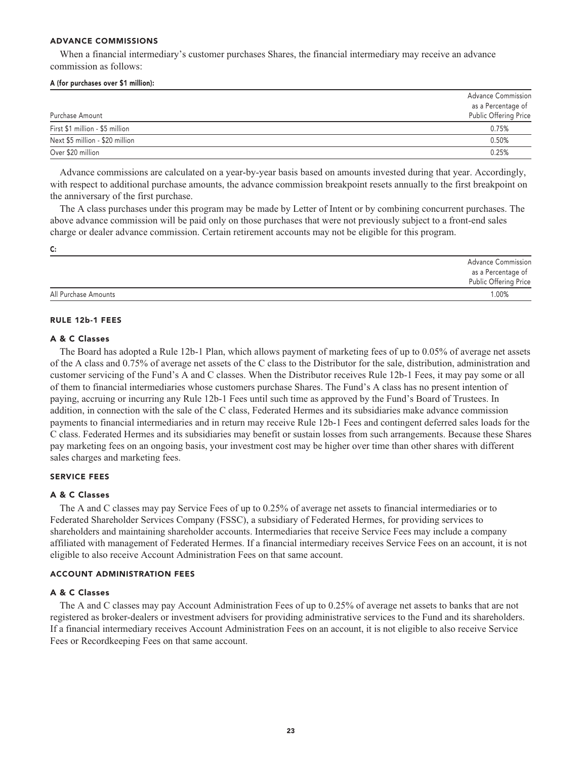## ADVANCE COMMISSIONS

When a financial intermediary's customer purchases Shares, the financial intermediary may receive an advance commission as follows:

**A (for purchases over $1 million):**

| Purchase Amount | Advance Commission as a Percentage of Public Offering Price |
|---|---|
| First $1 million - $5 million | 0.75% |
| Next $5 million - $20 million | 0.50% |
| Over $20 million | 0.25% |

Advance commissions are calculated on a year-by-year basis based on amounts invested during that year. Accordingly, with respect to additional purchase amounts, the advance commission breakpoint resets annually to the first breakpoint on the anniversary of the first purchase.

The A class purchases under this program may be made by Letter of Intent or by combining concurrent purchases. The above advance commission will be paid only on those purchases that were not previously subject to a front-end sales charge or dealer advance commission. Certain retirement accounts may not be eligible for this program.

**C:**

| | Advance Commission as a Percentage of Public Offering Price |
|---|---|
| All Purchase Amounts | 1.00% |

## RULE 12b-1 FEES

### A & C Classes

The Board has adopted a Rule 12b-1 Plan, which allows payment of marketing fees of up to 0.05% of average net assets of the A class and 0.75% of average net assets of the C class to the Distributor for the sale, distribution, administration and customer servicing of the Fund's A and C classes. When the Distributor receives Rule 12b-1 Fees, it may pay some or all of them to financial intermediaries whose customers purchase Shares. The Fund's A class has no present intention of paying, accruing or incurring any Rule 12b-1 Fees until such time as approved by the Fund's Board of Trustees. In addition, in connection with the sale of the C class, Federated Hermes and its subsidiaries make advance commission payments to financial intermediaries and in return may receive Rule 12b-1 Fees and contingent deferred sales loads for the C class. Federated Hermes and its subsidiaries may benefit or sustain losses from such arrangements. Because these Shares pay marketing fees on an ongoing basis, your investment cost may be higher over time than other shares with different sales charges and marketing fees.

## SERVICE FEES

### A & C Classes

The A and C classes may pay Service Fees of up to 0.25% of average net assets to financial intermediaries or to Federated Shareholder Services Company (FSSC), a subsidiary of Federated Hermes, for providing services to shareholders and maintaining shareholder accounts. Intermediaries that receive Service Fees may include a company affiliated with management of Federated Hermes. If a financial intermediary receives Service Fees on an account, it is not eligible to also receive Account Administration Fees on that same account.

## ACCOUNT ADMINISTRATION FEES

### A & C Classes

The A and C classes may pay Account Administration Fees of up to 0.25% of average net assets to banks that are not registered as broker-dealers or investment advisers for providing administrative services to the Fund and its shareholders. If a financial intermediary receives Account Administration Fees on an account, it is not eligible to also receive Service Fees or Recordkeeping Fees on that same account.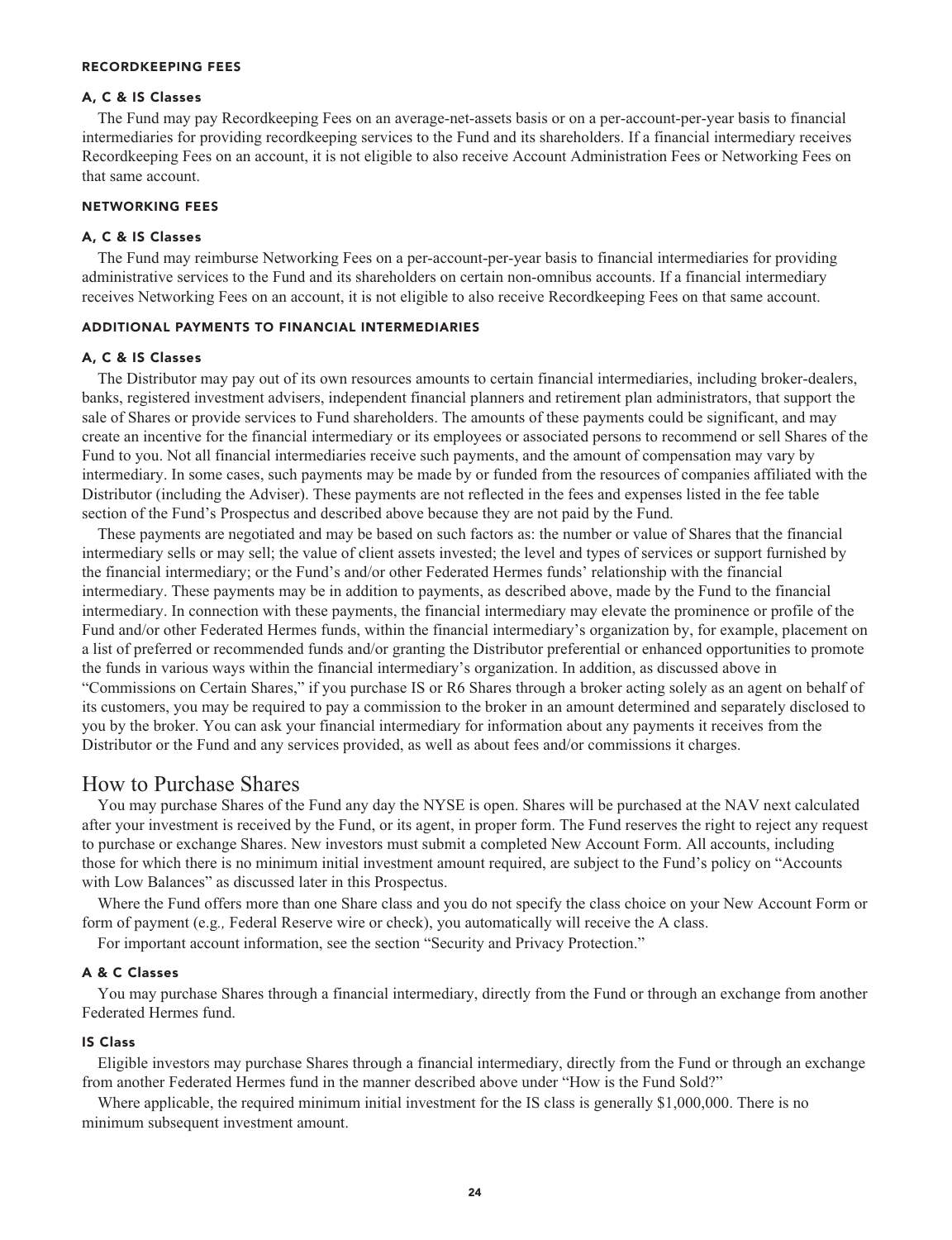#### RECORDKEEPING FEES

##### A, C & IS Classes

The Fund may pay Recordkeeping Fees on an average-net-assets basis or on a per-account-per-year basis to financial intermediaries for providing recordkeeping services to the Fund and its shareholders. If a financial intermediary receives Recordkeeping Fees on an account, it is not eligible to also receive Account Administration Fees or Networking Fees on that same account.

#### NETWORKING FEES

##### A, C & IS Classes

The Fund may reimburse Networking Fees on a per-account-per-year basis to financial intermediaries for providing administrative services to the Fund and its shareholders on certain non-omnibus accounts. If a financial intermediary receives Networking Fees on an account, it is not eligible to also receive Recordkeeping Fees on that same account.

#### ADDITIONAL PAYMENTS TO FINANCIAL INTERMEDIARIES

##### A, C & IS Classes

The Distributor may pay out of its own resources amounts to certain financial intermediaries, including broker-dealers, banks, registered investment advisers, independent financial planners and retirement plan administrators, that support the sale of Shares or provide services to Fund shareholders. The amounts of these payments could be significant, and may create an incentive for the financial intermediary or its employees or associated persons to recommend or sell Shares of the Fund to you. Not all financial intermediaries receive such payments, and the amount of compensation may vary by intermediary. In some cases, such payments may be made by or funded from the resources of companies affiliated with the Distributor (including the Adviser). These payments are not reflected in the fees and expenses listed in the fee table section of the Fund's Prospectus and described above because they are not paid by the Fund.

These payments are negotiated and may be based on such factors as: the number or value of Shares that the financial intermediary sells or may sell; the value of client assets invested; the level and types of services or support furnished by the financial intermediary; or the Fund's and/or other Federated Hermes funds' relationship with the financial intermediary. These payments may be in addition to payments, as described above, made by the Fund to the financial intermediary. In connection with these payments, the financial intermediary may elevate the prominence or profile of the Fund and/or other Federated Hermes funds, within the financial intermediary's organization by, for example, placement on a list of preferred or recommended funds and/or granting the Distributor preferential or enhanced opportunities to promote the funds in various ways within the financial intermediary's organization. In addition, as discussed above in "Commissions on Certain Shares," if you purchase IS or R6 Shares through a broker acting solely as an agent on behalf of its customers, you may be required to pay a commission to the broker in an amount determined and separately disclosed to you by the broker. You can ask your financial intermediary for information about any payments it receives from the Distributor or the Fund and any services provided, as well as about fees and/or commissions it charges.

## How to Purchase Shares

You may purchase Shares of the Fund any day the NYSE is open. Shares will be purchased at the NAV next calculated after your investment is received by the Fund, or its agent, in proper form. The Fund reserves the right to reject any request to purchase or exchange Shares. New investors must submit a completed New Account Form. All accounts, including those for which there is no minimum initial investment amount required, are subject to the Fund's policy on "Accounts with Low Balances" as discussed later in this Prospectus.

Where the Fund offers more than one Share class and you do not specify the class choice on your New Account Form or form of payment (e.g., Federal Reserve wire or check), you automatically will receive the A class.

For important account information, see the section "Security and Privacy Protection."

##### A & C Classes

You may purchase Shares through a financial intermediary, directly from the Fund or through an exchange from another Federated Hermes fund.

##### IS Class

Eligible investors may purchase Shares through a financial intermediary, directly from the Fund or through an exchange from another Federated Hermes fund in the manner described above under "How is the Fund Sold?"

Where applicable, the required minimum initial investment for the IS class is generally $1,000,000. There is no minimum subsequent investment amount.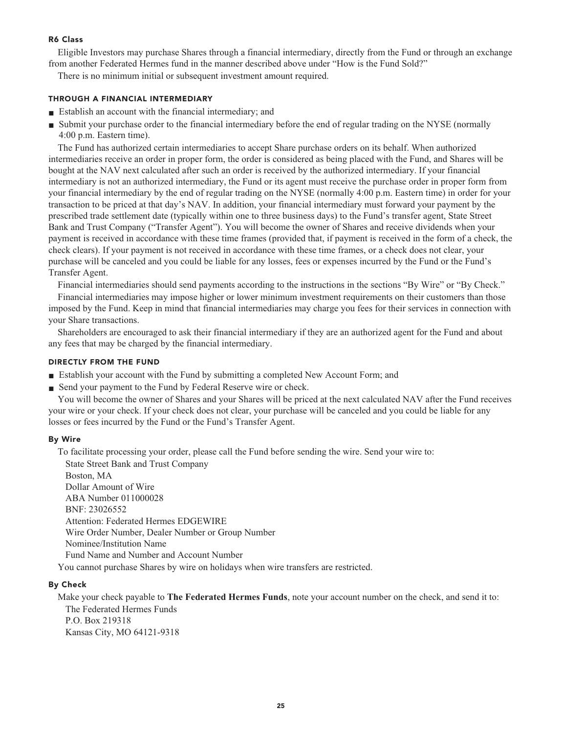#### R6 Class

Eligible Investors may purchase Shares through a financial intermediary, directly from the Fund or through an exchange from another Federated Hermes fund in the manner described above under "How is the Fund Sold?"

There is no minimum initial or subsequent investment amount required.

##### THROUGH A FINANCIAL INTERMEDIARY

- Establish an account with the financial intermediary; and
- Submit your purchase order to the financial intermediary before the end of regular trading on the NYSE (normally 4:00 p.m. Eastern time).

The Fund has authorized certain intermediaries to accept Share purchase orders on its behalf. When authorized intermediaries receive an order in proper form, the order is considered as being placed with the Fund, and Shares will be bought at the NAV next calculated after such an order is received by the authorized intermediary. If your financial intermediary is not an authorized intermediary, the Fund or its agent must receive the purchase order in proper form from your financial intermediary by the end of regular trading on the NYSE (normally 4:00 p.m. Eastern time) in order for your transaction to be priced at that day's NAV. In addition, your financial intermediary must forward your payment by the prescribed trade settlement date (typically within one to three business days) to the Fund's transfer agent, State Street Bank and Trust Company ("Transfer Agent"). You will become the owner of Shares and receive dividends when your payment is received in accordance with these time frames (provided that, if payment is received in the form of a check, the check clears). If your payment is not received in accordance with these time frames, or a check does not clear, your purchase will be canceled and you could be liable for any losses, fees or expenses incurred by the Fund or the Fund's Transfer Agent.

Financial intermediaries should send payments according to the instructions in the sections "By Wire" or "By Check."

Financial intermediaries may impose higher or lower minimum investment requirements on their customers than those imposed by the Fund. Keep in mind that financial intermediaries may charge you fees for their services in connection with your Share transactions.

Shareholders are encouraged to ask their financial intermediary if they are an authorized agent for the Fund and about any fees that may be charged by the financial intermediary.

##### DIRECTLY FROM THE FUND

- Establish your account with the Fund by submitting a completed New Account Form; and
- Send your payment to the Fund by Federal Reserve wire or check.

You will become the owner of Shares and your Shares will be priced at the next calculated NAV after the Fund receives your wire or your check. If your check does not clear, your purchase will be canceled and you could be liable for any losses or fees incurred by the Fund or the Fund's Transfer Agent.

#### By Wire

To facilitate processing your order, please call the Fund before sending the wire. Send your wire to:

State Street Bank and Trust Company
Boston, MA
Dollar Amount of Wire
ABA Number 011000028
BNF: 23026552
Attention: Federated Hermes EDGEWIRE
Wire Order Number, Dealer Number or Group Number
Nominee/Institution Name
Fund Name and Number and Account Number

You cannot purchase Shares by wire on holidays when wire transfers are restricted.

#### By Check

Make your check payable to **The Federated Hermes Funds**, note your account number on the check, and send it to:

The Federated Hermes Funds
P.O. Box 219318
Kansas City, MO 64121-9318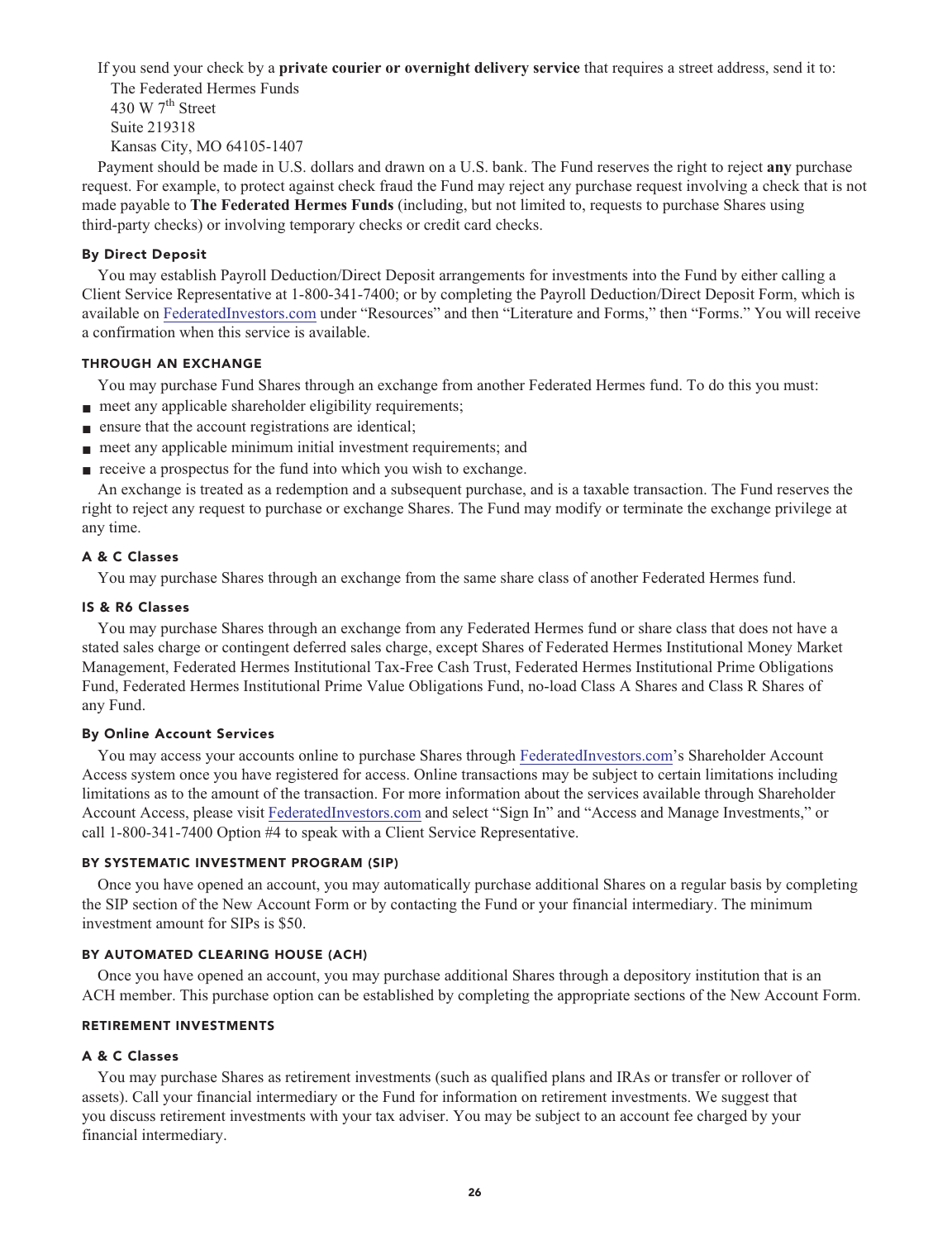If you send your check by a **private courier or overnight delivery service** that requires a street address, send it to:

The Federated Hermes Funds
430 W 7th Street
Suite 219318
Kansas City, MO 64105-1407

Payment should be made in U.S. dollars and drawn on a U.S. bank. The Fund reserves the right to reject **any** purchase request. For example, to protect against check fraud the Fund may reject any purchase request involving a check that is not made payable to **The Federated Hermes Funds** (including, but not limited to, requests to purchase Shares using third-party checks) or involving temporary checks or credit card checks.

#### By Direct Deposit

You may establish Payroll Deduction/Direct Deposit arrangements for investments into the Fund by either calling a Client Service Representative at 1-800-341-7400; or by completing the Payroll Deduction/Direct Deposit Form, which is available on FederatedInvestors.com under "Resources" and then "Literature and Forms," then "Forms." You will receive a confirmation when this service is available.

### THROUGH AN EXCHANGE

You may purchase Fund Shares through an exchange from another Federated Hermes fund. To do this you must:

- meet any applicable shareholder eligibility requirements;
- ensure that the account registrations are identical;
- meet any applicable minimum initial investment requirements; and
- receive a prospectus for the fund into which you wish to exchange.

An exchange is treated as a redemption and a subsequent purchase, and is a taxable transaction. The Fund reserves the right to reject any request to purchase or exchange Shares. The Fund may modify or terminate the exchange privilege at any time.

#### A & C Classes

You may purchase Shares through an exchange from the same share class of another Federated Hermes fund.

#### IS & R6 Classes

You may purchase Shares through an exchange from any Federated Hermes fund or share class that does not have a stated sales charge or contingent deferred sales charge, except Shares of Federated Hermes Institutional Money Market Management, Federated Hermes Institutional Tax-Free Cash Trust, Federated Hermes Institutional Prime Obligations Fund, Federated Hermes Institutional Prime Value Obligations Fund, no-load Class A Shares and Class R Shares of any Fund.

#### By Online Account Services

You may access your accounts online to purchase Shares through FederatedInvestors.com's Shareholder Account Access system once you have registered for access. Online transactions may be subject to certain limitations including limitations as to the amount of the transaction. For more information about the services available through Shareholder Account Access, please visit FederatedInvestors.com and select "Sign In" and "Access and Manage Investments," or call 1-800-341-7400 Option #4 to speak with a Client Service Representative.

### BY SYSTEMATIC INVESTMENT PROGRAM (SIP)

Once you have opened an account, you may automatically purchase additional Shares on a regular basis by completing the SIP section of the New Account Form or by contacting the Fund or your financial intermediary. The minimum investment amount for SIPs is $50.

### BY AUTOMATED CLEARING HOUSE (ACH)

Once you have opened an account, you may purchase additional Shares through a depository institution that is an ACH member. This purchase option can be established by completing the appropriate sections of the New Account Form.

### RETIREMENT INVESTMENTS

#### A & C Classes

You may purchase Shares as retirement investments (such as qualified plans and IRAs or transfer or rollover of assets). Call your financial intermediary or the Fund for information on retirement investments. We suggest that you discuss retirement investments with your tax adviser. You may be subject to an account fee charged by your financial intermediary.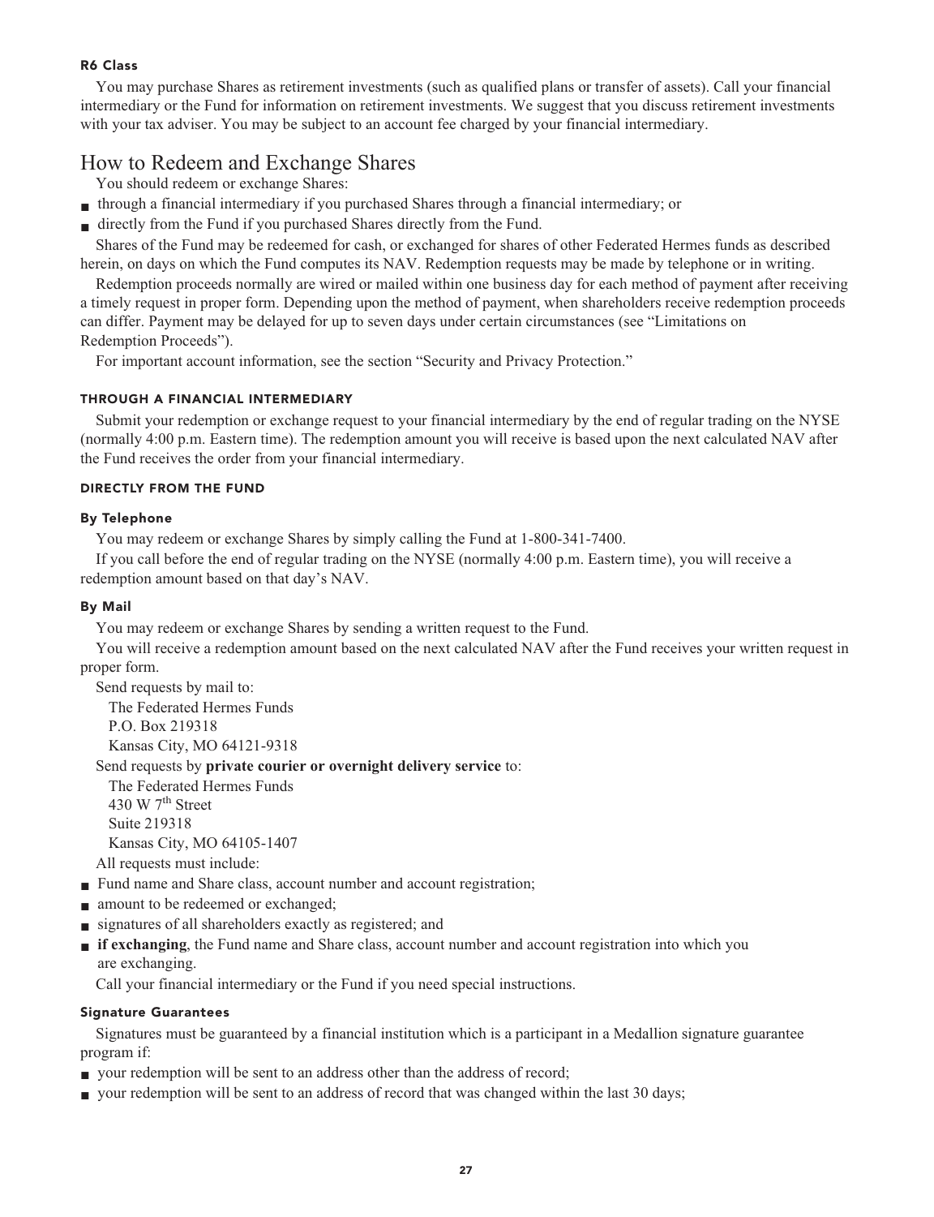#### R6 Class

You may purchase Shares as retirement investments (such as qualified plans or transfer of assets). Call your financial intermediary or the Fund for information on retirement investments. We suggest that you discuss retirement investments with your tax adviser. You may be subject to an account fee charged by your financial intermediary.

## How to Redeem and Exchange Shares

You should redeem or exchange Shares:

- through a financial intermediary if you purchased Shares through a financial intermediary; or
- directly from the Fund if you purchased Shares directly from the Fund.

Shares of the Fund may be redeemed for cash, or exchanged for shares of other Federated Hermes funds as described herein, on days on which the Fund computes its NAV. Redemption requests may be made by telephone or in writing.

Redemption proceeds normally are wired or mailed within one business day for each method of payment after receiving a timely request in proper form. Depending upon the method of payment, when shareholders receive redemption proceeds can differ. Payment may be delayed for up to seven days under certain circumstances (see "Limitations on Redemption Proceeds").

For important account information, see the section "Security and Privacy Protection."

### THROUGH A FINANCIAL INTERMEDIARY

Submit your redemption or exchange request to your financial intermediary by the end of regular trading on the NYSE (normally 4:00 p.m. Eastern time). The redemption amount you will receive is based upon the next calculated NAV after the Fund receives the order from your financial intermediary.

### DIRECTLY FROM THE FUND

#### By Telephone

You may redeem or exchange Shares by simply calling the Fund at 1-800-341-7400.

If you call before the end of regular trading on the NYSE (normally 4:00 p.m. Eastern time), you will receive a redemption amount based on that day's NAV.

#### By Mail

You may redeem or exchange Shares by sending a written request to the Fund.

You will receive a redemption amount based on the next calculated NAV after the Fund receives your written request in proper form.

Send requests by mail to:

The Federated Hermes Funds
P.O. Box 219318
Kansas City, MO 64121-9318

Send requests by **private courier or overnight delivery service** to:

The Federated Hermes Funds
430 W 7th Street
Suite 219318
Kansas City, MO 64105-1407

All requests must include:

- Fund name and Share class, account number and account registration;
- amount to be redeemed or exchanged;
- signatures of all shareholders exactly as registered; and
- **if exchanging**, the Fund name and Share class, account number and account registration into which you are exchanging.

Call your financial intermediary or the Fund if you need special instructions.

#### Signature Guarantees

Signatures must be guaranteed by a financial institution which is a participant in a Medallion signature guarantee program if:

- your redemption will be sent to an address other than the address of record;
- your redemption will be sent to an address of record that was changed within the last 30 days;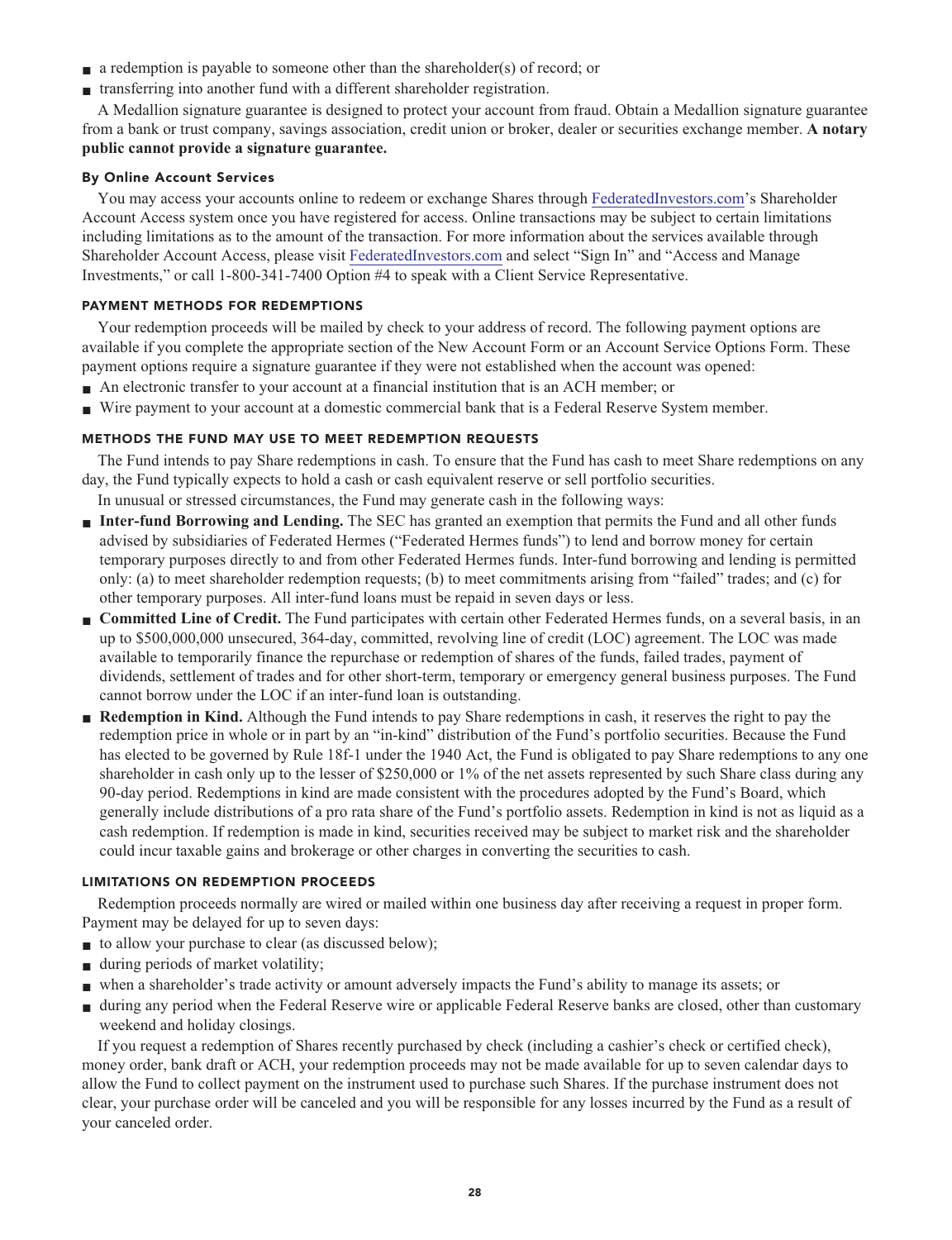- a redemption is payable to someone other than the shareholder(s) of record; or
- transferring into another fund with a different shareholder registration.

A Medallion signature guarantee is designed to protect your account from fraud. Obtain a Medallion signature guarantee from a bank or trust company, savings association, credit union or broker, dealer or securities exchange member. **A notary public cannot provide a signature guarantee.**

#### By Online Account Services

You may access your accounts online to redeem or exchange Shares through FederatedInvestors.com's Shareholder Account Access system once you have registered for access. Online transactions may be subject to certain limitations including limitations as to the amount of the transaction. For more information about the services available through Shareholder Account Access, please visit FederatedInvestors.com and select "Sign In" and "Access and Manage Investments," or call 1-800-341-7400 Option #4 to speak with a Client Service Representative.

### PAYMENT METHODS FOR REDEMPTIONS

Your redemption proceeds will be mailed by check to your address of record. The following payment options are available if you complete the appropriate section of the New Account Form or an Account Service Options Form. These payment options require a signature guarantee if they were not established when the account was opened:

- An electronic transfer to your account at a financial institution that is an ACH member; or
- Wire payment to your account at a domestic commercial bank that is a Federal Reserve System member.

### METHODS THE FUND MAY USE TO MEET REDEMPTION REQUESTS

The Fund intends to pay Share redemptions in cash. To ensure that the Fund has cash to meet Share redemptions on any day, the Fund typically expects to hold a cash or cash equivalent reserve or sell portfolio securities.

In unusual or stressed circumstances, the Fund may generate cash in the following ways:

- **Inter-fund Borrowing and Lending.** The SEC has granted an exemption that permits the Fund and all other funds advised by subsidiaries of Federated Hermes ("Federated Hermes funds") to lend and borrow money for certain temporary purposes directly to and from other Federated Hermes funds. Inter-fund borrowing and lending is permitted only: (a) to meet shareholder redemption requests; (b) to meet commitments arising from "failed" trades; and (c) for other temporary purposes. All inter-fund loans must be repaid in seven days or less.
- **Committed Line of Credit.** The Fund participates with certain other Federated Hermes funds, on a several basis, in an up to $500,000,000 unsecured, 364-day, committed, revolving line of credit (LOC) agreement. The LOC was made available to temporarily finance the repurchase or redemption of shares of the funds, failed trades, payment of dividends, settlement of trades and for other short-term, temporary or emergency general business purposes. The Fund cannot borrow under the LOC if an inter-fund loan is outstanding.
- **Redemption in Kind.** Although the Fund intends to pay Share redemptions in cash, it reserves the right to pay the redemption price in whole or in part by an "in-kind" distribution of the Fund's portfolio securities. Because the Fund has elected to be governed by Rule 18f-1 under the 1940 Act, the Fund is obligated to pay Share redemptions to any one shareholder in cash only up to the lesser of $250,000 or 1% of the net assets represented by such Share class during any 90-day period. Redemptions in kind are made consistent with the procedures adopted by the Fund's Board, which generally include distributions of a pro rata share of the Fund's portfolio assets. Redemption in kind is not as liquid as a cash redemption. If redemption is made in kind, securities received may be subject to market risk and the shareholder could incur taxable gains and brokerage or other charges in converting the securities to cash.

### LIMITATIONS ON REDEMPTION PROCEEDS

Redemption proceeds normally are wired or mailed within one business day after receiving a request in proper form. Payment may be delayed for up to seven days:

- to allow your purchase to clear (as discussed below);
- during periods of market volatility;
- when a shareholder's trade activity or amount adversely impacts the Fund's ability to manage its assets; or
- during any period when the Federal Reserve wire or applicable Federal Reserve banks are closed, other than customary weekend and holiday closings.

If you request a redemption of Shares recently purchased by check (including a cashier's check or certified check), money order, bank draft or ACH, your redemption proceeds may not be made available for up to seven calendar days to allow the Fund to collect payment on the instrument used to purchase such Shares. If the purchase instrument does not clear, your purchase order will be canceled and you will be responsible for any losses incurred by the Fund as a result of your canceled order.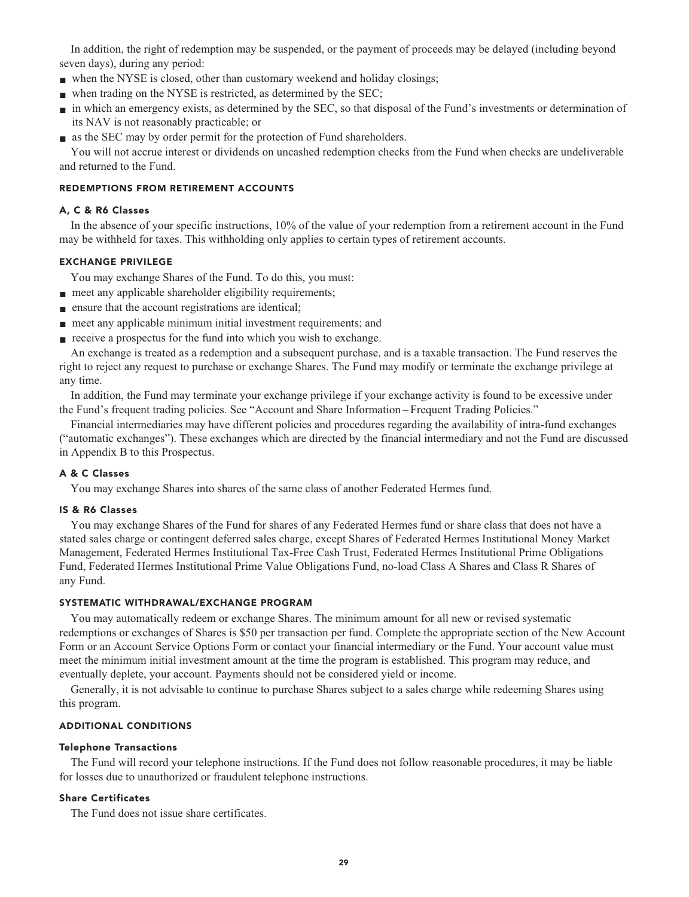In addition, the right of redemption may be suspended, or the payment of proceeds may be delayed (including beyond seven days), during any period:

- when the NYSE is closed, other than customary weekend and holiday closings;
- when trading on the NYSE is restricted, as determined by the SEC;
- in which an emergency exists, as determined by the SEC, so that disposal of the Fund's investments or determination of its NAV is not reasonably practicable; or
- as the SEC may by order permit for the protection of Fund shareholders.

You will not accrue interest or dividends on uncashed redemption checks from the Fund when checks are undeliverable and returned to the Fund.

## REDEMPTIONS FROM RETIREMENT ACCOUNTS

### A, C & R6 Classes

In the absence of your specific instructions, 10% of the value of your redemption from a retirement account in the Fund may be withheld for taxes. This withholding only applies to certain types of retirement accounts.

## EXCHANGE PRIVILEGE

You may exchange Shares of the Fund. To do this, you must:

- meet any applicable shareholder eligibility requirements;
- ensure that the account registrations are identical;
- meet any applicable minimum initial investment requirements; and
- receive a prospectus for the fund into which you wish to exchange.

An exchange is treated as a redemption and a subsequent purchase, and is a taxable transaction. The Fund reserves the right to reject any request to purchase or exchange Shares. The Fund may modify or terminate the exchange privilege at any time.

In addition, the Fund may terminate your exchange privilege if your exchange activity is found to be excessive under the Fund's frequent trading policies. See "Account and Share Information – Frequent Trading Policies."

Financial intermediaries may have different policies and procedures regarding the availability of intra-fund exchanges ("automatic exchanges"). These exchanges which are directed by the financial intermediary and not the Fund are discussed in Appendix B to this Prospectus.

### A & C Classes

You may exchange Shares into shares of the same class of another Federated Hermes fund.

### IS & R6 Classes

You may exchange Shares of the Fund for shares of any Federated Hermes fund or share class that does not have a stated sales charge or contingent deferred sales charge, except Shares of Federated Hermes Institutional Money Market Management, Federated Hermes Institutional Tax-Free Cash Trust, Federated Hermes Institutional Prime Obligations Fund, Federated Hermes Institutional Prime Value Obligations Fund, no-load Class A Shares and Class R Shares of any Fund.

## SYSTEMATIC WITHDRAWAL/EXCHANGE PROGRAM

You may automatically redeem or exchange Shares. The minimum amount for all new or revised systematic redemptions or exchanges of Shares is $50 per transaction per fund. Complete the appropriate section of the New Account Form or an Account Service Options Form or contact your financial intermediary or the Fund. Your account value must meet the minimum initial investment amount at the time the program is established. This program may reduce, and eventually deplete, your account. Payments should not be considered yield or income.

Generally, it is not advisable to continue to purchase Shares subject to a sales charge while redeeming Shares using this program.

## ADDITIONAL CONDITIONS

### Telephone Transactions

The Fund will record your telephone instructions. If the Fund does not follow reasonable procedures, it may be liable for losses due to unauthorized or fraudulent telephone instructions.

### Share Certificates

The Fund does not issue share certificates.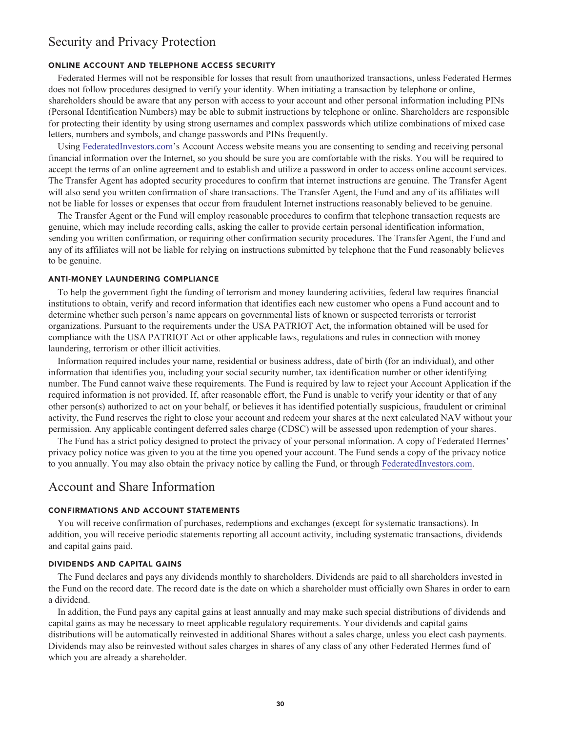## Security and Privacy Protection

### ONLINE ACCOUNT AND TELEPHONE ACCESS SECURITY

Federated Hermes will not be responsible for losses that result from unauthorized transactions, unless Federated Hermes does not follow procedures designed to verify your identity. When initiating a transaction by telephone or online, shareholders should be aware that any person with access to your account and other personal information including PINs (Personal Identification Numbers) may be able to submit instructions by telephone or online. Shareholders are responsible for protecting their identity by using strong usernames and complex passwords which utilize combinations of mixed case letters, numbers and symbols, and change passwords and PINs frequently.

Using FederatedInvestors.com's Account Access website means you are consenting to sending and receiving personal financial information over the Internet, so you should be sure you are comfortable with the risks. You will be required to accept the terms of an online agreement and to establish and utilize a password in order to access online account services. The Transfer Agent has adopted security procedures to confirm that internet instructions are genuine. The Transfer Agent will also send you written confirmation of share transactions. The Transfer Agent, the Fund and any of its affiliates will not be liable for losses or expenses that occur from fraudulent Internet instructions reasonably believed to be genuine.

The Transfer Agent or the Fund will employ reasonable procedures to confirm that telephone transaction requests are genuine, which may include recording calls, asking the caller to provide certain personal identification information, sending you written confirmation, or requiring other confirmation security procedures. The Transfer Agent, the Fund and any of its affiliates will not be liable for relying on instructions submitted by telephone that the Fund reasonably believes to be genuine.

### ANTI-MONEY LAUNDERING COMPLIANCE

To help the government fight the funding of terrorism and money laundering activities, federal law requires financial institutions to obtain, verify and record information that identifies each new customer who opens a Fund account and to determine whether such person's name appears on governmental lists of known or suspected terrorists or terrorist organizations. Pursuant to the requirements under the USA PATRIOT Act, the information obtained will be used for compliance with the USA PATRIOT Act or other applicable laws, regulations and rules in connection with money laundering, terrorism or other illicit activities.

Information required includes your name, residential or business address, date of birth (for an individual), and other information that identifies you, including your social security number, tax identification number or other identifying number. The Fund cannot waive these requirements. The Fund is required by law to reject your Account Application if the required information is not provided. If, after reasonable effort, the Fund is unable to verify your identity or that of any other person(s) authorized to act on your behalf, or believes it has identified potentially suspicious, fraudulent or criminal activity, the Fund reserves the right to close your account and redeem your shares at the next calculated NAV without your permission. Any applicable contingent deferred sales charge (CDSC) will be assessed upon redemption of your shares.

The Fund has a strict policy designed to protect the privacy of your personal information. A copy of Federated Hermes' privacy policy notice was given to you at the time you opened your account. The Fund sends a copy of the privacy notice to you annually. You may also obtain the privacy notice by calling the Fund, or through FederatedInvestors.com.

## Account and Share Information

### CONFIRMATIONS AND ACCOUNT STATEMENTS

You will receive confirmation of purchases, redemptions and exchanges (except for systematic transactions). In addition, you will receive periodic statements reporting all account activity, including systematic transactions, dividends and capital gains paid.

### DIVIDENDS AND CAPITAL GAINS

The Fund declares and pays any dividends monthly to shareholders. Dividends are paid to all shareholders invested in the Fund on the record date. The record date is the date on which a shareholder must officially own Shares in order to earn a dividend.

In addition, the Fund pays any capital gains at least annually and may make such special distributions of dividends and capital gains as may be necessary to meet applicable regulatory requirements. Your dividends and capital gains distributions will be automatically reinvested in additional Shares without a sales charge, unless you elect cash payments. Dividends may also be reinvested without sales charges in shares of any class of any other Federated Hermes fund of which you are already a shareholder.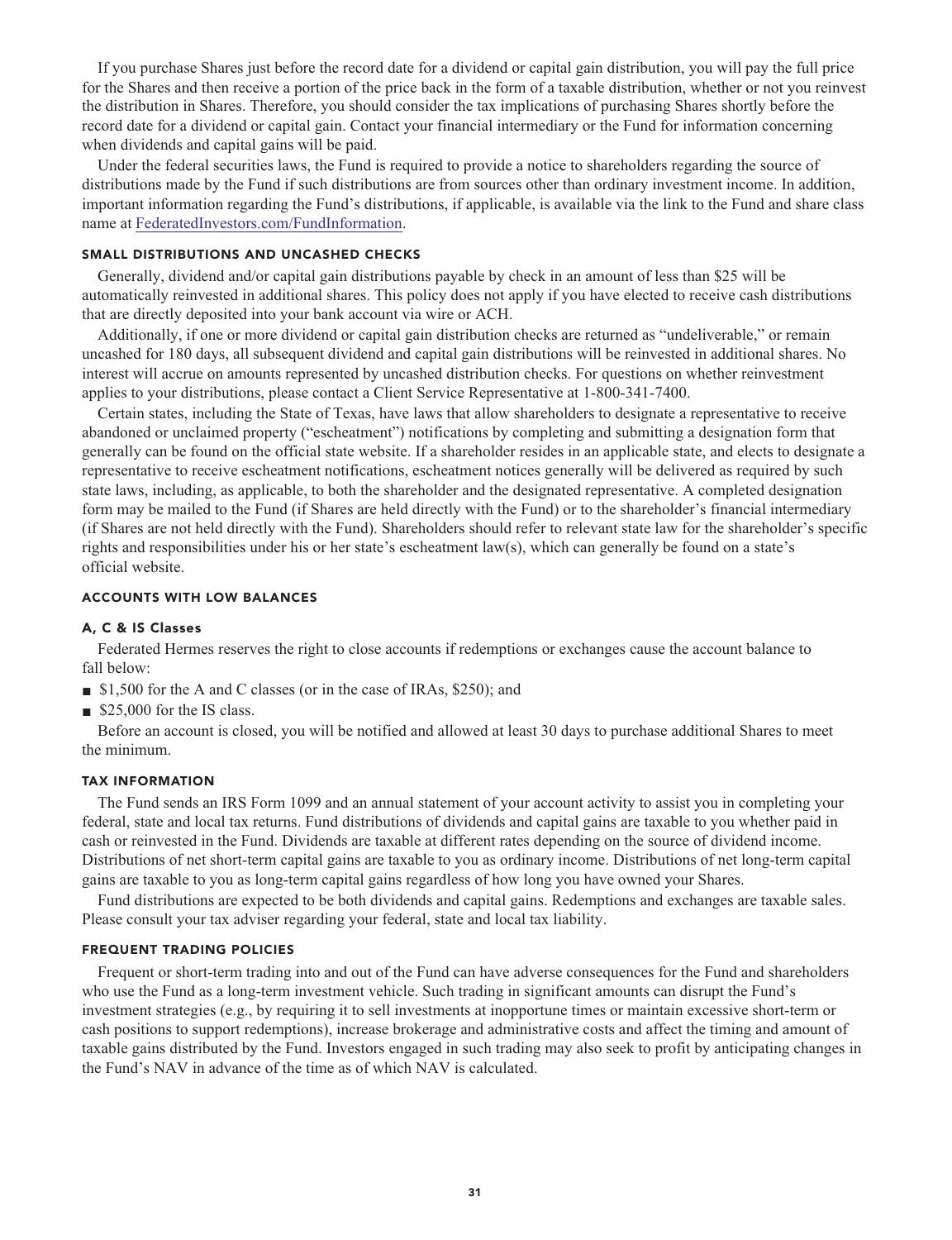If you purchase Shares just before the record date for a dividend or capital gain distribution, you will pay the full price for the Shares and then receive a portion of the price back in the form of a taxable distribution, whether or not you reinvest the distribution in Shares. Therefore, you should consider the tax implications of purchasing Shares shortly before the record date for a dividend or capital gain. Contact your financial intermediary or the Fund for information concerning when dividends and capital gains will be paid.

Under the federal securities laws, the Fund is required to provide a notice to shareholders regarding the source of distributions made by the Fund if such distributions are from sources other than ordinary investment income. In addition, important information regarding the Fund's distributions, if applicable, is available via the link to the Fund and share class name at FederatedInvestors.com/FundInformation.

### SMALL DISTRIBUTIONS AND UNCASHED CHECKS

Generally, dividend and/or capital gain distributions payable by check in an amount of less than $25 will be automatically reinvested in additional shares. This policy does not apply if you have elected to receive cash distributions that are directly deposited into your bank account via wire or ACH.

Additionally, if one or more dividend or capital gain distribution checks are returned as "undeliverable," or remain uncashed for 180 days, all subsequent dividend and capital gain distributions will be reinvested in additional shares. No interest will accrue on amounts represented by uncashed distribution checks. For questions on whether reinvestment applies to your distributions, please contact a Client Service Representative at 1-800-341-7400.

Certain states, including the State of Texas, have laws that allow shareholders to designate a representative to receive abandoned or unclaimed property ("escheatment") notifications by completing and submitting a designation form that generally can be found on the official state website. If a shareholder resides in an applicable state, and elects to designate a representative to receive escheatment notifications, escheatment notices generally will be delivered as required by such state laws, including, as applicable, to both the shareholder and the designated representative. A completed designation form may be mailed to the Fund (if Shares are held directly with the Fund) or to the shareholder's financial intermediary (if Shares are not held directly with the Fund). Shareholders should refer to relevant state law for the shareholder's specific rights and responsibilities under his or her state's escheatment law(s), which can generally be found on a state's official website.

### ACCOUNTS WITH LOW BALANCES

#### A, C & IS Classes

Federated Hermes reserves the right to close accounts if redemptions or exchanges cause the account balance to fall below:

- $1,500 for the A and C classes (or in the case of IRAs, $250); and
- $25,000 for the IS class.

Before an account is closed, you will be notified and allowed at least 30 days to purchase additional Shares to meet the minimum.

### TAX INFORMATION

The Fund sends an IRS Form 1099 and an annual statement of your account activity to assist you in completing your federal, state and local tax returns. Fund distributions of dividends and capital gains are taxable to you whether paid in cash or reinvested in the Fund. Dividends are taxable at different rates depending on the source of dividend income. Distributions of net short-term capital gains are taxable to you as ordinary income. Distributions of net long-term capital gains are taxable to you as long-term capital gains regardless of how long you have owned your Shares.

Fund distributions are expected to be both dividends and capital gains. Redemptions and exchanges are taxable sales. Please consult your tax adviser regarding your federal, state and local tax liability.

### FREQUENT TRADING POLICIES

Frequent or short-term trading into and out of the Fund can have adverse consequences for the Fund and shareholders who use the Fund as a long-term investment vehicle. Such trading in significant amounts can disrupt the Fund's investment strategies (e.g., by requiring it to sell investments at inopportune times or maintain excessive short-term or cash positions to support redemptions), increase brokerage and administrative costs and affect the timing and amount of taxable gains distributed by the Fund. Investors engaged in such trading may also seek to profit by anticipating changes in the Fund's NAV in advance of the time as of which NAV is calculated.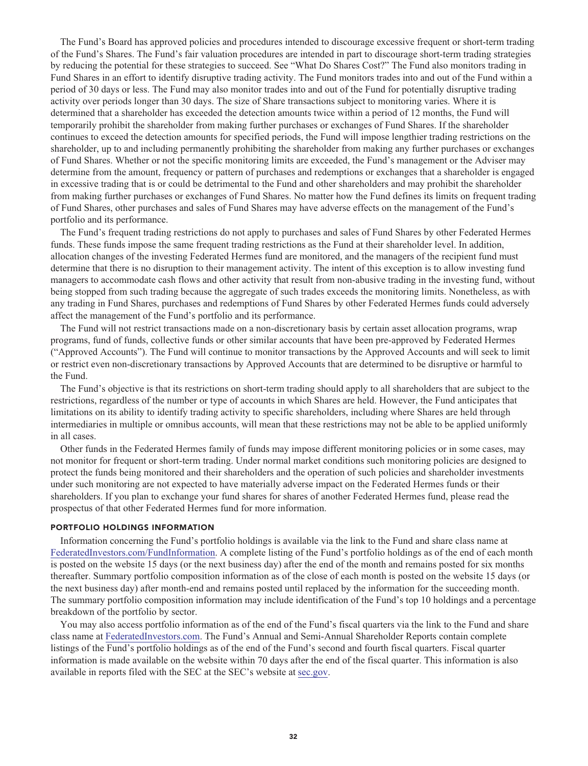The Fund's Board has approved policies and procedures intended to discourage excessive frequent or short-term trading of the Fund's Shares. The Fund's fair valuation procedures are intended in part to discourage short-term trading strategies by reducing the potential for these strategies to succeed. See "What Do Shares Cost?" The Fund also monitors trading in Fund Shares in an effort to identify disruptive trading activity. The Fund monitors trades into and out of the Fund within a period of 30 days or less. The Fund may also monitor trades into and out of the Fund for potentially disruptive trading activity over periods longer than 30 days. The size of Share transactions subject to monitoring varies. Where it is determined that a shareholder has exceeded the detection amounts twice within a period of 12 months, the Fund will temporarily prohibit the shareholder from making further purchases or exchanges of Fund Shares. If the shareholder continues to exceed the detection amounts for specified periods, the Fund will impose lengthier trading restrictions on the shareholder, up to and including permanently prohibiting the shareholder from making any further purchases or exchanges of Fund Shares. Whether or not the specific monitoring limits are exceeded, the Fund's management or the Adviser may determine from the amount, frequency or pattern of purchases and redemptions or exchanges that a shareholder is engaged in excessive trading that is or could be detrimental to the Fund and other shareholders and may prohibit the shareholder from making further purchases or exchanges of Fund Shares. No matter how the Fund defines its limits on frequent trading of Fund Shares, other purchases and sales of Fund Shares may have adverse effects on the management of the Fund's portfolio and its performance.

The Fund's frequent trading restrictions do not apply to purchases and sales of Fund Shares by other Federated Hermes funds. These funds impose the same frequent trading restrictions as the Fund at their shareholder level. In addition, allocation changes of the investing Federated Hermes fund are monitored, and the managers of the recipient fund must determine that there is no disruption to their management activity. The intent of this exception is to allow investing fund managers to accommodate cash flows and other activity that result from non-abusive trading in the investing fund, without being stopped from such trading because the aggregate of such trades exceeds the monitoring limits. Nonetheless, as with any trading in Fund Shares, purchases and redemptions of Fund Shares by other Federated Hermes funds could adversely affect the management of the Fund's portfolio and its performance.

The Fund will not restrict transactions made on a non-discretionary basis by certain asset allocation programs, wrap programs, fund of funds, collective funds or other similar accounts that have been pre-approved by Federated Hermes ("Approved Accounts"). The Fund will continue to monitor transactions by the Approved Accounts and will seek to limit or restrict even non-discretionary transactions by Approved Accounts that are determined to be disruptive or harmful to the Fund.

The Fund's objective is that its restrictions on short-term trading should apply to all shareholders that are subject to the restrictions, regardless of the number or type of accounts in which Shares are held. However, the Fund anticipates that limitations on its ability to identify trading activity to specific shareholders, including where Shares are held through intermediaries in multiple or omnibus accounts, will mean that these restrictions may not be able to be applied uniformly in all cases.

Other funds in the Federated Hermes family of funds may impose different monitoring policies or in some cases, may not monitor for frequent or short-term trading. Under normal market conditions such monitoring policies are designed to protect the funds being monitored and their shareholders and the operation of such policies and shareholder investments under such monitoring are not expected to have materially adverse impact on the Federated Hermes funds or their shareholders. If you plan to exchange your fund shares for shares of another Federated Hermes fund, please read the prospectus of that other Federated Hermes fund for more information.

## PORTFOLIO HOLDINGS INFORMATION

Information concerning the Fund's portfolio holdings is available via the link to the Fund and share class name at FederatedInvestors.com/FundInformation. A complete listing of the Fund's portfolio holdings as of the end of each month is posted on the website 15 days (or the next business day) after the end of the month and remains posted for six months thereafter. Summary portfolio composition information as of the close of each month is posted on the website 15 days (or the next business day) after month-end and remains posted until replaced by the information for the succeeding month. The summary portfolio composition information may include identification of the Fund's top 10 holdings and a percentage breakdown of the portfolio by sector.

You may also access portfolio information as of the end of the Fund's fiscal quarters via the link to the Fund and share class name at FederatedInvestors.com. The Fund's Annual and Semi-Annual Shareholder Reports contain complete listings of the Fund's portfolio holdings as of the end of the Fund's second and fourth fiscal quarters. Fiscal quarter information is made available on the website within 70 days after the end of the fiscal quarter. This information is also available in reports filed with the SEC at the SEC's website at sec.gov.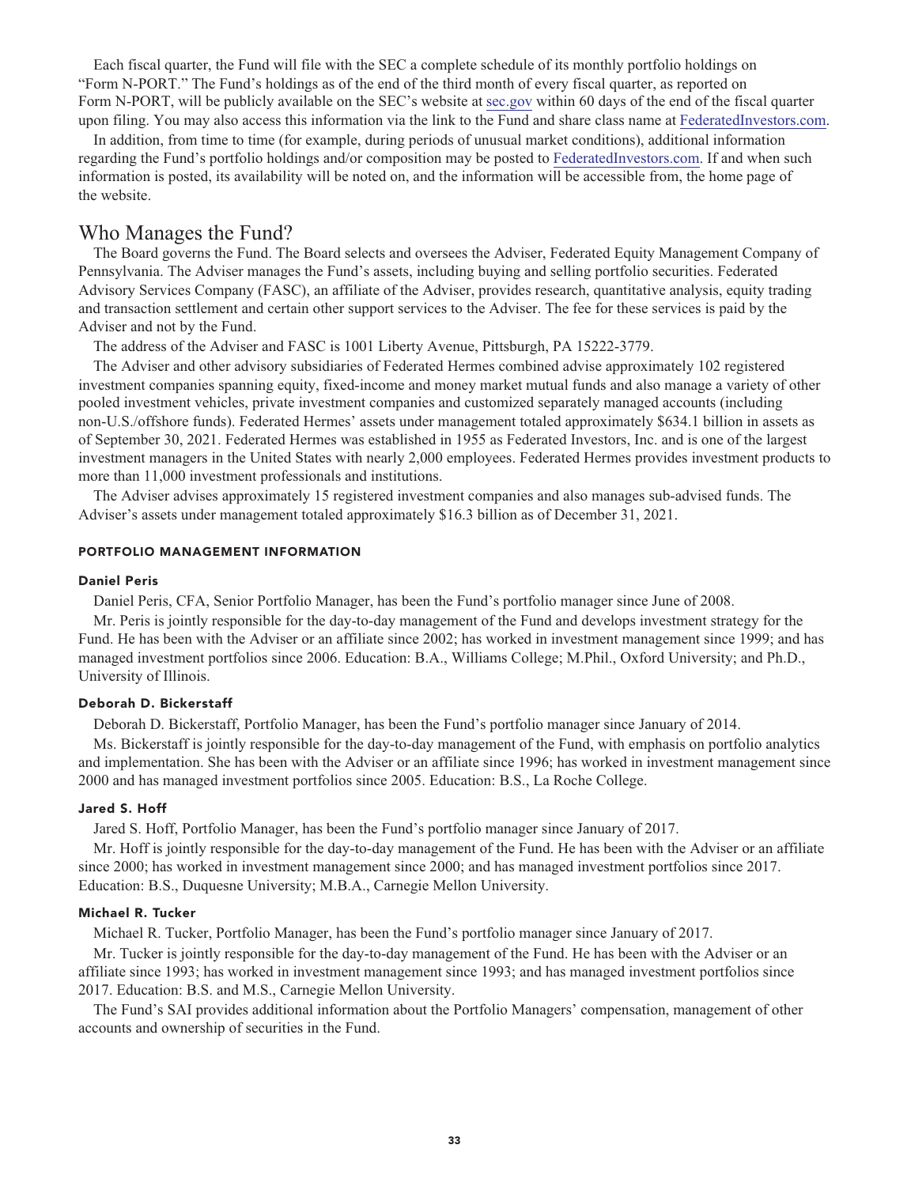Each fiscal quarter, the Fund will file with the SEC a complete schedule of its monthly portfolio holdings on "Form N-PORT." The Fund's holdings as of the end of the third month of every fiscal quarter, as reported on Form N-PORT, will be publicly available on the SEC's website at sec.gov within 60 days of the end of the fiscal quarter upon filing. You may also access this information via the link to the Fund and share class name at FederatedInvestors.com.

In addition, from time to time (for example, during periods of unusual market conditions), additional information regarding the Fund's portfolio holdings and/or composition may be posted to FederatedInvestors.com. If and when such information is posted, its availability will be noted on, and the information will be accessible from, the home page of the website.

# Who Manages the Fund?

The Board governs the Fund. The Board selects and oversees the Adviser, Federated Equity Management Company of Pennsylvania. The Adviser manages the Fund's assets, including buying and selling portfolio securities. Federated Advisory Services Company (FASC), an affiliate of the Adviser, provides research, quantitative analysis, equity trading and transaction settlement and certain other support services to the Adviser. The fee for these services is paid by the Adviser and not by the Fund.

The address of the Adviser and FASC is 1001 Liberty Avenue, Pittsburgh, PA 15222-3779.

The Adviser and other advisory subsidiaries of Federated Hermes combined advise approximately 102 registered investment companies spanning equity, fixed-income and money market mutual funds and also manage a variety of other pooled investment vehicles, private investment companies and customized separately managed accounts (including non-U.S./offshore funds). Federated Hermes' assets under management totaled approximately $634.1 billion in assets as of September 30, 2021. Federated Hermes was established in 1955 as Federated Investors, Inc. and is one of the largest investment managers in the United States with nearly 2,000 employees. Federated Hermes provides investment products to more than 11,000 investment professionals and institutions.

The Adviser advises approximately 15 registered investment companies and also manages sub-advised funds. The Adviser's assets under management totaled approximately $16.3 billion as of December 31, 2021.

## PORTFOLIO MANAGEMENT INFORMATION

### Daniel Peris

Daniel Peris, CFA, Senior Portfolio Manager, has been the Fund's portfolio manager since June of 2008.

Mr. Peris is jointly responsible for the day-to-day management of the Fund and develops investment strategy for the Fund. He has been with the Adviser or an affiliate since 2002; has worked in investment management since 1999; and has managed investment portfolios since 2006. Education: B.A., Williams College; M.Phil., Oxford University; and Ph.D., University of Illinois.

### Deborah D. Bickerstaff

Deborah D. Bickerstaff, Portfolio Manager, has been the Fund's portfolio manager since January of 2014.

Ms. Bickerstaff is jointly responsible for the day-to-day management of the Fund, with emphasis on portfolio analytics and implementation. She has been with the Adviser or an affiliate since 1996; has worked in investment management since 2000 and has managed investment portfolios since 2005. Education: B.S., La Roche College.

### Jared S. Hoff

Jared S. Hoff, Portfolio Manager, has been the Fund's portfolio manager since January of 2017.

Mr. Hoff is jointly responsible for the day-to-day management of the Fund. He has been with the Adviser or an affiliate since 2000; has worked in investment management since 2000; and has managed investment portfolios since 2017. Education: B.S., Duquesne University; M.B.A., Carnegie Mellon University.

### Michael R. Tucker

Michael R. Tucker, Portfolio Manager, has been the Fund's portfolio manager since January of 2017.

Mr. Tucker is jointly responsible for the day-to-day management of the Fund. He has been with the Adviser or an affiliate since 1993; has worked in investment management since 1993; and has managed investment portfolios since 2017. Education: B.S. and M.S., Carnegie Mellon University.

The Fund's SAI provides additional information about the Portfolio Managers' compensation, management of other accounts and ownership of securities in the Fund.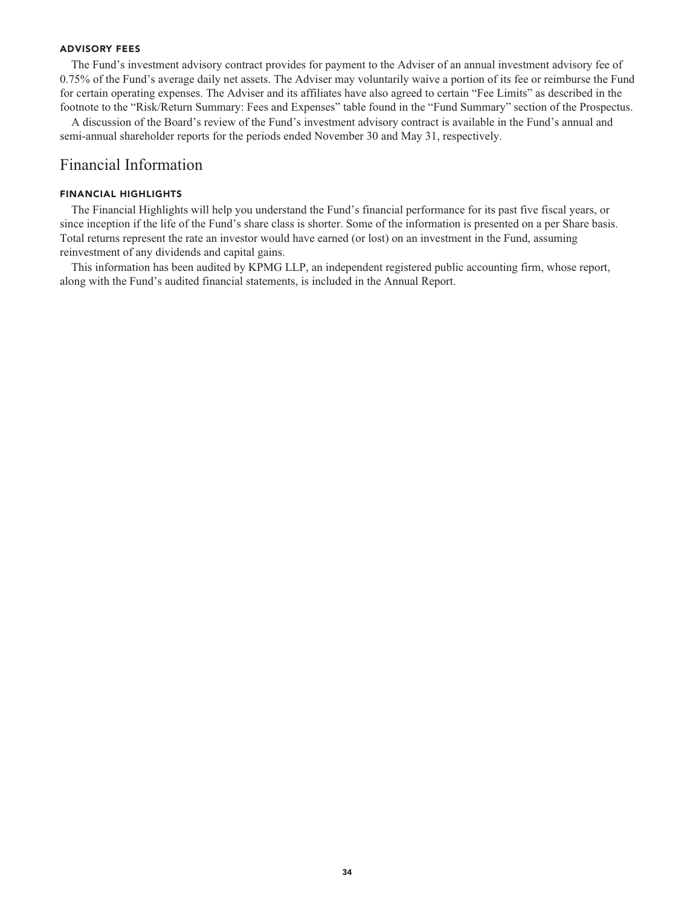#### ADVISORY FEES

The Fund's investment advisory contract provides for payment to the Adviser of an annual investment advisory fee of 0.75% of the Fund's average daily net assets. The Adviser may voluntarily waive a portion of its fee or reimburse the Fund for certain operating expenses. The Adviser and its affiliates have also agreed to certain "Fee Limits" as described in the footnote to the "Risk/Return Summary: Fees and Expenses" table found in the "Fund Summary" section of the Prospectus.

A discussion of the Board's review of the Fund's investment advisory contract is available in the Fund's annual and semi-annual shareholder reports for the periods ended November 30 and May 31, respectively.

## Financial Information

#### FINANCIAL HIGHLIGHTS

The Financial Highlights will help you understand the Fund's financial performance for its past five fiscal years, or since inception if the life of the Fund's share class is shorter. Some of the information is presented on a per Share basis. Total returns represent the rate an investor would have earned (or lost) on an investment in the Fund, assuming reinvestment of any dividends and capital gains.

This information has been audited by KPMG LLP, an independent registered public accounting firm, whose report, along with the Fund's audited financial statements, is included in the Annual Report.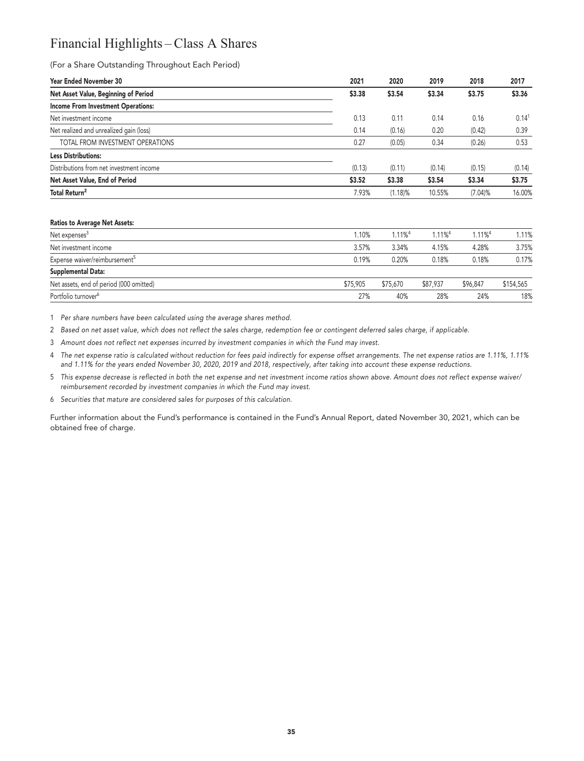# Financial Highlights – Class A Shares

(For a Share Outstanding Throughout Each Period)

| Year Ended November 30 | 2021 | 2020 | 2019 | 2018 | 2017 |
|---|---|---|---|---|---|
| **Net Asset Value, Beginning of Period** | **$3.38** | **$3.54** | **$3.34** | **$3.75** | **$3.36** |
| **Income From Investment Operations:** | | | | | |
| Net investment income | 0.13 | 0.11 | 0.14 | 0.16 | 0.14[1] |
| Net realized and unrealized gain (loss) | 0.14 | (0.16) | 0.20 | (0.42) | 0.39 |
| TOTAL FROM INVESTMENT OPERATIONS | 0.27 | (0.05) | 0.34 | (0.26) | 0.53 |
| **Less Distributions:** | | | | | |
| Distributions from net investment income | (0.13) | (0.11) | (0.14) | (0.15) | (0.14) |
| **Net Asset Value, End of Period** | **$3.52** | **$3.38** | **$3.54** | **$3.34** | **$3.75** |
| **Total Return[2]** | 7.93% | (1.18)% | 10.55% | (7.04)% | 16.00% |
| **Ratios to Average Net Assets:** | | | | | |
| Net expenses[3] | 1.10% | 1.11%[4] | 1.11%[4] | 1.11%[4] | 1.11% |
| Net investment income | 3.57% | 3.34% | 4.15% | 4.28% | 3.75% |
| Expense waiver/reimbursement[5] | 0.19% | 0.20% | 0.18% | 0.18% | 0.17% |
| **Supplemental Data:** | | | | | |
| Net assets, end of period (000 omitted) | $75,905 | $75,670 | $87,937 | $96,847 | $154,565 |
| Portfolio turnover[6] | 27% | 40% | 28% | 24% | 18% |

1 *Per share numbers have been calculated using the average shares method.*

2 *Based on net asset value, which does not reflect the sales charge, redemption fee or contingent deferred sales charge, if applicable.*

3 *Amount does not reflect net expenses incurred by investment companies in which the Fund may invest.*

4 *The net expense ratio is calculated without reduction for fees paid indirectly for expense offset arrangements. The net expense ratios are 1.11%, 1.11% and 1.11% for the years ended November 30, 2020, 2019 and 2018, respectively, after taking into account these expense reductions.*

5 *This expense decrease is reflected in both the net expense and net investment income ratios shown above. Amount does not reflect expense waiver/reimbursement recorded by investment companies in which the Fund may invest.*

6 *Securities that mature are considered sales for purposes of this calculation.*

Further information about the Fund's performance is contained in the Fund's Annual Report, dated November 30, 2021, which can be obtained free of charge.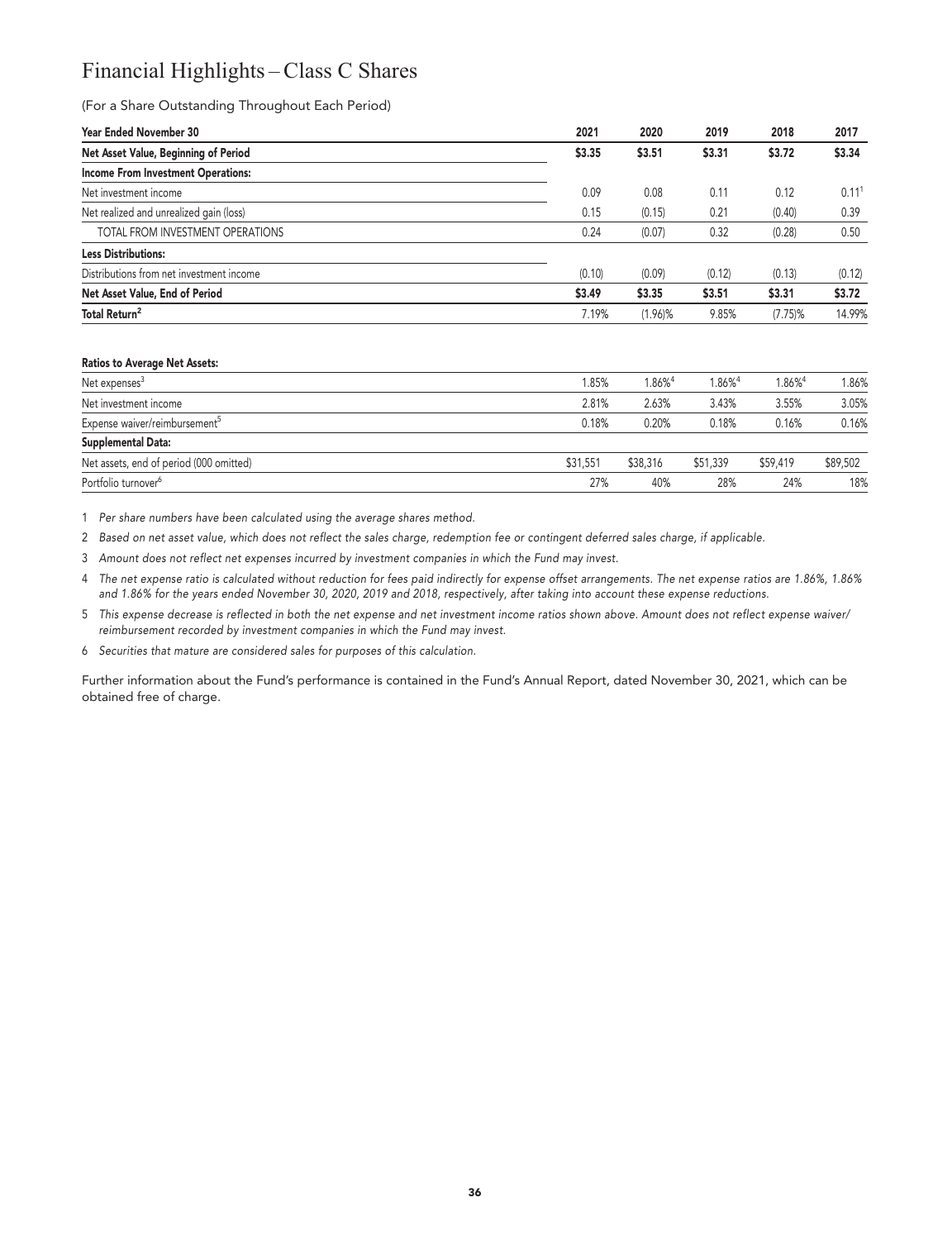# Financial Highlights – Class C Shares

(For a Share Outstanding Throughout Each Period)

| Year Ended November 30 | 2021 | 2020 | 2019 | 2018 | 2017 |
|---|---|---|---|---|---|
| **Net Asset Value, Beginning of Period** | **$3.35** | **$3.51** | **$3.31** | **$3.72** | **$3.34** |
| **Income From Investment Operations:** | | | | | |
| Net investment income | 0.09 | 0.08 | 0.11 | 0.12 | 0.11[1] |
| Net realized and unrealized gain (loss) | 0.15 | (0.15) | 0.21 | (0.40) | 0.39 |
| TOTAL FROM INVESTMENT OPERATIONS | 0.24 | (0.07) | 0.32 | (0.28) | 0.50 |
| **Less Distributions:** | | | | | |
| Distributions from net investment income | (0.10) | (0.09) | (0.12) | (0.13) | (0.12) |
| **Net Asset Value, End of Period** | **$3.49** | **$3.35** | **$3.51** | **$3.31** | **$3.72** |
| **Total Return[2]** | 7.19% | (1.96)% | 9.85% | (7.75)% | 14.99% |
| | | | | | |
| **Ratios to Average Net Assets:** | | | | | |
| Net expenses[3] | 1.85% | 1.86%[4] | 1.86%[4] | 1.86%[4] | 1.86% |
| Net investment income | 2.81% | 2.63% | 3.43% | 3.55% | 3.05% |
| Expense waiver/reimbursement[5] | 0.18% | 0.20% | 0.18% | 0.16% | 0.16% |
| **Supplemental Data:** | | | | | |
| Net assets, end of period (000 omitted) | $31,551 | $38,316 | $51,339 | $59,419 | $89,502 |
| Portfolio turnover[6] | 27% | 40% | 28% | 24% | 18% |

1 *Per share numbers have been calculated using the average shares method.*

2 *Based on net asset value, which does not reflect the sales charge, redemption fee or contingent deferred sales charge, if applicable.*

3 *Amount does not reflect net expenses incurred by investment companies in which the Fund may invest.*

4 *The net expense ratio is calculated without reduction for fees paid indirectly for expense offset arrangements. The net expense ratios are 1.86%, 1.86% and 1.86% for the years ended November 30, 2020, 2019 and 2018, respectively, after taking into account these expense reductions.*

5 *This expense decrease is reflected in both the net expense and net investment income ratios shown above. Amount does not reflect expense waiver/reimbursement recorded by investment companies in which the Fund may invest.*

6 *Securities that mature are considered sales for purposes of this calculation.*

Further information about the Fund's performance is contained in the Fund's Annual Report, dated November 30, 2021, which can be obtained free of charge.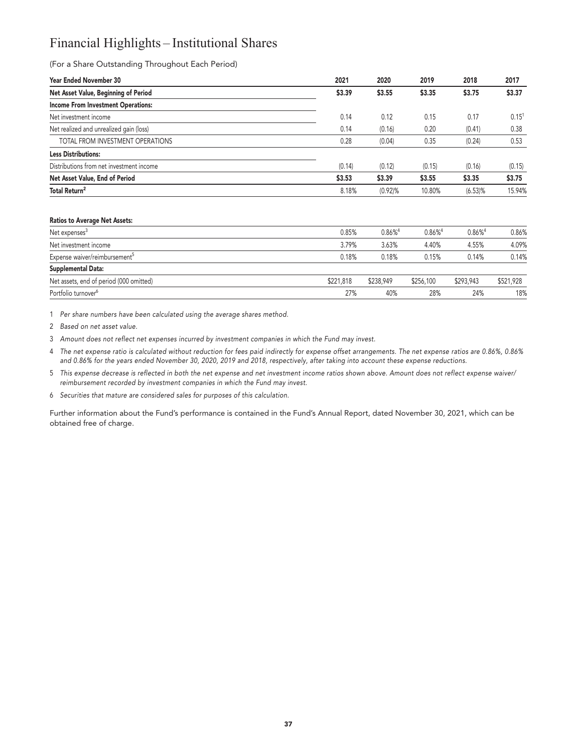# Financial Highlights – Institutional Shares

(For a Share Outstanding Throughout Each Period)

| Year Ended November 30 | 2021 | 2020 | 2019 | 2018 | 2017 |
|---|---|---|---|---|---|
| **Net Asset Value, Beginning of Period** | **$3.39** | **$3.55** | **$3.35** | **$3.75** | **$3.37** |
| **Income From Investment Operations:** | | | | | |
| Net investment income | 0.14 | 0.12 | 0.15 | 0.17 | 0.15[1] |
| Net realized and unrealized gain (loss) | 0.14 | (0.16) | 0.20 | (0.41) | 0.38 |
| TOTAL FROM INVESTMENT OPERATIONS | 0.28 | (0.04) | 0.35 | (0.24) | 0.53 |
| **Less Distributions:** | | | | | |
| Distributions from net investment income | (0.14) | (0.12) | (0.15) | (0.16) | (0.15) |
| **Net Asset Value, End of Period** | **$3.53** | **$3.39** | **$3.55** | **$3.35** | **$3.75** |
| **Total Return[2]** | 8.18% | (0.92)% | 10.80% | (6.53)% | 15.94% |

| **Ratios to Average Net Assets:** | | | | | |
|---|---|---|---|---|---|
| Net expenses[3] | 0.85% | 0.86%[4] | 0.86%[4] | 0.86%[4] | 0.86% |
| Net investment income | 3.79% | 3.63% | 4.40% | 4.55% | 4.09% |
| Expense waiver/reimbursement[5] | 0.18% | 0.18% | 0.15% | 0.14% | 0.14% |
| **Supplemental Data:** | | | | | |
| Net assets, end of period (000 omitted) | $221,818 | $238,949 | $256,100 | $293,943 | $521,928 |
| Portfolio turnover[6] | 27% | 40% | 28% | 24% | 18% |

1 *Per share numbers have been calculated using the average shares method.*

2 *Based on net asset value.*

3 *Amount does not reflect net expenses incurred by investment companies in which the Fund may invest.*

4 *The net expense ratio is calculated without reduction for fees paid indirectly for expense offset arrangements. The net expense ratios are 0.86%, 0.86% and 0.86% for the years ended November 30, 2020, 2019 and 2018, respectively, after taking into account these expense reductions.*

5 *This expense decrease is reflected in both the net expense and net investment income ratios shown above. Amount does not reflect expense waiver/reimbursement recorded by investment companies in which the Fund may invest.*

6 *Securities that mature are considered sales for purposes of this calculation.*

Further information about the Fund's performance is contained in the Fund's Annual Report, dated November 30, 2021, which can be obtained free of charge.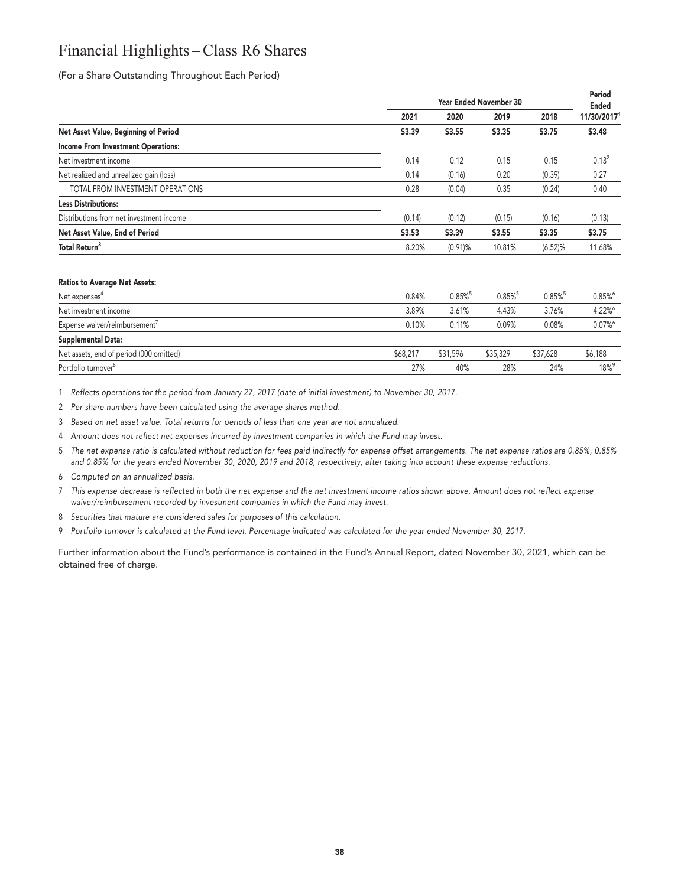# Financial Highlights – Class R6 Shares

(For a Share Outstanding Throughout Each Period)

| | Year Ended November 30 | | | | Period Ended |
|---|---|---|---|---|---|
| | 2021 | 2020 | 2019 | 2018 | 11/30/2017[1] |
| **Net Asset Value, Beginning of Period** | **$3.39** | **$3.55** | **$3.35** | **$3.75** | **$3.48** |
| **Income From Investment Operations:** | | | | | |
| Net investment income | 0.14 | 0.12 | 0.15 | 0.15 | 0.13[2] |
| Net realized and unrealized gain (loss) | 0.14 | (0.16) | 0.20 | (0.39) | 0.27 |
| TOTAL FROM INVESTMENT OPERATIONS | 0.28 | (0.04) | 0.35 | (0.24) | 0.40 |
| **Less Distributions:** | | | | | |
| Distributions from net investment income | (0.14) | (0.12) | (0.15) | (0.16) | (0.13) |
| **Net Asset Value, End of Period** | **$3.53** | **$3.39** | **$3.55** | **$3.35** | **$3.75** |
| **Total Return[3]** | 8.20% | (0.91)% | 10.81% | (6.52)% | 11.68% |
| **Ratios to Average Net Assets:** | | | | | |
| Net expenses[4] | 0.84% | 0.85%[5] | 0.85%[5] | 0.85%[5] | 0.85%[6] |
| Net investment income | 3.89% | 3.61% | 4.43% | 3.76% | 4.22%[6] |
| Expense waiver/reimbursement[7] | 0.10% | 0.11% | 0.09% | 0.08% | 0.07%[6] |
| **Supplemental Data:** | | | | | |
| Net assets, end of period (000 omitted) | $68,217 | $31,596 | $35,329 | $37,628 | $6,188 |
| Portfolio turnover[8] | 27% | 40% | 28% | 24% | 18%[9] |

1 *Reflects operations for the period from January 27, 2017 (date of initial investment) to November 30, 2017.*

2 *Per share numbers have been calculated using the average shares method.*

3 *Based on net asset value. Total returns for periods of less than one year are not annualized.*

4 *Amount does not reflect net expenses incurred by investment companies in which the Fund may invest.*

5 *The net expense ratio is calculated without reduction for fees paid indirectly for expense offset arrangements. The net expense ratios are 0.85%, 0.85% and 0.85% for the years ended November 30, 2020, 2019 and 2018, respectively, after taking into account these expense reductions.*

6 *Computed on an annualized basis.*

7 *This expense decrease is reflected in both the net expense and the net investment income ratios shown above. Amount does not reflect expense waiver/reimbursement recorded by investment companies in which the Fund may invest.*

8 *Securities that mature are considered sales for purposes of this calculation.*

9 *Portfolio turnover is calculated at the Fund level. Percentage indicated was calculated for the year ended November 30, 2017.*

Further information about the Fund's performance is contained in the Fund's Annual Report, dated November 30, 2021, which can be obtained free of charge.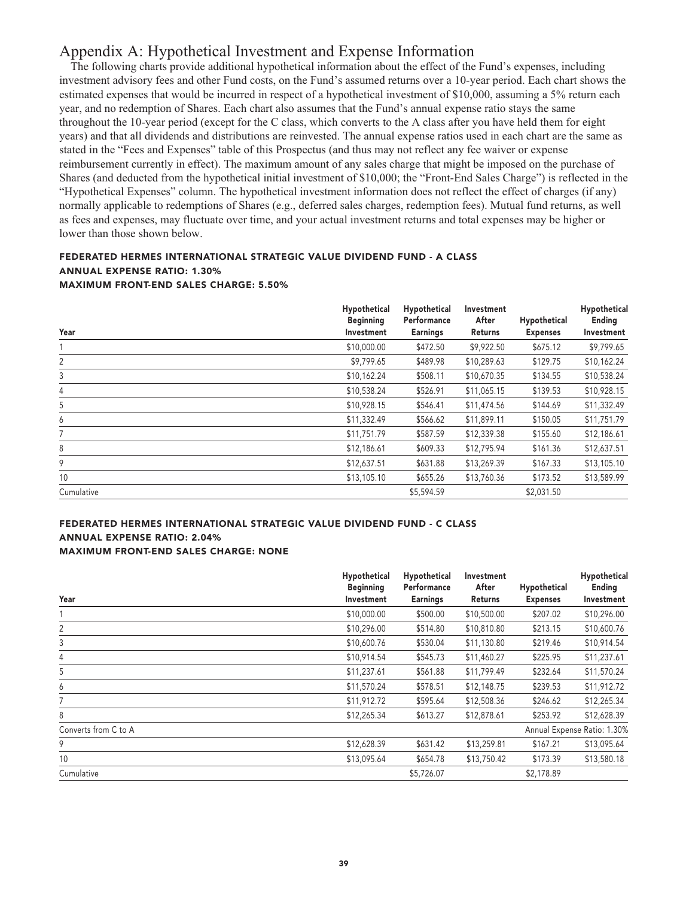# Appendix A: Hypothetical Investment and Expense Information

The following charts provide additional hypothetical information about the effect of the Fund's expenses, including investment advisory fees and other Fund costs, on the Fund's assumed returns over a 10-year period. Each chart shows the estimated expenses that would be incurred in respect of a hypothetical investment of $10,000, assuming a 5% return each year, and no redemption of Shares. Each chart also assumes that the Fund's annual expense ratio stays the same throughout the 10-year period (except for the C class, which converts to the A class after you have held them for eight years) and that all dividends and distributions are reinvested. The annual expense ratios used in each chart are the same as stated in the "Fees and Expenses" table of this Prospectus (and thus may not reflect any fee waiver or expense reimbursement currently in effect). The maximum amount of any sales charge that might be imposed on the purchase of Shares (and deducted from the hypothetical initial investment of $10,000; the "Front-End Sales Charge") is reflected in the "Hypothetical Expenses" column. The hypothetical investment information does not reflect the effect of charges (if any) normally applicable to redemptions of Shares (e.g., deferred sales charges, redemption fees). Mutual fund returns, as well as fees and expenses, may fluctuate over time, and your actual investment returns and total expenses may be higher or lower than those shown below.

**FEDERATED HERMES INTERNATIONAL STRATEGIC VALUE DIVIDEND FUND - A CLASS**
**ANNUAL EXPENSE RATIO: 1.30%**
**MAXIMUM FRONT-END SALES CHARGE: 5.50%**

| Year | Hypothetical Beginning Investment | Hypothetical Performance Earnings | Investment After Returns | Hypothetical Expenses | Hypothetical Ending Investment |
|---|---|---|---|---|---|
| 1 | $10,000.00 | $472.50 | $9,922.50 | $675.12 | $9,799.65 |
| 2 | $9,799.65 | $489.98 | $10,289.63 | $129.75 | $10,162.24 |
| 3 | $10,162.24 | $508.11 | $10,670.35 | $134.55 | $10,538.24 |
| 4 | $10,538.24 | $526.91 | $11,065.15 | $139.53 | $10,928.15 |
| 5 | $10,928.15 | $546.41 | $11,474.56 | $144.69 | $11,332.49 |
| 6 | $11,332.49 | $566.62 | $11,899.11 | $150.05 | $11,751.79 |
| 7 | $11,751.79 | $587.59 | $12,339.38 | $155.60 | $12,186.61 |
| 8 | $12,186.61 | $609.33 | $12,795.94 | $161.36 | $12,637.51 |
| 9 | $12,637.51 | $631.88 | $13,269.39 | $167.33 | $13,105.10 |
| 10 | $13,105.10 | $655.26 | $13,760.36 | $173.52 | $13,589.99 |
| Cumulative | | $5,594.59 | | $2,031.50 | |

**FEDERATED HERMES INTERNATIONAL STRATEGIC VALUE DIVIDEND FUND - C CLASS**
**ANNUAL EXPENSE RATIO: 2.04%**
**MAXIMUM FRONT-END SALES CHARGE: NONE**

| Year | Hypothetical Beginning Investment | Hypothetical Performance Earnings | Investment After Returns | Hypothetical Expenses | Hypothetical Ending Investment |
|---|---|---|---|---|---|
| 1 | $10,000.00 | $500.00 | $10,500.00 | $207.02 | $10,296.00 |
| 2 | $10,296.00 | $514.80 | $10,810.80 | $213.15 | $10,600.76 |
| 3 | $10,600.76 | $530.04 | $11,130.80 | $219.46 | $10,914.54 |
| 4 | $10,914.54 | $545.73 | $11,460.27 | $225.95 | $11,237.61 |
| 5 | $11,237.61 | $561.88 | $11,799.49 | $232.64 | $11,570.24 |
| 6 | $11,570.24 | $578.51 | $12,148.75 | $239.53 | $11,912.72 |
| 7 | $11,912.72 | $595.64 | $12,508.36 | $246.62 | $12,265.34 |
| 8 | $12,265.34 | $613.27 | $12,878.61 | $253.92 | $12,628.39 |
| Converts from C to A | | | | Annual Expense Ratio: 1.30% | |
| 9 | $12,628.39 | $631.42 | $13,259.81 | $167.21 | $13,095.64 |
| 10 | $13,095.64 | $654.78 | $13,750.42 | $173.39 | $13,580.18 |
| Cumulative | | $5,726.07 | | $2,178.89 | |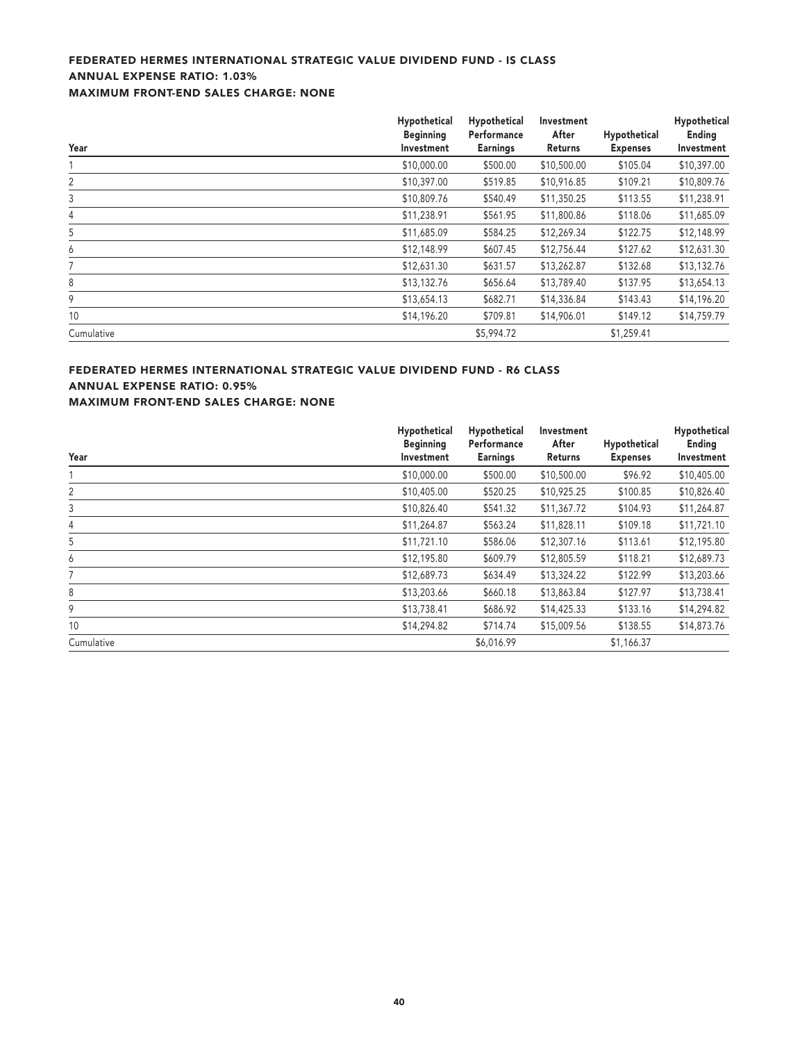### FEDERATED HERMES INTERNATIONAL STRATEGIC VALUE DIVIDEND FUND - IS CLASS
### ANNUAL EXPENSE RATIO: 1.03%
### MAXIMUM FRONT-END SALES CHARGE: NONE

| Year | Hypothetical Beginning Investment | Hypothetical Performance Earnings | Investment After Returns | Hypothetical Expenses | Hypothetical Ending Investment |
|---|---|---|---|---|---|
| 1 | $10,000.00 | $500.00 | $10,500.00 | $105.04 | $10,397.00 |
| 2 | $10,397.00 | $519.85 | $10,916.85 | $109.21 | $10,809.76 |
| 3 | $10,809.76 | $540.49 | $11,350.25 | $113.55 | $11,238.91 |
| 4 | $11,238.91 | $561.95 | $11,800.86 | $118.06 | $11,685.09 |
| 5 | $11,685.09 | $584.25 | $12,269.34 | $122.75 | $12,148.99 |
| 6 | $12,148.99 | $607.45 | $12,756.44 | $127.62 | $12,631.30 |
| 7 | $12,631.30 | $631.57 | $13,262.87 | $132.68 | $13,132.76 |
| 8 | $13,132.76 | $656.64 | $13,789.40 | $137.95 | $13,654.13 |
| 9 | $13,654.13 | $682.71 | $14,336.84 | $143.43 | $14,196.20 |
| 10 | $14,196.20 | $709.81 | $14,906.01 | $149.12 | $14,759.79 |
| Cumulative | | $5,994.72 | | $1,259.41 | |

### FEDERATED HERMES INTERNATIONAL STRATEGIC VALUE DIVIDEND FUND - R6 CLASS
### ANNUAL EXPENSE RATIO: 0.95%
### MAXIMUM FRONT-END SALES CHARGE: NONE

| Year | Hypothetical Beginning Investment | Hypothetical Performance Earnings | Investment After Returns | Hypothetical Expenses | Hypothetical Ending Investment |
|---|---|---|---|---|---|
| 1 | $10,000.00 | $500.00 | $10,500.00 | $96.92 | $10,405.00 |
| 2 | $10,405.00 | $520.25 | $10,925.25 | $100.85 | $10,826.40 |
| 3 | $10,826.40 | $541.32 | $11,367.72 | $104.93 | $11,264.87 |
| 4 | $11,264.87 | $563.24 | $11,828.11 | $109.18 | $11,721.10 |
| 5 | $11,721.10 | $586.06 | $12,307.16 | $113.61 | $12,195.80 |
| 6 | $12,195.80 | $609.79 | $12,805.59 | $118.21 | $12,689.73 |
| 7 | $12,689.73 | $634.49 | $13,324.22 | $122.99 | $13,203.66 |
| 8 | $13,203.66 | $660.18 | $13,863.84 | $127.97 | $13,738.41 |
| 9 | $13,738.41 | $686.92 | $14,425.33 | $133.16 | $14,294.82 |
| 10 | $14,294.82 | $714.74 | $15,009.56 | $138.55 | $14,873.76 |
| Cumulative | | $6,016.99 | | $1,166.37 | |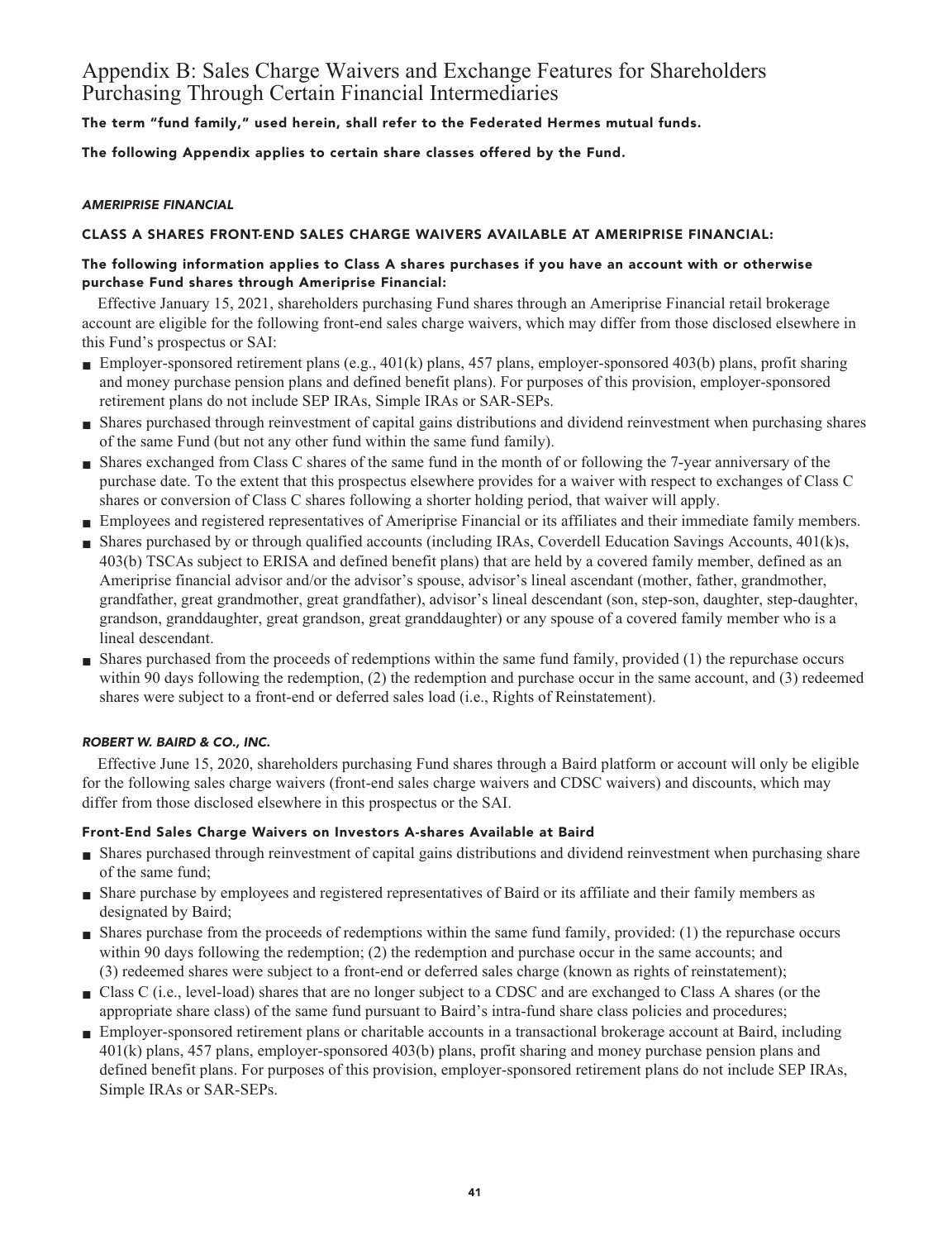# Appendix B: Sales Charge Waivers and Exchange Features for Shareholders Purchasing Through Certain Financial Intermediaries

**The term "fund family," used herein, shall refer to the Federated Hermes mutual funds.**

**The following Appendix applies to certain share classes offered by the Fund.**

### *AMERIPRISE FINANCIAL*

### CLASS A SHARES FRONT-END SALES CHARGE WAIVERS AVAILABLE AT AMERIPRISE FINANCIAL:

**The following information applies to Class A shares purchases if you have an account with or otherwise purchase Fund shares through Ameriprise Financial:**

Effective January 15, 2021, shareholders purchasing Fund shares through an Ameriprise Financial retail brokerage account are eligible for the following front-end sales charge waivers, which may differ from those disclosed elsewhere in this Fund's prospectus or SAI:

- Employer-sponsored retirement plans (e.g., 401(k) plans, 457 plans, employer-sponsored 403(b) plans, profit sharing and money purchase pension plans and defined benefit plans). For purposes of this provision, employer-sponsored retirement plans do not include SEP IRAs, Simple IRAs or SAR-SEPs.
- Shares purchased through reinvestment of capital gains distributions and dividend reinvestment when purchasing shares of the same Fund (but not any other fund within the same fund family).
- Shares exchanged from Class C shares of the same fund in the month of or following the 7-year anniversary of the purchase date. To the extent that this prospectus elsewhere provides for a waiver with respect to exchanges of Class C shares or conversion of Class C shares following a shorter holding period, that waiver will apply.
- Employees and registered representatives of Ameriprise Financial or its affiliates and their immediate family members.
- Shares purchased by or through qualified accounts (including IRAs, Coverdell Education Savings Accounts, 401(k)s, 403(b) TSCAs subject to ERISA and defined benefit plans) that are held by a covered family member, defined as an Ameriprise financial advisor and/or the advisor's spouse, advisor's lineal ascendant (mother, father, grandmother, grandfather, great grandmother, great grandfather), advisor's lineal descendant (son, step-son, daughter, step-daughter, grandson, granddaughter, great grandson, great granddaughter) or any spouse of a covered family member who is a lineal descendant.
- Shares purchased from the proceeds of redemptions within the same fund family, provided (1) the repurchase occurs within 90 days following the redemption, (2) the redemption and purchase occur in the same account, and (3) redeemed shares were subject to a front-end or deferred sales load (i.e., Rights of Reinstatement).

### *ROBERT W. BAIRD & CO., INC.*

Effective June 15, 2020, shareholders purchasing Fund shares through a Baird platform or account will only be eligible for the following sales charge waivers (front-end sales charge waivers and CDSC waivers) and discounts, which may differ from those disclosed elsewhere in this prospectus or the SAI.

#### Front-End Sales Charge Waivers on Investors A-shares Available at Baird

- Shares purchased through reinvestment of capital gains distributions and dividend reinvestment when purchasing share of the same fund;
- Share purchase by employees and registered representatives of Baird or its affiliate and their family members as designated by Baird;
- Shares purchase from the proceeds of redemptions within the same fund family, provided: (1) the repurchase occurs within 90 days following the redemption; (2) the redemption and purchase occur in the same accounts; and (3) redeemed shares were subject to a front-end or deferred sales charge (known as rights of reinstatement);
- Class C (i.e., level-load) shares that are no longer subject to a CDSC and are exchanged to Class A shares (or the appropriate share class) of the same fund pursuant to Baird's intra-fund share class policies and procedures;
- Employer-sponsored retirement plans or charitable accounts in a transactional brokerage account at Baird, including 401(k) plans, 457 plans, employer-sponsored 403(b) plans, profit sharing and money purchase pension plans and defined benefit plans. For purposes of this provision, employer-sponsored retirement plans do not include SEP IRAs, Simple IRAs or SAR-SEPs.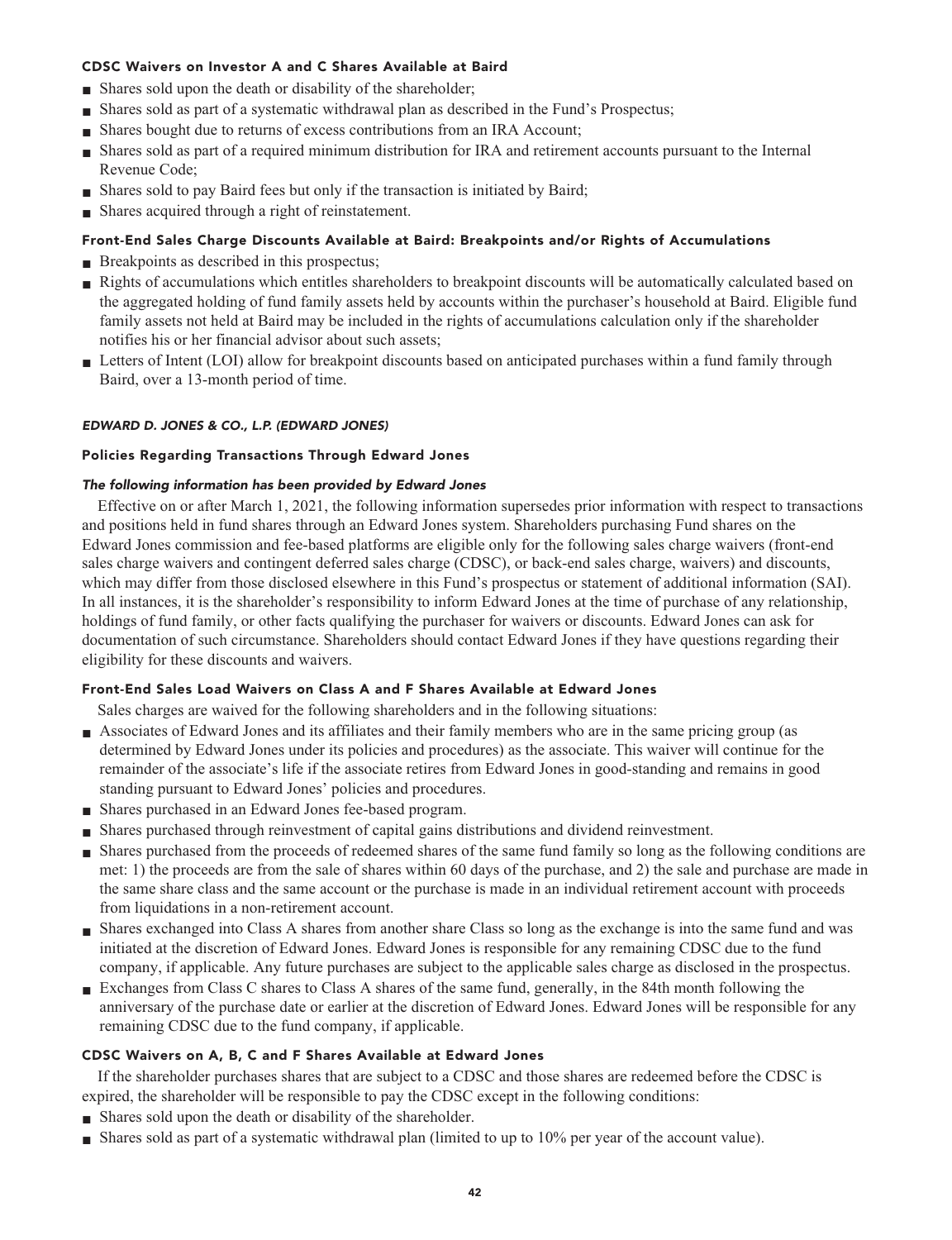#### CDSC Waivers on Investor A and C Shares Available at Baird

- Shares sold upon the death or disability of the shareholder;
- Shares sold as part of a systematic withdrawal plan as described in the Fund's Prospectus;
- Shares bought due to returns of excess contributions from an IRA Account;
- Shares sold as part of a required minimum distribution for IRA and retirement accounts pursuant to the Internal Revenue Code;
- Shares sold to pay Baird fees but only if the transaction is initiated by Baird;
- Shares acquired through a right of reinstatement.

#### Front-End Sales Charge Discounts Available at Baird: Breakpoints and/or Rights of Accumulations

- Breakpoints as described in this prospectus;
- Rights of accumulations which entitles shareholders to breakpoint discounts will be automatically calculated based on the aggregated holding of fund family assets held by accounts within the purchaser's household at Baird. Eligible fund family assets not held at Baird may be included in the rights of accumulations calculation only if the shareholder notifies his or her financial advisor about such assets;
- Letters of Intent (LOI) allow for breakpoint discounts based on anticipated purchases within a fund family through Baird, over a 13-month period of time.

### *EDWARD D. JONES & CO., L.P. (EDWARD JONES)*

#### Policies Regarding Transactions Through Edward Jones

***The following information has been provided by Edward Jones***

Effective on or after March 1, 2021, the following information supersedes prior information with respect to transactions and positions held in fund shares through an Edward Jones system. Shareholders purchasing Fund shares on the Edward Jones commission and fee-based platforms are eligible only for the following sales charge waivers (front-end sales charge waivers and contingent deferred sales charge (CDSC), or back-end sales charge, waivers) and discounts, which may differ from those disclosed elsewhere in this Fund's prospectus or statement of additional information (SAI). In all instances, it is the shareholder's responsibility to inform Edward Jones at the time of purchase of any relationship, holdings of fund family, or other facts qualifying the purchaser for waivers or discounts. Edward Jones can ask for documentation of such circumstance. Shareholders should contact Edward Jones if they have questions regarding their eligibility for these discounts and waivers.

#### Front-End Sales Load Waivers on Class A and F Shares Available at Edward Jones

Sales charges are waived for the following shareholders and in the following situations:

- Associates of Edward Jones and its affiliates and their family members who are in the same pricing group (as determined by Edward Jones under its policies and procedures) as the associate. This waiver will continue for the remainder of the associate's life if the associate retires from Edward Jones in good-standing and remains in good standing pursuant to Edward Jones' policies and procedures.
- Shares purchased in an Edward Jones fee-based program.
- Shares purchased through reinvestment of capital gains distributions and dividend reinvestment.
- Shares purchased from the proceeds of redeemed shares of the same fund family so long as the following conditions are met: 1) the proceeds are from the sale of shares within 60 days of the purchase, and 2) the sale and purchase are made in the same share class and the same account or the purchase is made in an individual retirement account with proceeds from liquidations in a non-retirement account.
- Shares exchanged into Class A shares from another share Class so long as the exchange is into the same fund and was initiated at the discretion of Edward Jones. Edward Jones is responsible for any remaining CDSC due to the fund company, if applicable. Any future purchases are subject to the applicable sales charge as disclosed in the prospectus.
- Exchanges from Class C shares to Class A shares of the same fund, generally, in the 84th month following the anniversary of the purchase date or earlier at the discretion of Edward Jones. Edward Jones will be responsible for any remaining CDSC due to the fund company, if applicable.

#### CDSC Waivers on A, B, C and F Shares Available at Edward Jones

If the shareholder purchases shares that are subject to a CDSC and those shares are redeemed before the CDSC is expired, the shareholder will be responsible to pay the CDSC except in the following conditions:

- Shares sold upon the death or disability of the shareholder.
- Shares sold as part of a systematic withdrawal plan (limited to up to 10% per year of the account value).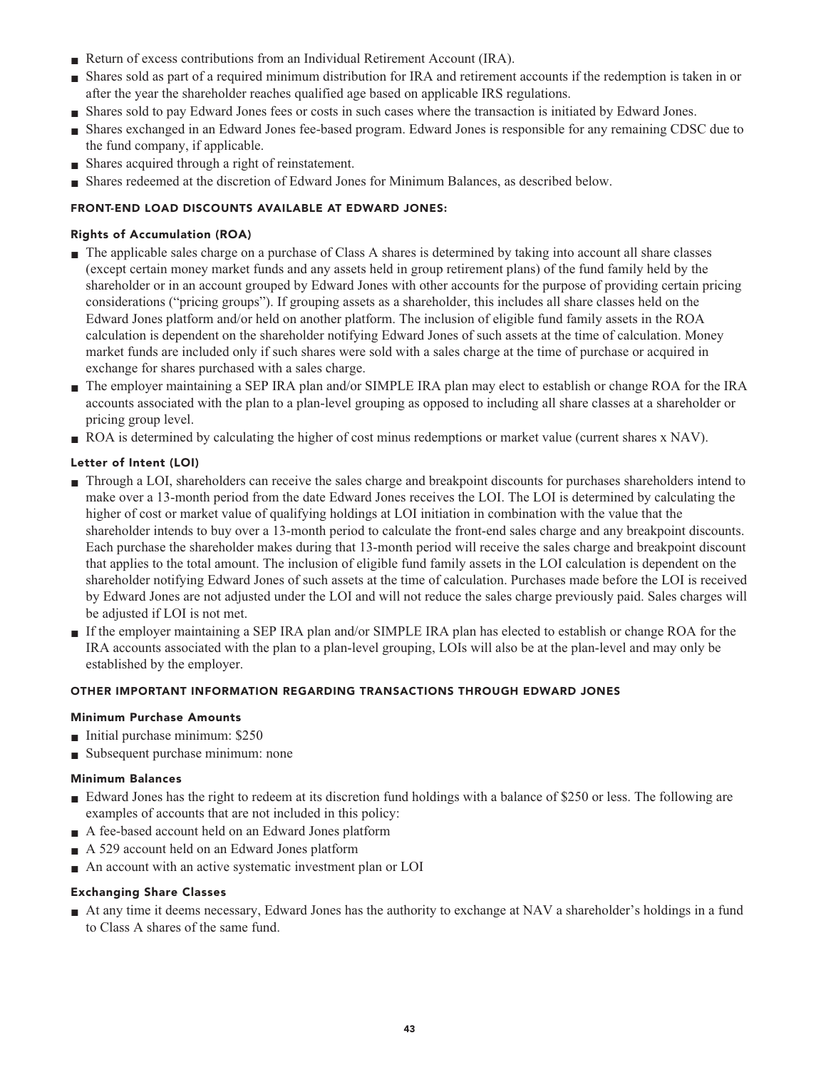- Return of excess contributions from an Individual Retirement Account (IRA).
- Shares sold as part of a required minimum distribution for IRA and retirement accounts if the redemption is taken in or after the year the shareholder reaches qualified age based on applicable IRS regulations.
- Shares sold to pay Edward Jones fees or costs in such cases where the transaction is initiated by Edward Jones.
- Shares exchanged in an Edward Jones fee-based program. Edward Jones is responsible for any remaining CDSC due to the fund company, if applicable.
- Shares acquired through a right of reinstatement.
- Shares redeemed at the discretion of Edward Jones for Minimum Balances, as described below.

## FRONT-END LOAD DISCOUNTS AVAILABLE AT EDWARD JONES:

### Rights of Accumulation (ROA)

- The applicable sales charge on a purchase of Class A shares is determined by taking into account all share classes (except certain money market funds and any assets held in group retirement plans) of the fund family held by the shareholder or in an account grouped by Edward Jones with other accounts for the purpose of providing certain pricing considerations ("pricing groups"). If grouping assets as a shareholder, this includes all share classes held on the Edward Jones platform and/or held on another platform. The inclusion of eligible fund family assets in the ROA calculation is dependent on the shareholder notifying Edward Jones of such assets at the time of calculation. Money market funds are included only if such shares were sold with a sales charge at the time of purchase or acquired in exchange for shares purchased with a sales charge.
- The employer maintaining a SEP IRA plan and/or SIMPLE IRA plan may elect to establish or change ROA for the IRA accounts associated with the plan to a plan-level grouping as opposed to including all share classes at a shareholder or pricing group level.
- ROA is determined by calculating the higher of cost minus redemptions or market value (current shares x NAV).

### Letter of Intent (LOI)

- Through a LOI, shareholders can receive the sales charge and breakpoint discounts for purchases shareholders intend to make over a 13-month period from the date Edward Jones receives the LOI. The LOI is determined by calculating the higher of cost or market value of qualifying holdings at LOI initiation in combination with the value that the shareholder intends to buy over a 13-month period to calculate the front-end sales charge and any breakpoint discounts. Each purchase the shareholder makes during that 13-month period will receive the sales charge and breakpoint discount that applies to the total amount. The inclusion of eligible fund family assets in the LOI calculation is dependent on the shareholder notifying Edward Jones of such assets at the time of calculation. Purchases made before the LOI is received by Edward Jones are not adjusted under the LOI and will not reduce the sales charge previously paid. Sales charges will be adjusted if LOI is not met.
- If the employer maintaining a SEP IRA plan and/or SIMPLE IRA plan has elected to establish or change ROA for the IRA accounts associated with the plan to a plan-level grouping, LOIs will also be at the plan-level and may only be established by the employer.

## OTHER IMPORTANT INFORMATION REGARDING TRANSACTIONS THROUGH EDWARD JONES

### Minimum Purchase Amounts

- Initial purchase minimum: $250
- Subsequent purchase minimum: none

### Minimum Balances

- Edward Jones has the right to redeem at its discretion fund holdings with a balance of $250 or less. The following are examples of accounts that are not included in this policy:
- A fee-based account held on an Edward Jones platform
- A 529 account held on an Edward Jones platform
- An account with an active systematic investment plan or LOI

### Exchanging Share Classes

- At any time it deems necessary, Edward Jones has the authority to exchange at NAV a shareholder's holdings in a fund to Class A shares of the same fund.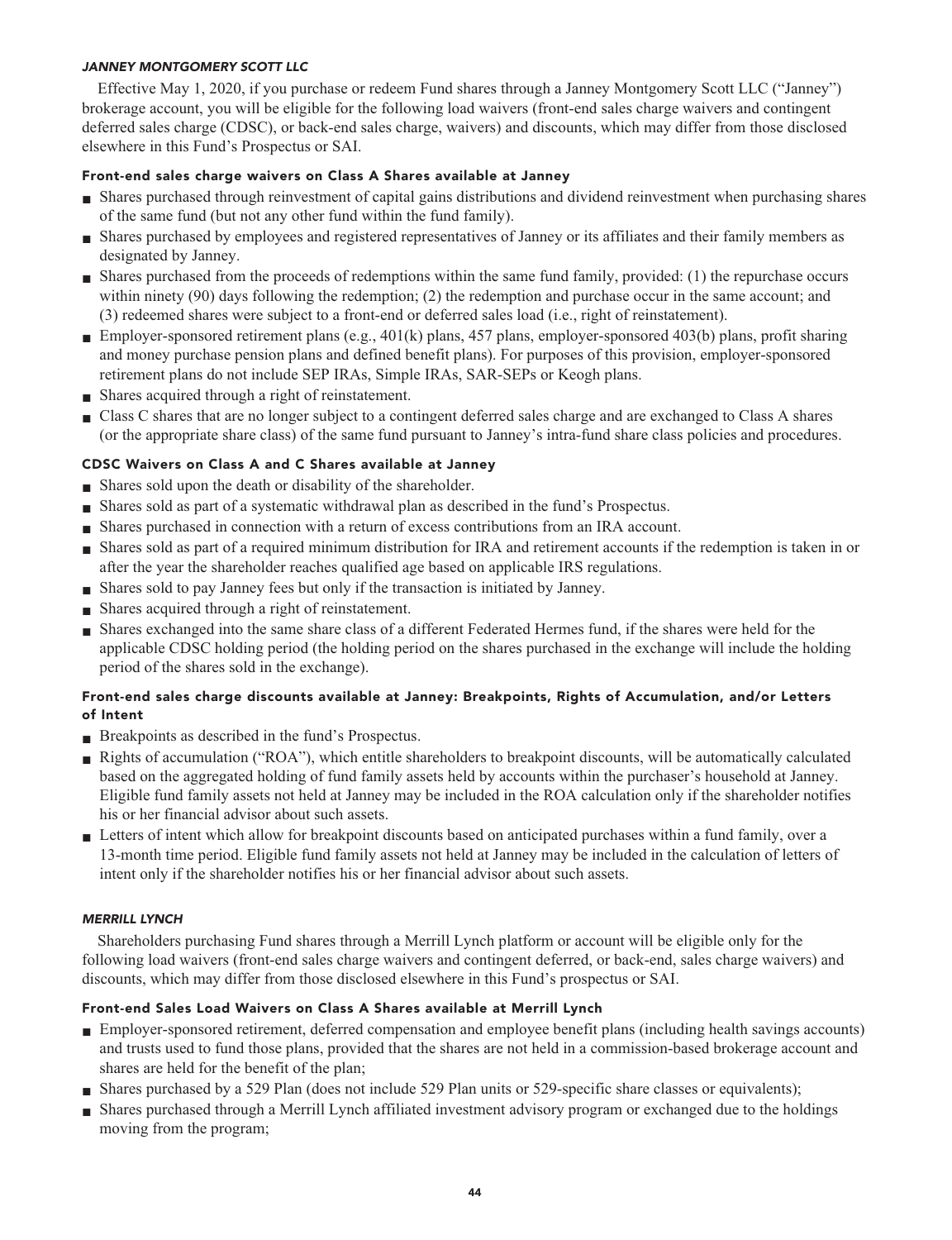### *JANNEY MONTGOMERY SCOTT LLC*

Effective May 1, 2020, if you purchase or redeem Fund shares through a Janney Montgomery Scott LLC ("Janney") brokerage account, you will be eligible for the following load waivers (front-end sales charge waivers and contingent deferred sales charge (CDSC), or back-end sales charge, waivers) and discounts, which may differ from those disclosed elsewhere in this Fund's Prospectus or SAI.

#### Front-end sales charge waivers on Class A Shares available at Janney

- Shares purchased through reinvestment of capital gains distributions and dividend reinvestment when purchasing shares of the same fund (but not any other fund within the fund family).
- Shares purchased by employees and registered representatives of Janney or its affiliates and their family members as designated by Janney.
- Shares purchased from the proceeds of redemptions within the same fund family, provided: (1) the repurchase occurs within ninety (90) days following the redemption; (2) the redemption and purchase occur in the same account; and (3) redeemed shares were subject to a front-end or deferred sales load (i.e., right of reinstatement).
- Employer-sponsored retirement plans (e.g., 401(k) plans, 457 plans, employer-sponsored 403(b) plans, profit sharing and money purchase pension plans and defined benefit plans). For purposes of this provision, employer-sponsored retirement plans do not include SEP IRAs, Simple IRAs, SAR-SEPs or Keogh plans.
- Shares acquired through a right of reinstatement.
- Class C shares that are no longer subject to a contingent deferred sales charge and are exchanged to Class A shares (or the appropriate share class) of the same fund pursuant to Janney's intra-fund share class policies and procedures.

#### CDSC Waivers on Class A and C Shares available at Janney

- Shares sold upon the death or disability of the shareholder.
- Shares sold as part of a systematic withdrawal plan as described in the fund's Prospectus.
- Shares purchased in connection with a return of excess contributions from an IRA account.
- Shares sold as part of a required minimum distribution for IRA and retirement accounts if the redemption is taken in or after the year the shareholder reaches qualified age based on applicable IRS regulations.
- Shares sold to pay Janney fees but only if the transaction is initiated by Janney.
- Shares acquired through a right of reinstatement.
- Shares exchanged into the same share class of a different Federated Hermes fund, if the shares were held for the applicable CDSC holding period (the holding period on the shares purchased in the exchange will include the holding period of the shares sold in the exchange).

#### Front-end sales charge discounts available at Janney: Breakpoints, Rights of Accumulation, and/or Letters of Intent

- Breakpoints as described in the fund's Prospectus.
- Rights of accumulation ("ROA"), which entitle shareholders to breakpoint discounts, will be automatically calculated based on the aggregated holding of fund family assets held by accounts within the purchaser's household at Janney. Eligible fund family assets not held at Janney may be included in the ROA calculation only if the shareholder notifies his or her financial advisor about such assets.
- Letters of intent which allow for breakpoint discounts based on anticipated purchases within a fund family, over a 13-month time period. Eligible fund family assets not held at Janney may be included in the calculation of letters of intent only if the shareholder notifies his or her financial advisor about such assets.

### *MERRILL LYNCH*

Shareholders purchasing Fund shares through a Merrill Lynch platform or account will be eligible only for the following load waivers (front-end sales charge waivers and contingent deferred, or back-end, sales charge waivers) and discounts, which may differ from those disclosed elsewhere in this Fund's prospectus or SAI.

#### Front-end Sales Load Waivers on Class A Shares available at Merrill Lynch

- Employer-sponsored retirement, deferred compensation and employee benefit plans (including health savings accounts) and trusts used to fund those plans, provided that the shares are not held in a commission-based brokerage account and shares are held for the benefit of the plan;
- Shares purchased by a 529 Plan (does not include 529 Plan units or 529-specific share classes or equivalents);
- Shares purchased through a Merrill Lynch affiliated investment advisory program or exchanged due to the holdings moving from the program;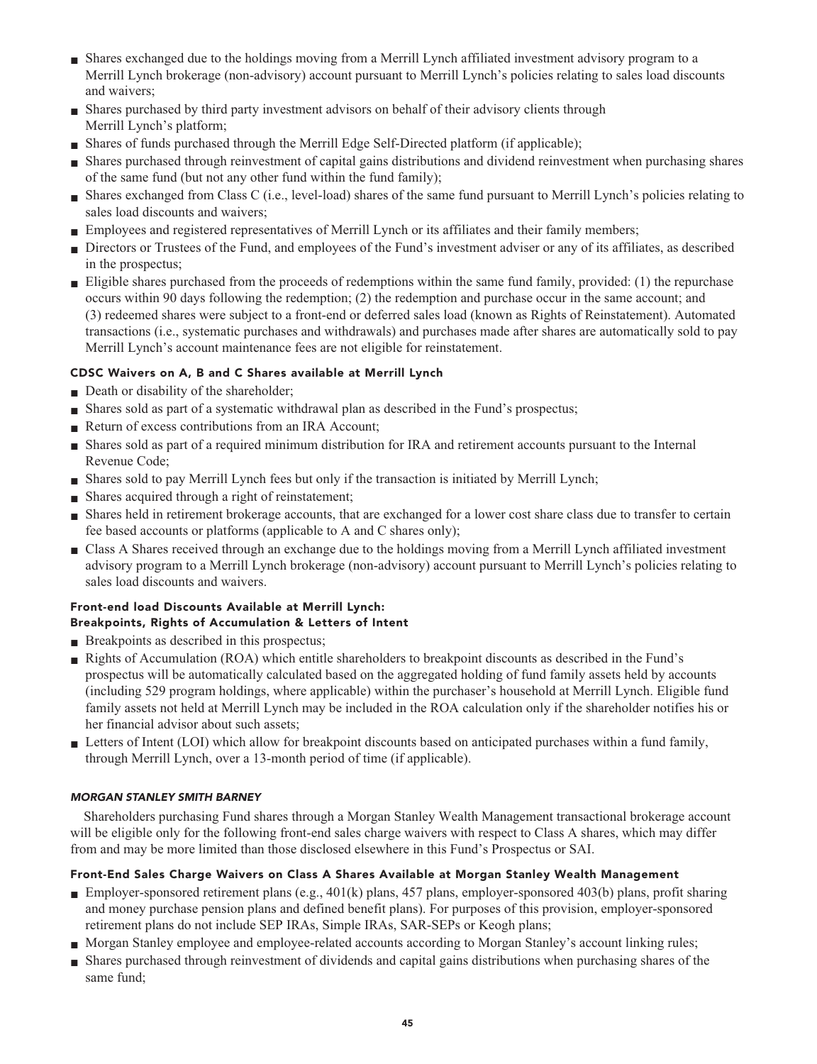- Shares exchanged due to the holdings moving from a Merrill Lynch affiliated investment advisory program to a Merrill Lynch brokerage (non-advisory) account pursuant to Merrill Lynch's policies relating to sales load discounts and waivers;
- Shares purchased by third party investment advisors on behalf of their advisory clients through Merrill Lynch's platform;
- Shares of funds purchased through the Merrill Edge Self-Directed platform (if applicable);
- Shares purchased through reinvestment of capital gains distributions and dividend reinvestment when purchasing shares of the same fund (but not any other fund within the fund family);
- Shares exchanged from Class C (i.e., level-load) shares of the same fund pursuant to Merrill Lynch's policies relating to sales load discounts and waivers;
- Employees and registered representatives of Merrill Lynch or its affiliates and their family members;
- Directors or Trustees of the Fund, and employees of the Fund's investment adviser or any of its affiliates, as described in the prospectus;
- Eligible shares purchased from the proceeds of redemptions within the same fund family, provided: (1) the repurchase occurs within 90 days following the redemption; (2) the redemption and purchase occur in the same account; and (3) redeemed shares were subject to a front-end or deferred sales load (known as Rights of Reinstatement). Automated transactions (i.e., systematic purchases and withdrawals) and purchases made after shares are automatically sold to pay Merrill Lynch's account maintenance fees are not eligible for reinstatement.

#### CDSC Waivers on A, B and C Shares available at Merrill Lynch

- Death or disability of the shareholder;
- Shares sold as part of a systematic withdrawal plan as described in the Fund's prospectus;
- Return of excess contributions from an IRA Account;
- Shares sold as part of a required minimum distribution for IRA and retirement accounts pursuant to the Internal Revenue Code;
- Shares sold to pay Merrill Lynch fees but only if the transaction is initiated by Merrill Lynch;
- Shares acquired through a right of reinstatement;
- Shares held in retirement brokerage accounts, that are exchanged for a lower cost share class due to transfer to certain fee based accounts or platforms (applicable to A and C shares only);
- Class A Shares received through an exchange due to the holdings moving from a Merrill Lynch affiliated investment advisory program to a Merrill Lynch brokerage (non-advisory) account pursuant to Merrill Lynch's policies relating to sales load discounts and waivers.

#### Front-end load Discounts Available at Merrill Lynch: Breakpoints, Rights of Accumulation & Letters of Intent

- Breakpoints as described in this prospectus;
- Rights of Accumulation (ROA) which entitle shareholders to breakpoint discounts as described in the Fund's prospectus will be automatically calculated based on the aggregated holding of fund family assets held by accounts (including 529 program holdings, where applicable) within the purchaser's household at Merrill Lynch. Eligible fund family assets not held at Merrill Lynch may be included in the ROA calculation only if the shareholder notifies his or her financial advisor about such assets;
- Letters of Intent (LOI) which allow for breakpoint discounts based on anticipated purchases within a fund family, through Merrill Lynch, over a 13-month period of time (if applicable).

### *MORGAN STANLEY SMITH BARNEY*

Shareholders purchasing Fund shares through a Morgan Stanley Wealth Management transactional brokerage account will be eligible only for the following front-end sales charge waivers with respect to Class A shares, which may differ from and may be more limited than those disclosed elsewhere in this Fund's Prospectus or SAI.

#### Front-End Sales Charge Waivers on Class A Shares Available at Morgan Stanley Wealth Management

- Employer-sponsored retirement plans (e.g., 401(k) plans, 457 plans, employer-sponsored 403(b) plans, profit sharing and money purchase pension plans and defined benefit plans). For purposes of this provision, employer-sponsored retirement plans do not include SEP IRAs, Simple IRAs, SAR-SEPs or Keogh plans;
- Morgan Stanley employee and employee-related accounts according to Morgan Stanley's account linking rules;
- Shares purchased through reinvestment of dividends and capital gains distributions when purchasing shares of the same fund;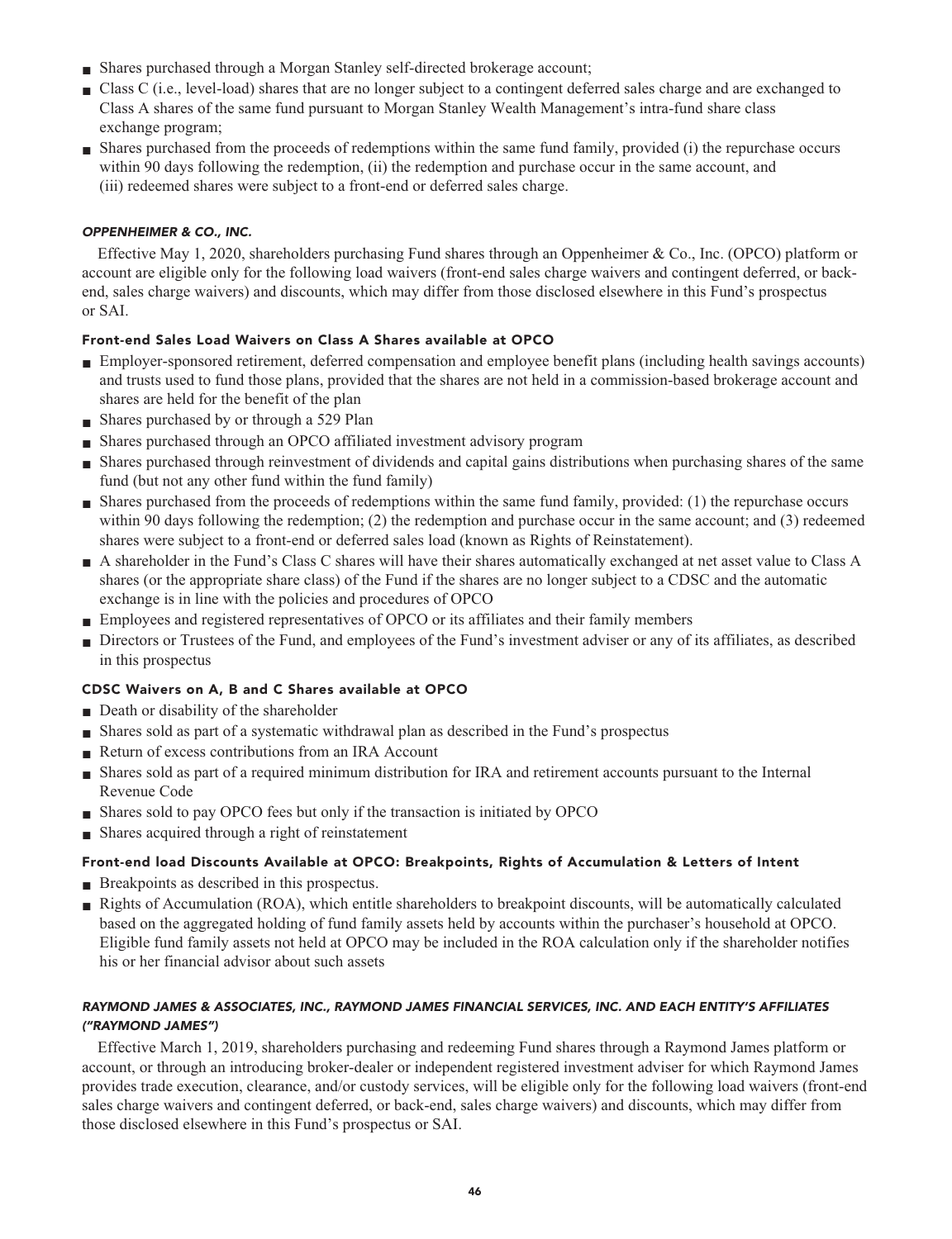- Shares purchased through a Morgan Stanley self-directed brokerage account;
- Class C (i.e., level-load) shares that are no longer subject to a contingent deferred sales charge and are exchanged to Class A shares of the same fund pursuant to Morgan Stanley Wealth Management's intra-fund share class exchange program;
- Shares purchased from the proceeds of redemptions within the same fund family, provided (i) the repurchase occurs within 90 days following the redemption, (ii) the redemption and purchase occur in the same account, and (iii) redeemed shares were subject to a front-end or deferred sales charge.

### *OPPENHEIMER & CO., INC.*

Effective May 1, 2020, shareholders purchasing Fund shares through an Oppenheimer & Co., Inc. (OPCO) platform or account are eligible only for the following load waivers (front-end sales charge waivers and contingent deferred, or back-end, sales charge waivers) and discounts, which may differ from those disclosed elsewhere in this Fund's prospectus or SAI.

#### Front-end Sales Load Waivers on Class A Shares available at OPCO

- Employer-sponsored retirement, deferred compensation and employee benefit plans (including health savings accounts) and trusts used to fund those plans, provided that the shares are not held in a commission-based brokerage account and shares are held for the benefit of the plan
- Shares purchased by or through a 529 Plan
- Shares purchased through an OPCO affiliated investment advisory program
- Shares purchased through reinvestment of dividends and capital gains distributions when purchasing shares of the same fund (but not any other fund within the fund family)
- Shares purchased from the proceeds of redemptions within the same fund family, provided: (1) the repurchase occurs within 90 days following the redemption; (2) the redemption and purchase occur in the same account; and (3) redeemed shares were subject to a front-end or deferred sales load (known as Rights of Reinstatement).
- A shareholder in the Fund's Class C shares will have their shares automatically exchanged at net asset value to Class A shares (or the appropriate share class) of the Fund if the shares are no longer subject to a CDSC and the automatic exchange is in line with the policies and procedures of OPCO
- Employees and registered representatives of OPCO or its affiliates and their family members
- Directors or Trustees of the Fund, and employees of the Fund's investment adviser or any of its affiliates, as described in this prospectus

#### CDSC Waivers on A, B and C Shares available at OPCO

- Death or disability of the shareholder
- Shares sold as part of a systematic withdrawal plan as described in the Fund's prospectus
- Return of excess contributions from an IRA Account
- Shares sold as part of a required minimum distribution for IRA and retirement accounts pursuant to the Internal Revenue Code
- Shares sold to pay OPCO fees but only if the transaction is initiated by OPCO
- Shares acquired through a right of reinstatement

#### Front-end load Discounts Available at OPCO: Breakpoints, Rights of Accumulation & Letters of Intent

- Breakpoints as described in this prospectus.
- Rights of Accumulation (ROA), which entitle shareholders to breakpoint discounts, will be automatically calculated based on the aggregated holding of fund family assets held by accounts within the purchaser's household at OPCO. Eligible fund family assets not held at OPCO may be included in the ROA calculation only if the shareholder notifies his or her financial advisor about such assets

### *RAYMOND JAMES & ASSOCIATES, INC., RAYMOND JAMES FINANCIAL SERVICES, INC. AND EACH ENTITY'S AFFILIATES ("RAYMOND JAMES")*

Effective March 1, 2019, shareholders purchasing and redeeming Fund shares through a Raymond James platform or account, or through an introducing broker-dealer or independent registered investment adviser for which Raymond James provides trade execution, clearance, and/or custody services, will be eligible only for the following load waivers (front-end sales charge waivers and contingent deferred, or back-end, sales charge waivers) and discounts, which may differ from those disclosed elsewhere in this Fund's prospectus or SAI.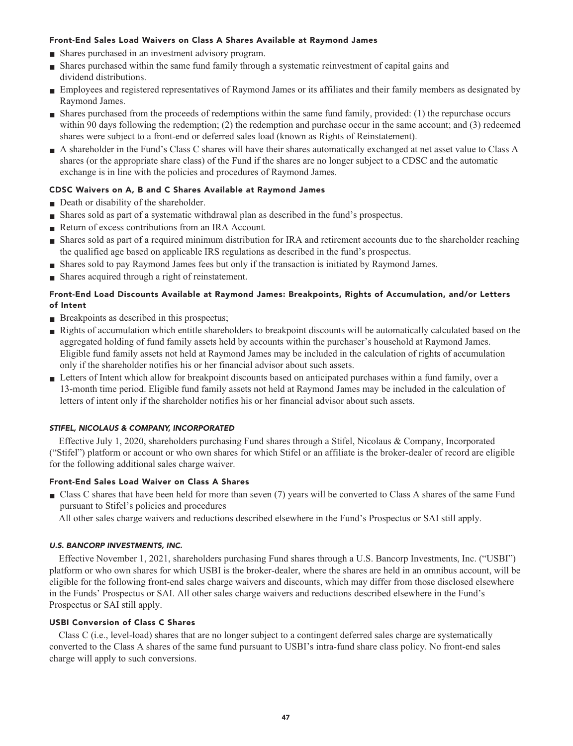#### Front-End Sales Load Waivers on Class A Shares Available at Raymond James

- Shares purchased in an investment advisory program.
- Shares purchased within the same fund family through a systematic reinvestment of capital gains and dividend distributions.
- Employees and registered representatives of Raymond James or its affiliates and their family members as designated by Raymond James.
- Shares purchased from the proceeds of redemptions within the same fund family, provided: (1) the repurchase occurs within 90 days following the redemption; (2) the redemption and purchase occur in the same account; and (3) redeemed shares were subject to a front-end or deferred sales load (known as Rights of Reinstatement).
- A shareholder in the Fund's Class C shares will have their shares automatically exchanged at net asset value to Class A shares (or the appropriate share class) of the Fund if the shares are no longer subject to a CDSC and the automatic exchange is in line with the policies and procedures of Raymond James.

#### CDSC Waivers on A, B and C Shares Available at Raymond James

- Death or disability of the shareholder.
- Shares sold as part of a systematic withdrawal plan as described in the fund's prospectus.
- Return of excess contributions from an IRA Account.
- Shares sold as part of a required minimum distribution for IRA and retirement accounts due to the shareholder reaching the qualified age based on applicable IRS regulations as described in the fund's prospectus.
- Shares sold to pay Raymond James fees but only if the transaction is initiated by Raymond James.
- Shares acquired through a right of reinstatement.

#### Front-End Load Discounts Available at Raymond James: Breakpoints, Rights of Accumulation, and/or Letters of Intent

- Breakpoints as described in this prospectus;
- Rights of accumulation which entitle shareholders to breakpoint discounts will be automatically calculated based on the aggregated holding of fund family assets held by accounts within the purchaser's household at Raymond James. Eligible fund family assets not held at Raymond James may be included in the calculation of rights of accumulation only if the shareholder notifies his or her financial advisor about such assets.
- Letters of Intent which allow for breakpoint discounts based on anticipated purchases within a fund family, over a 13-month time period. Eligible fund family assets not held at Raymond James may be included in the calculation of letters of intent only if the shareholder notifies his or her financial advisor about such assets.

### *STIFEL, NICOLAUS & COMPANY, INCORPORATED*

Effective July 1, 2020, shareholders purchasing Fund shares through a Stifel, Nicolaus & Company, Incorporated ("Stifel") platform or account or who own shares for which Stifel or an affiliate is the broker-dealer of record are eligible for the following additional sales charge waiver.

#### Front-End Sales Load Waiver on Class A Shares

- Class C shares that have been held for more than seven (7) years will be converted to Class A shares of the same Fund pursuant to Stifel's policies and procedures

All other sales charge waivers and reductions described elsewhere in the Fund's Prospectus or SAI still apply.

### *U.S. BANCORP INVESTMENTS, INC.*

Effective November 1, 2021, shareholders purchasing Fund shares through a U.S. Bancorp Investments, Inc. ("USBI") platform or who own shares for which USBI is the broker-dealer, where the shares are held in an omnibus account, will be eligible for the following front-end sales charge waivers and discounts, which may differ from those disclosed elsewhere in the Funds' Prospectus or SAI. All other sales charge waivers and reductions described elsewhere in the Fund's Prospectus or SAI still apply.

#### USBI Conversion of Class C Shares

Class C (i.e., level-load) shares that are no longer subject to a contingent deferred sales charge are systematically converted to the Class A shares of the same fund pursuant to USBI's intra-fund share class policy. No front-end sales charge will apply to such conversions.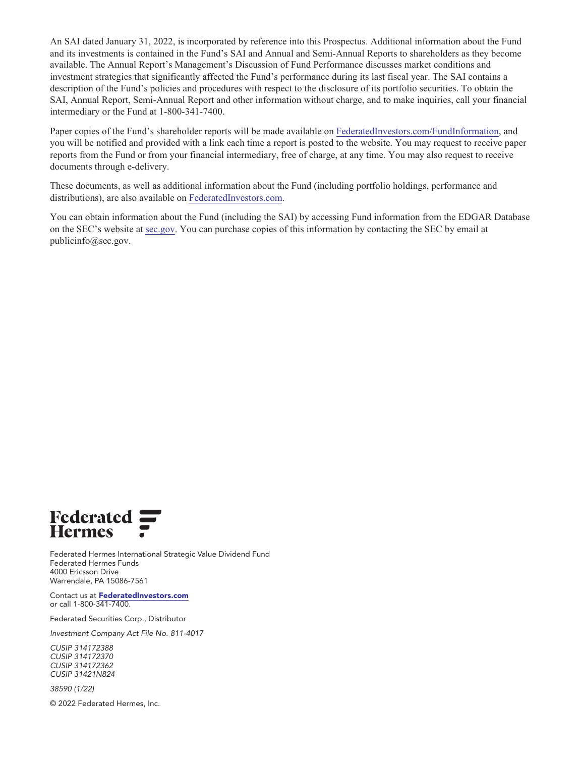An SAI dated January 31, 2022, is incorporated by reference into this Prospectus. Additional information about the Fund and its investments is contained in the Fund's SAI and Annual and Semi-Annual Reports to shareholders as they become available. The Annual Report's Management's Discussion of Fund Performance discusses market conditions and investment strategies that significantly affected the Fund's performance during its last fiscal year. The SAI contains a description of the Fund's policies and procedures with respect to the disclosure of its portfolio securities. To obtain the SAI, Annual Report, Semi-Annual Report and other information without charge, and to make inquiries, call your financial intermediary or the Fund at 1-800-341-7400.

Paper copies of the Fund's shareholder reports will be made available on FederatedInvestors.com/FundInformation, and you will be notified and provided with a link each time a report is posted to the website. You may request to receive paper reports from the Fund or from your financial intermediary, free of charge, at any time. You may also request to receive documents through e-delivery.

These documents, as well as additional information about the Fund (including portfolio holdings, performance and distributions), are also available on FederatedInvestors.com.

You can obtain information about the Fund (including the SAI) by accessing Fund information from the EDGAR Database on the SEC's website at sec.gov. You can purchase copies of this information by contacting the SEC by email at publicinfo@sec.gov.

**Federated Hermes**

Federated Hermes International Strategic Value Dividend Fund
Federated Hermes Funds
4000 Ericsson Drive
Warrendale, PA 15086-7561

Contact us at **FederatedInvestors.com**
or call 1-800-341-7400.

Federated Securities Corp., Distributor

*Investment Company Act File No. 811-4017*

*CUSIP 314172388*
*CUSIP 314172370*
*CUSIP 314172362*
*CUSIP 31421N824*

*38590 (1/22)*

© 2022 Federated Hermes, Inc.